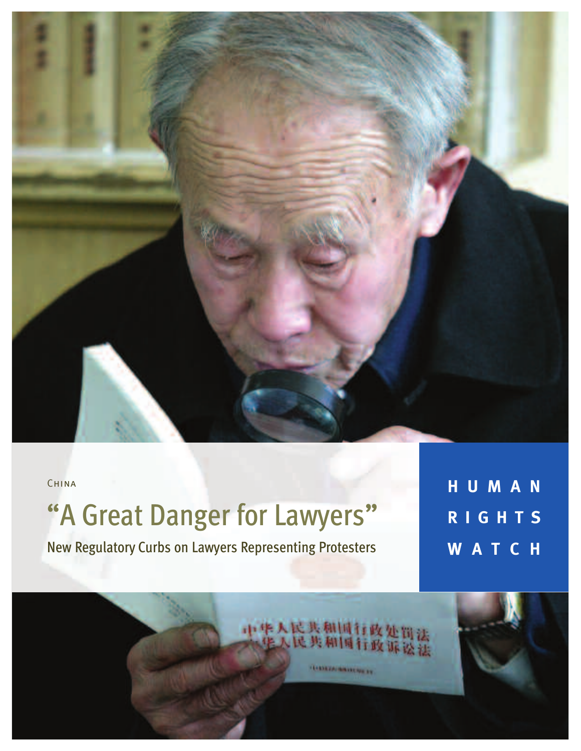China

# "A Great Danger for Lawyers"

## New Regulatory Curbs on Lawyers Representing Protesters

**HUMAN RIGHTS WATCH**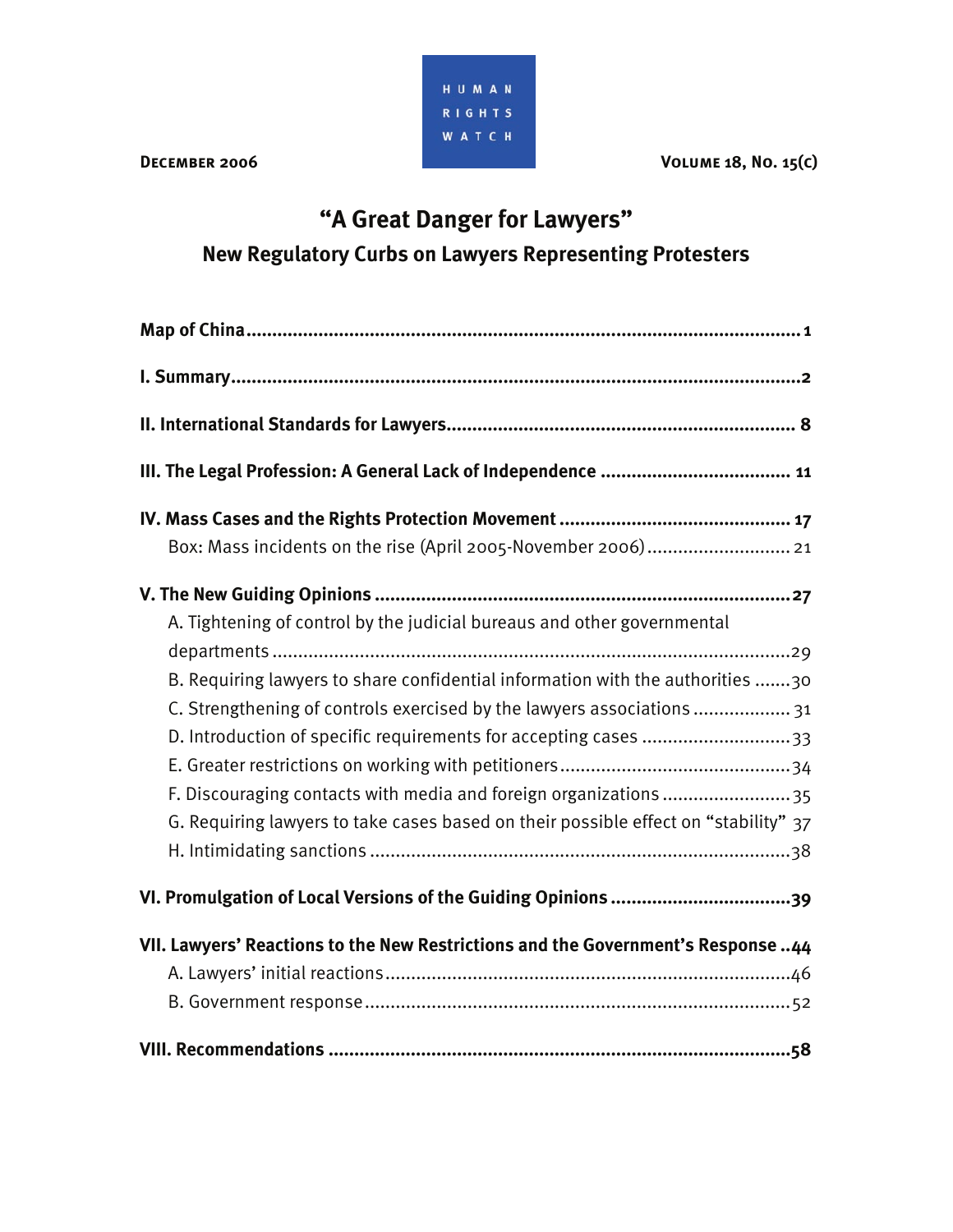HUMAN RIGHTS WATCH

**December 2006** **Volume 18, No. 15(C)**

# "A Great Danger for Lawyers"

## New Regulatory Curbs on Lawyers Representing Protesters

**Map of China** .......... 1

**I. Summary** .......... 2

**II. International Standards for Lawyers** .......... 8

**III. The Legal Profession: A General Lack of Independence** .......... 11

**IV. Mass Cases and the Rights Protection Movement** .......... 17

- Box: Mass incidents on the rise (April 2005-November 2006) .......... 21

**V. The New Guiding Opinions** .......... 27

- A. Tightening of control by the judicial bureaus and other governmental departments .......... 29
- B. Requiring lawyers to share confidential information with the authorities .......... 30
- C. Strengthening of controls exercised by the lawyers associations .......... 31
- D. Introduction of specific requirements for accepting cases .......... 33
- E. Greater restrictions on working with petitioners .......... 34
- F. Discouraging contacts with media and foreign organizations .......... 35
- G. Requiring lawyers to take cases based on their possible effect on "stability" .......... 37
- H. Intimidating sanctions .......... 38

**VI. Promulgation of Local Versions of the Guiding Opinions** .......... 39

**VII. Lawyers' Reactions to the New Restrictions and the Government's Response** .......... 44

- A. Lawyers' initial reactions .......... 46
- B. Government response .......... 52

**VIII. Recommendations** .......... 58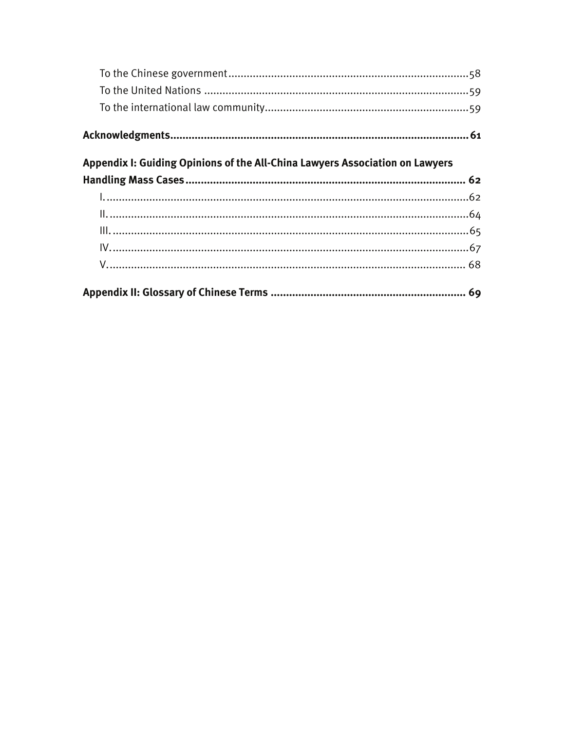To the Chinese government ..... 58
To the United Nations ..... 59
To the international law community ..... 59

**Acknowledgments ..... 61**

**Appendix I: Guiding Opinions of the All-China Lawyers Association on Lawyers Handling Mass Cases ..... 62**

I. ..... 62
II. ..... 64
III. ..... 65
IV. ..... 67
V. ..... 68

**Appendix II: Glossary of Chinese Terms ..... 69**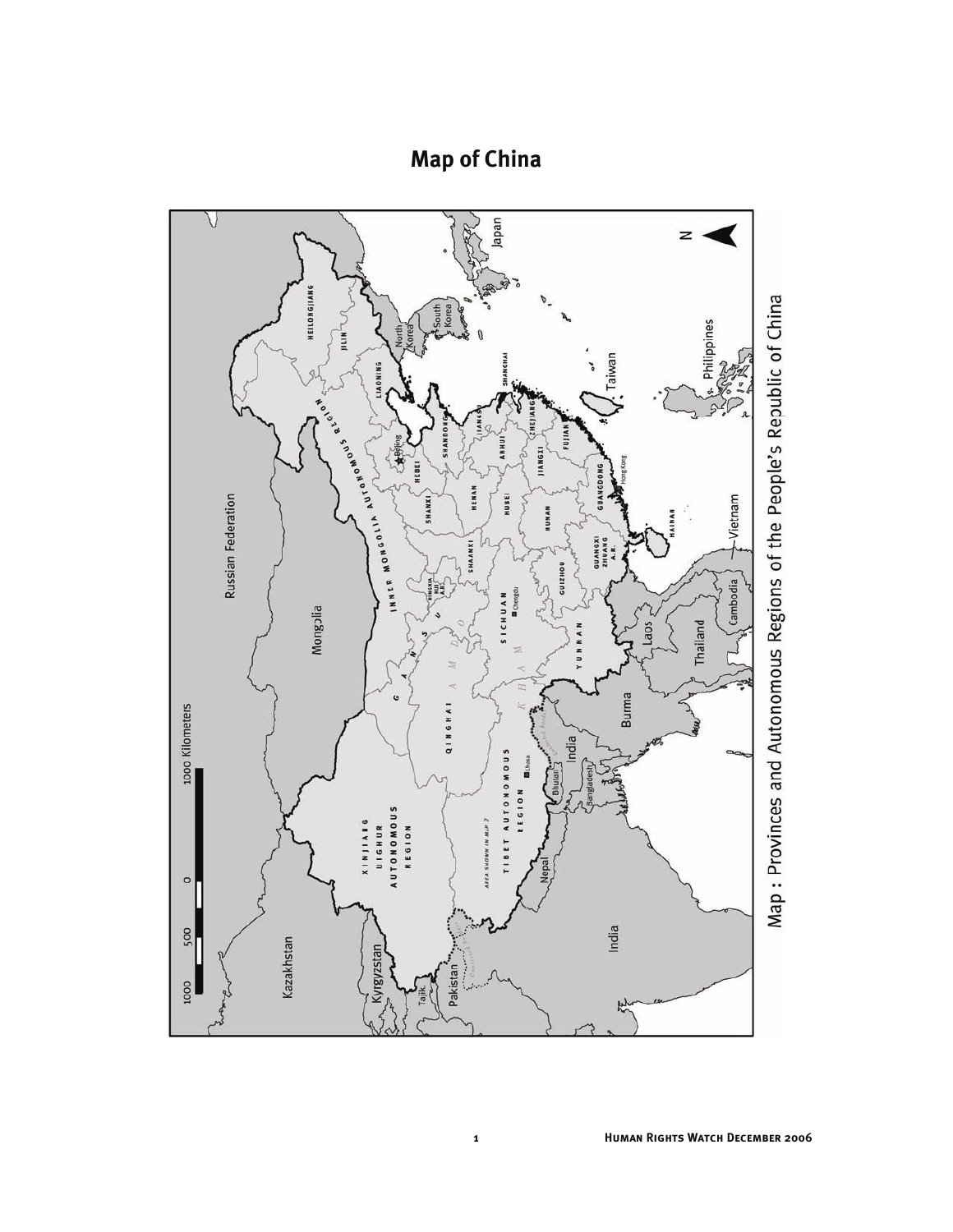# Map of China

Map : Provinces and Autonomous Regions of the People's Republic of China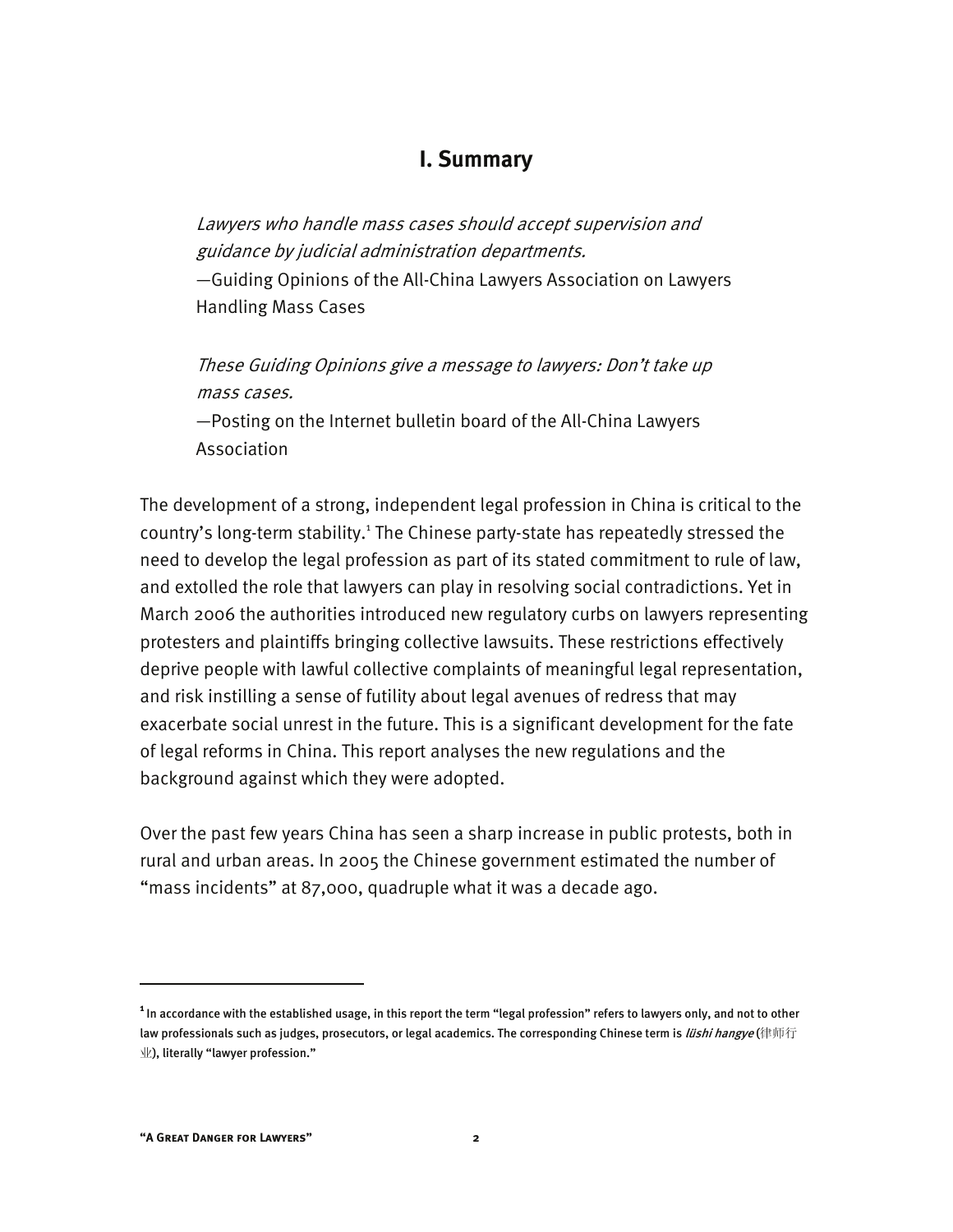## I. Summary

> *Lawyers who handle mass cases should accept supervision and guidance by judicial administration departments.*
> —Guiding Opinions of the All-China Lawyers Association on Lawyers Handling Mass Cases

> *These Guiding Opinions give a message to lawyers: Don't take up mass cases.*
> —Posting on the Internet bulletin board of the All-China Lawyers Association

The development of a strong, independent legal profession in China is critical to the country's long-term stability.[1] The Chinese party-state has repeatedly stressed the need to develop the legal profession as part of its stated commitment to rule of law, and extolled the role that lawyers can play in resolving social contradictions. Yet in March 2006 the authorities introduced new regulatory curbs on lawyers representing protesters and plaintiffs bringing collective lawsuits. These restrictions effectively deprive people with lawful collective complaints of meaningful legal representation, and risk instilling a sense of futility about legal avenues of redress that may exacerbate social unrest in the future. This is a significant development for the fate of legal reforms in China. This report analyses the new regulations and the background against which they were adopted.

Over the past few years China has seen a sharp increase in public protests, both in rural and urban areas. In 2005 the Chinese government estimated the number of "mass incidents" at 87,000, quadruple what it was a decade ago.

---

[1] In accordance with the established usage, in this report the term "legal profession" refers to lawyers only, and not to other law professionals such as judges, prosecutors, or legal academics. The corresponding Chinese term is *lüshi hangye* (律师行业), literally "lawyer profession."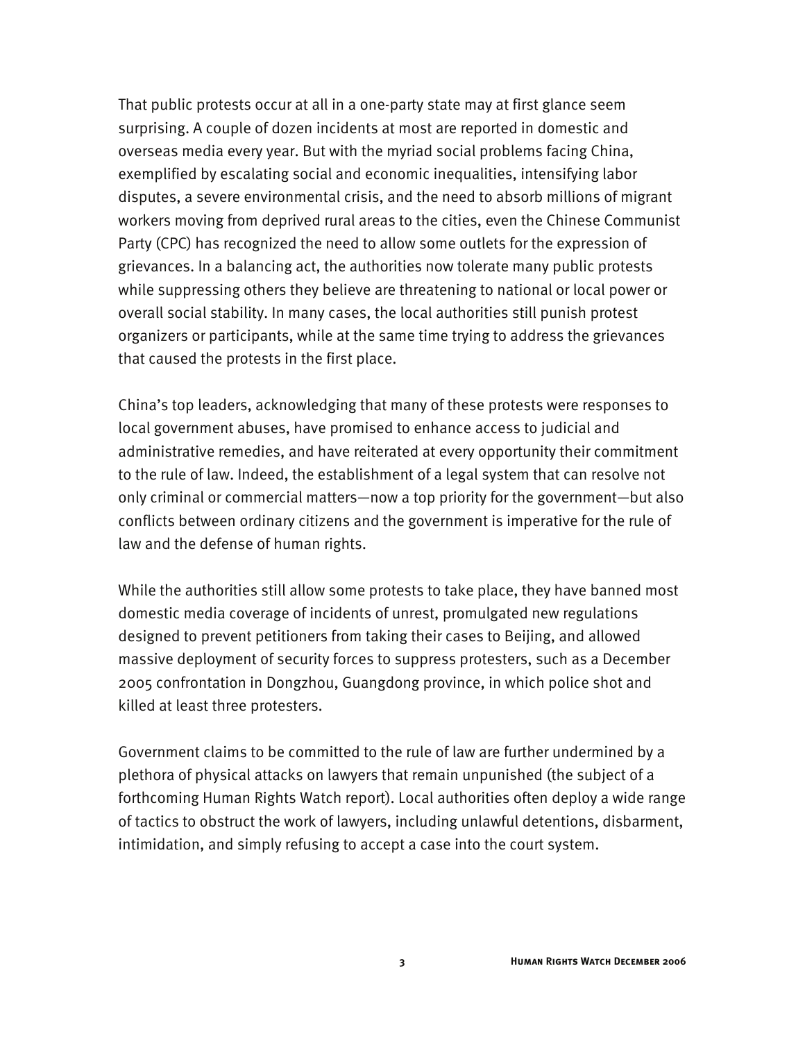That public protests occur at all in a one-party state may at first glance seem surprising. A couple of dozen incidents at most are reported in domestic and overseas media every year. But with the myriad social problems facing China, exemplified by escalating social and economic inequalities, intensifying labor disputes, a severe environmental crisis, and the need to absorb millions of migrant workers moving from deprived rural areas to the cities, even the Chinese Communist Party (CPC) has recognized the need to allow some outlets for the expression of grievances. In a balancing act, the authorities now tolerate many public protests while suppressing others they believe are threatening to national or local power or overall social stability. In many cases, the local authorities still punish protest organizers or participants, while at the same time trying to address the grievances that caused the protests in the first place.

China's top leaders, acknowledging that many of these protests were responses to local government abuses, have promised to enhance access to judicial and administrative remedies, and have reiterated at every opportunity their commitment to the rule of law. Indeed, the establishment of a legal system that can resolve not only criminal or commercial matters—now a top priority for the government—but also conflicts between ordinary citizens and the government is imperative for the rule of law and the defense of human rights.

While the authorities still allow some protests to take place, they have banned most domestic media coverage of incidents of unrest, promulgated new regulations designed to prevent petitioners from taking their cases to Beijing, and allowed massive deployment of security forces to suppress protesters, such as a December 2005 confrontation in Dongzhou, Guangdong province, in which police shot and killed at least three protesters.

Government claims to be committed to the rule of law are further undermined by a plethora of physical attacks on lawyers that remain unpunished (the subject of a forthcoming Human Rights Watch report). Local authorities often deploy a wide range of tactics to obstruct the work of lawyers, including unlawful detentions, disbarment, intimidation, and simply refusing to accept a case into the court system.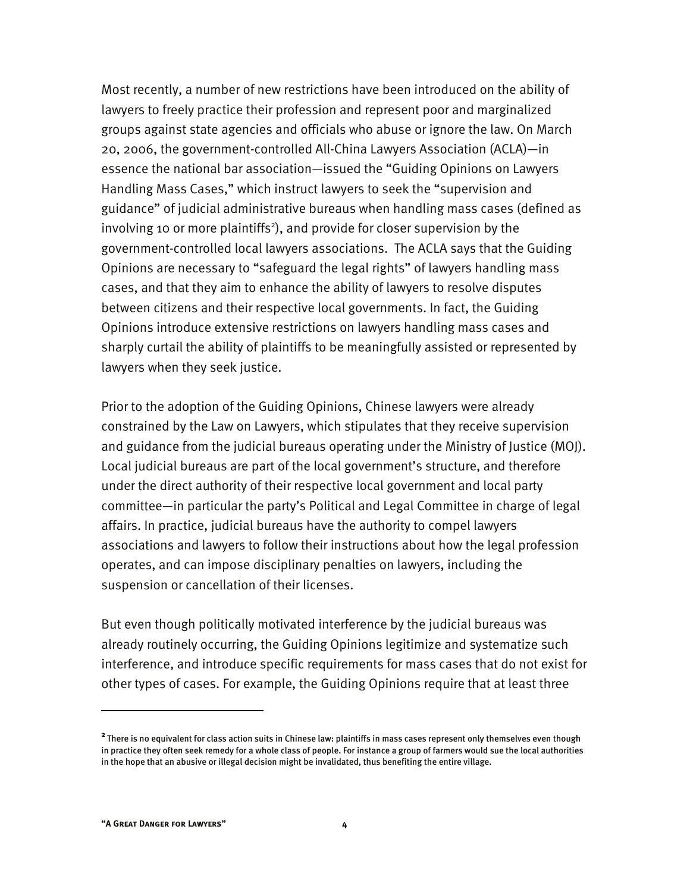Most recently, a number of new restrictions have been introduced on the ability of lawyers to freely practice their profession and represent poor and marginalized groups against state agencies and officials who abuse or ignore the law. On March 20, 2006, the government-controlled All-China Lawyers Association (ACLA)—in essence the national bar association—issued the "Guiding Opinions on Lawyers Handling Mass Cases," which instruct lawyers to seek the "supervision and guidance" of judicial administrative bureaus when handling mass cases (defined as involving 10 or more plaintiffs[2]), and provide for closer supervision by the government-controlled local lawyers associations. The ACLA says that the Guiding Opinions are necessary to "safeguard the legal rights" of lawyers handling mass cases, and that they aim to enhance the ability of lawyers to resolve disputes between citizens and their respective local governments. In fact, the Guiding Opinions introduce extensive restrictions on lawyers handling mass cases and sharply curtail the ability of plaintiffs to be meaningfully assisted or represented by lawyers when they seek justice.

Prior to the adoption of the Guiding Opinions, Chinese lawyers were already constrained by the Law on Lawyers, which stipulates that they receive supervision and guidance from the judicial bureaus operating under the Ministry of Justice (MOJ). Local judicial bureaus are part of the local government's structure, and therefore under the direct authority of their respective local government and local party committee—in particular the party's Political and Legal Committee in charge of legal affairs. In practice, judicial bureaus have the authority to compel lawyers associations and lawyers to follow their instructions about how the legal profession operates, and can impose disciplinary penalties on lawyers, including the suspension or cancellation of their licenses.

But even though politically motivated interference by the judicial bureaus was already routinely occurring, the Guiding Opinions legitimize and systematize such interference, and introduce specific requirements for mass cases that do not exist for other types of cases. For example, the Guiding Opinions require that at least three

[2] There is no equivalent for class action suits in Chinese law: plaintiffs in mass cases represent only themselves even though in practice they often seek remedy for a whole class of people. For instance a group of farmers would sue the local authorities in the hope that an abusive or illegal decision might be invalidated, thus benefiting the entire village.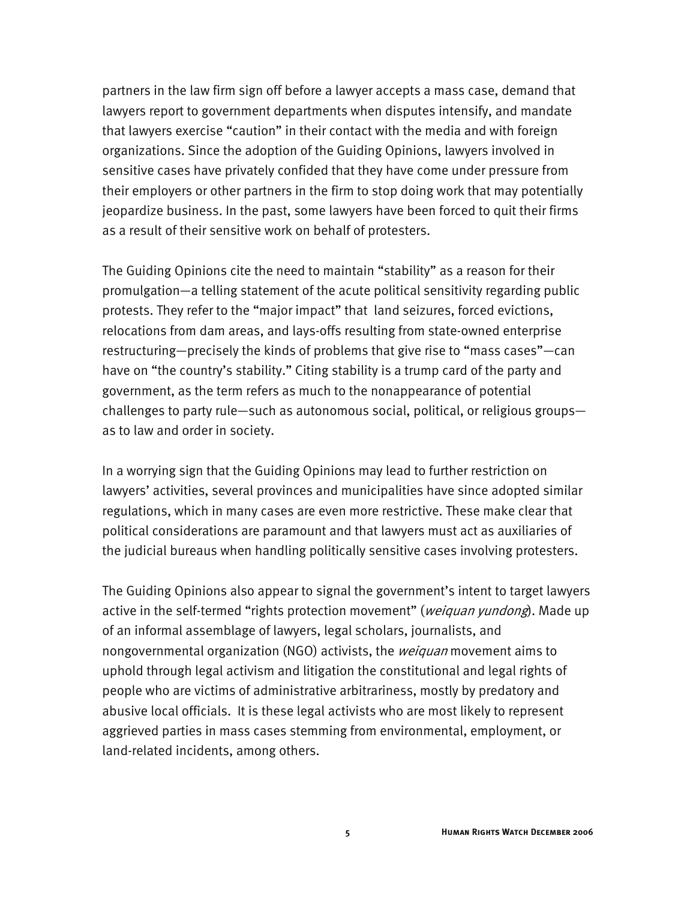partners in the law firm sign off before a lawyer accepts a mass case, demand that lawyers report to government departments when disputes intensify, and mandate that lawyers exercise "caution" in their contact with the media and with foreign organizations. Since the adoption of the Guiding Opinions, lawyers involved in sensitive cases have privately confided that they have come under pressure from their employers or other partners in the firm to stop doing work that may potentially jeopardize business. In the past, some lawyers have been forced to quit their firms as a result of their sensitive work on behalf of protesters.

The Guiding Opinions cite the need to maintain "stability" as a reason for their promulgation—a telling statement of the acute political sensitivity regarding public protests. They refer to the "major impact" that land seizures, forced evictions, relocations from dam areas, and lays-offs resulting from state-owned enterprise restructuring—precisely the kinds of problems that give rise to "mass cases"—can have on "the country's stability." Citing stability is a trump card of the party and government, as the term refers as much to the nonappearance of potential challenges to party rule—such as autonomous social, political, or religious groups—as to law and order in society.

In a worrying sign that the Guiding Opinions may lead to further restriction on lawyers' activities, several provinces and municipalities have since adopted similar regulations, which in many cases are even more restrictive. These make clear that political considerations are paramount and that lawyers must act as auxiliaries of the judicial bureaus when handling politically sensitive cases involving protesters.

The Guiding Opinions also appear to signal the government's intent to target lawyers active in the self-termed "rights protection movement" (*weiquan yundong*). Made up of an informal assemblage of lawyers, legal scholars, journalists, and nongovernmental organization (NGO) activists, the *weiquan* movement aims to uphold through legal activism and litigation the constitutional and legal rights of people who are victims of administrative arbitrariness, mostly by predatory and abusive local officials. It is these legal activists who are most likely to represent aggrieved parties in mass cases stemming from environmental, employment, or land-related incidents, among others.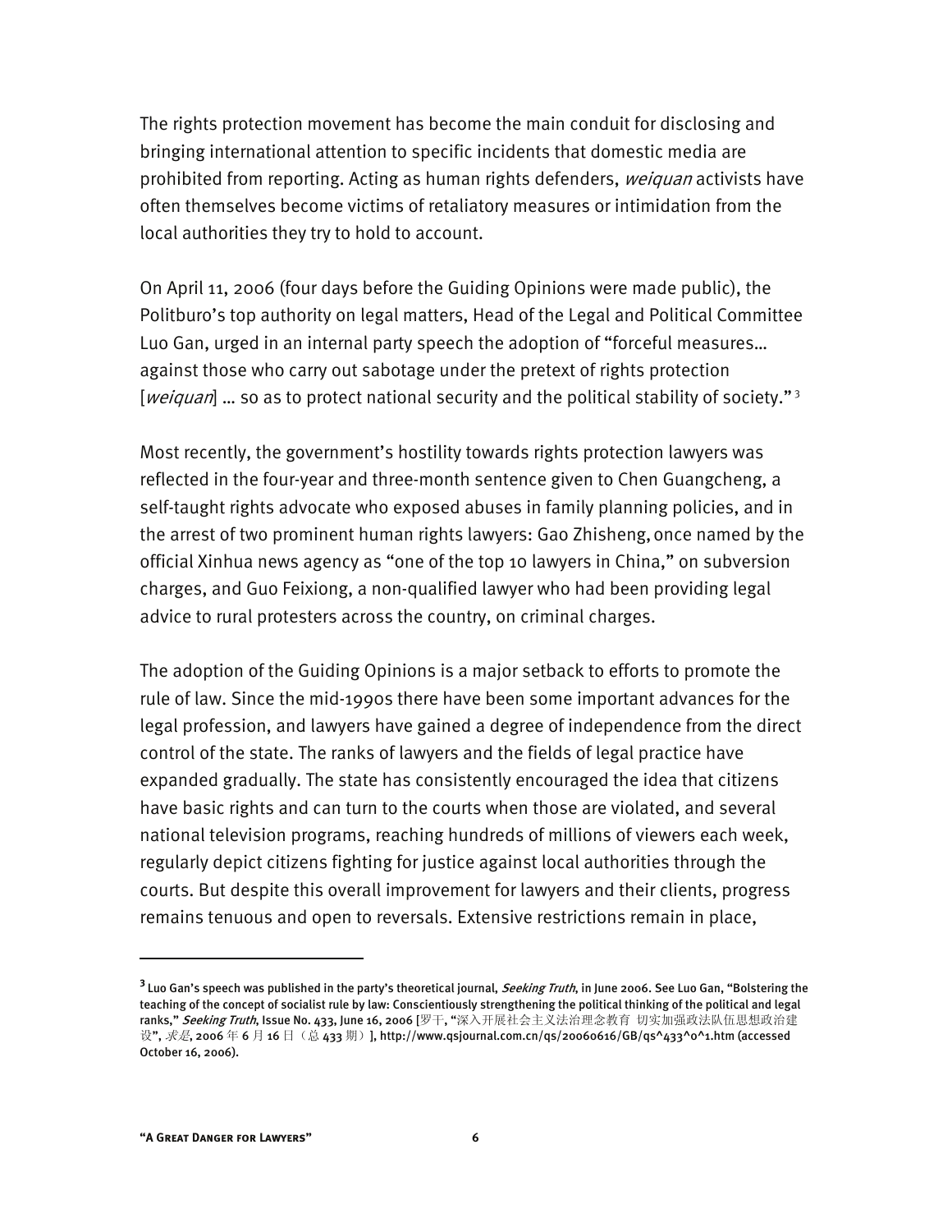The rights protection movement has become the main conduit for disclosing and bringing international attention to specific incidents that domestic media are prohibited from reporting. Acting as human rights defenders, *weiquan* activists have often themselves become victims of retaliatory measures or intimidation from the local authorities they try to hold to account.

On April 11, 2006 (four days before the Guiding Opinions were made public), the Politburo's top authority on legal matters, Head of the Legal and Political Committee Luo Gan, urged in an internal party speech the adoption of "forceful measures… against those who carry out sabotage under the pretext of rights protection [*weiquan*] … so as to protect national security and the political stability of society." [3]

Most recently, the government's hostility towards rights protection lawyers was reflected in the four-year and three-month sentence given to Chen Guangcheng, a self-taught rights advocate who exposed abuses in family planning policies, and in the arrest of two prominent human rights lawyers: Gao Zhisheng, once named by the official Xinhua news agency as "one of the top 10 lawyers in China," on subversion charges, and Guo Feixiong, a non-qualified lawyer who had been providing legal advice to rural protesters across the country, on criminal charges.

The adoption of the Guiding Opinions is a major setback to efforts to promote the rule of law. Since the mid-1990s there have been some important advances for the legal profession, and lawyers have gained a degree of independence from the direct control of the state. The ranks of lawyers and the fields of legal practice have expanded gradually. The state has consistently encouraged the idea that citizens have basic rights and can turn to the courts when those are violated, and several national television programs, reaching hundreds of millions of viewers each week, regularly depict citizens fighting for justice against local authorities through the courts. But despite this overall improvement for lawyers and their clients, progress remains tenuous and open to reversals. Extensive restrictions remain in place,

---

[3] Luo Gan's speech was published in the party's theoretical journal, *Seeking Truth*, in June 2006. See Luo Gan, "Bolstering the teaching of the concept of socialist rule by law: Conscientiously strengthening the political thinking of the political and legal ranks," *Seeking Truth*, Issue No. 433, June 16, 2006 [罗干, "深入开展社会主义法治理念教育 切实加强政法队伍思想政治建设", *求是*, 2006 年 6 月 16 日（总 433 期）], http://www.qsjournal.com.cn/qs/20060616/GB/qs^433^0^1.htm (accessed October 16, 2006).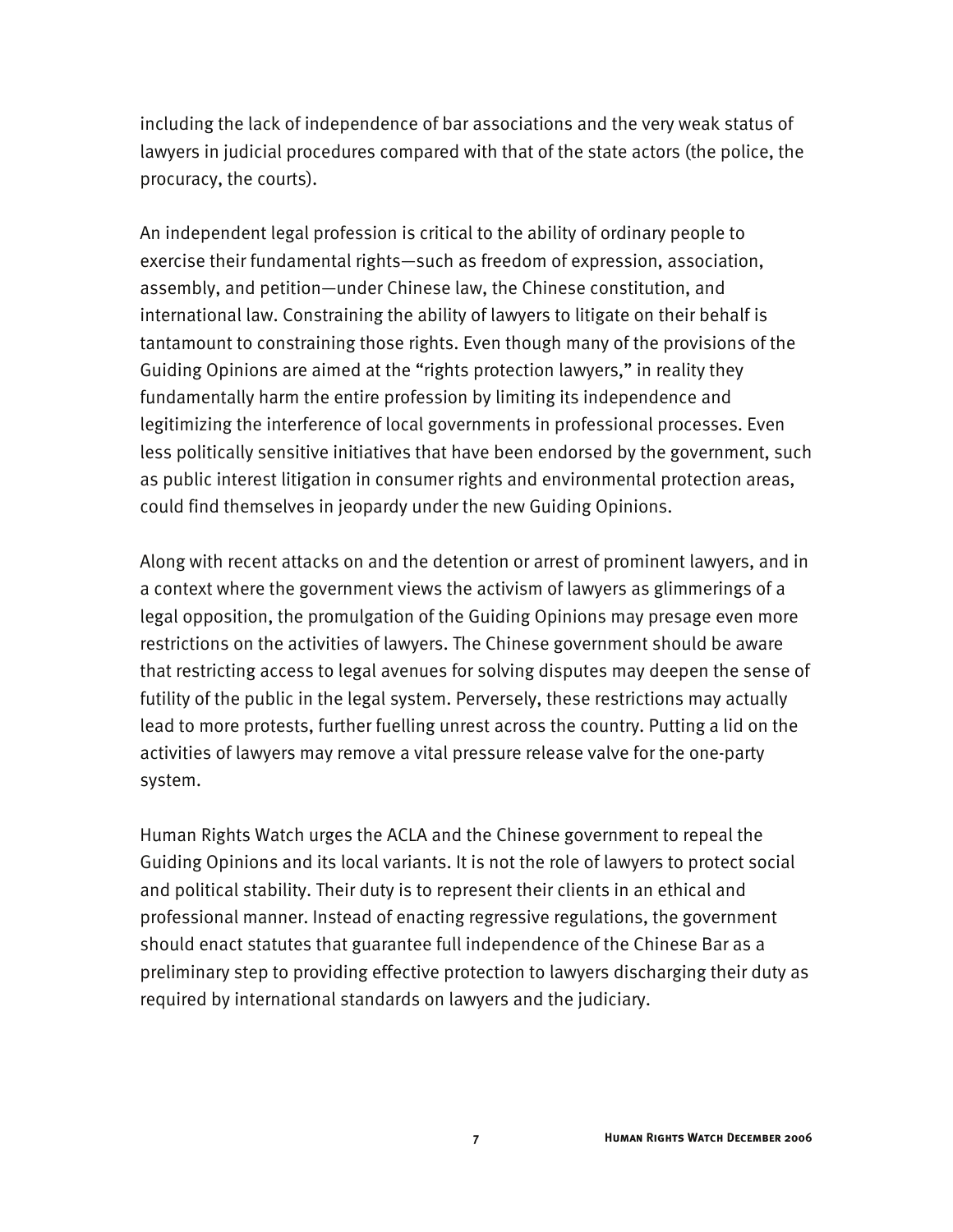including the lack of independence of bar associations and the very weak status of lawyers in judicial procedures compared with that of the state actors (the police, the procuracy, the courts).

An independent legal profession is critical to the ability of ordinary people to exercise their fundamental rights—such as freedom of expression, association, assembly, and petition—under Chinese law, the Chinese constitution, and international law. Constraining the ability of lawyers to litigate on their behalf is tantamount to constraining those rights. Even though many of the provisions of the Guiding Opinions are aimed at the "rights protection lawyers," in reality they fundamentally harm the entire profession by limiting its independence and legitimizing the interference of local governments in professional processes. Even less politically sensitive initiatives that have been endorsed by the government, such as public interest litigation in consumer rights and environmental protection areas, could find themselves in jeopardy under the new Guiding Opinions.

Along with recent attacks on and the detention or arrest of prominent lawyers, and in a context where the government views the activism of lawyers as glimmerings of a legal opposition, the promulgation of the Guiding Opinions may presage even more restrictions on the activities of lawyers. The Chinese government should be aware that restricting access to legal avenues for solving disputes may deepen the sense of futility of the public in the legal system. Perversely, these restrictions may actually lead to more protests, further fuelling unrest across the country. Putting a lid on the activities of lawyers may remove a vital pressure release valve for the one-party system.

Human Rights Watch urges the ACLA and the Chinese government to repeal the Guiding Opinions and its local variants. It is not the role of lawyers to protect social and political stability. Their duty is to represent their clients in an ethical and professional manner. Instead of enacting regressive regulations, the government should enact statutes that guarantee full independence of the Chinese Bar as a preliminary step to providing effective protection to lawyers discharging their duty as required by international standards on lawyers and the judiciary.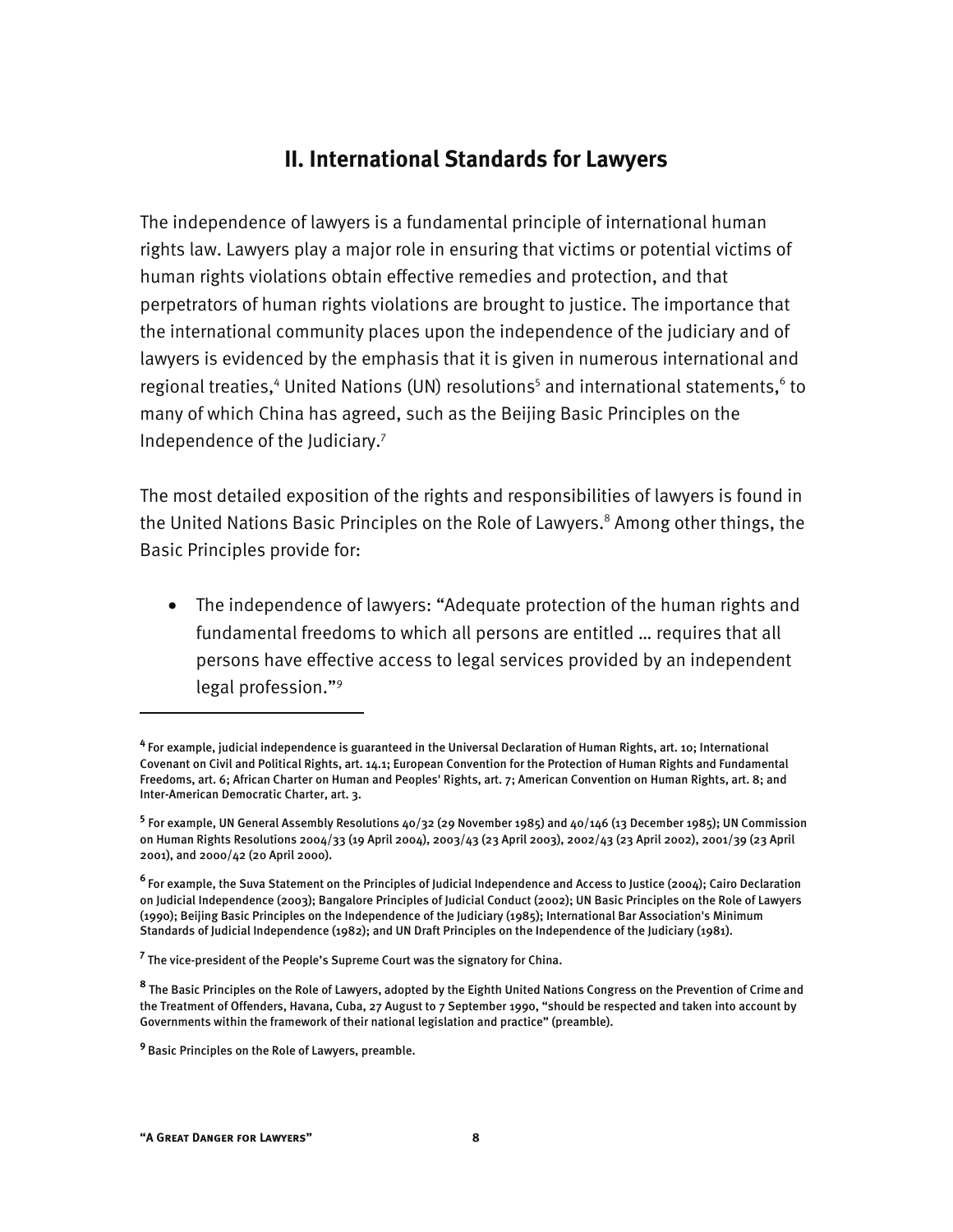## II. International Standards for Lawyers

The independence of lawyers is a fundamental principle of international human rights law. Lawyers play a major role in ensuring that victims or potential victims of human rights violations obtain effective remedies and protection, and that perpetrators of human rights violations are brought to justice. The importance that the international community places upon the independence of the judiciary and of lawyers is evidenced by the emphasis that it is given in numerous international and regional treaties,[4] United Nations (UN) resolutions[5] and international statements,[6] to many of which China has agreed, such as the Beijing Basic Principles on the Independence of the Judiciary.[7]

The most detailed exposition of the rights and responsibilities of lawyers is found in the United Nations Basic Principles on the Role of Lawyers.[8] Among other things, the Basic Principles provide for:

- The independence of lawyers: "Adequate protection of the human rights and fundamental freedoms to which all persons are entitled … requires that all persons have effective access to legal services provided by an independent legal profession."[9]

---

[4] For example, judicial independence is guaranteed in the Universal Declaration of Human Rights, art. 10; International Covenant on Civil and Political Rights, art. 14.1; European Convention for the Protection of Human Rights and Fundamental Freedoms, art. 6; African Charter on Human and Peoples' Rights, art. 7; American Convention on Human Rights, art. 8; and Inter-American Democratic Charter, art. 3.

[5] For example, UN General Assembly Resolutions 40/32 (29 November 1985) and 40/146 (13 December 1985); UN Commission on Human Rights Resolutions 2004/33 (19 April 2004), 2003/43 (23 April 2003), 2002/43 (23 April 2002), 2001/39 (23 April 2001), and 2000/42 (20 April 2000).

[6] For example, the Suva Statement on the Principles of Judicial Independence and Access to Justice (2004); Cairo Declaration on Judicial Independence (2003); Bangalore Principles of Judicial Conduct (2002); UN Basic Principles on the Role of Lawyers (1990); Beijing Basic Principles on the Independence of the Judiciary (1985); International Bar Association's Minimum Standards of Judicial Independence (1982); and UN Draft Principles on the Independence of the Judiciary (1981).

[7] The vice-president of the People's Supreme Court was the signatory for China.

[8] The Basic Principles on the Role of Lawyers, adopted by the Eighth United Nations Congress on the Prevention of Crime and the Treatment of Offenders, Havana, Cuba, 27 August to 7 September 1990, "should be respected and taken into account by Governments within the framework of their national legislation and practice" (preamble).

[9] Basic Principles on the Role of Lawyers, preamble.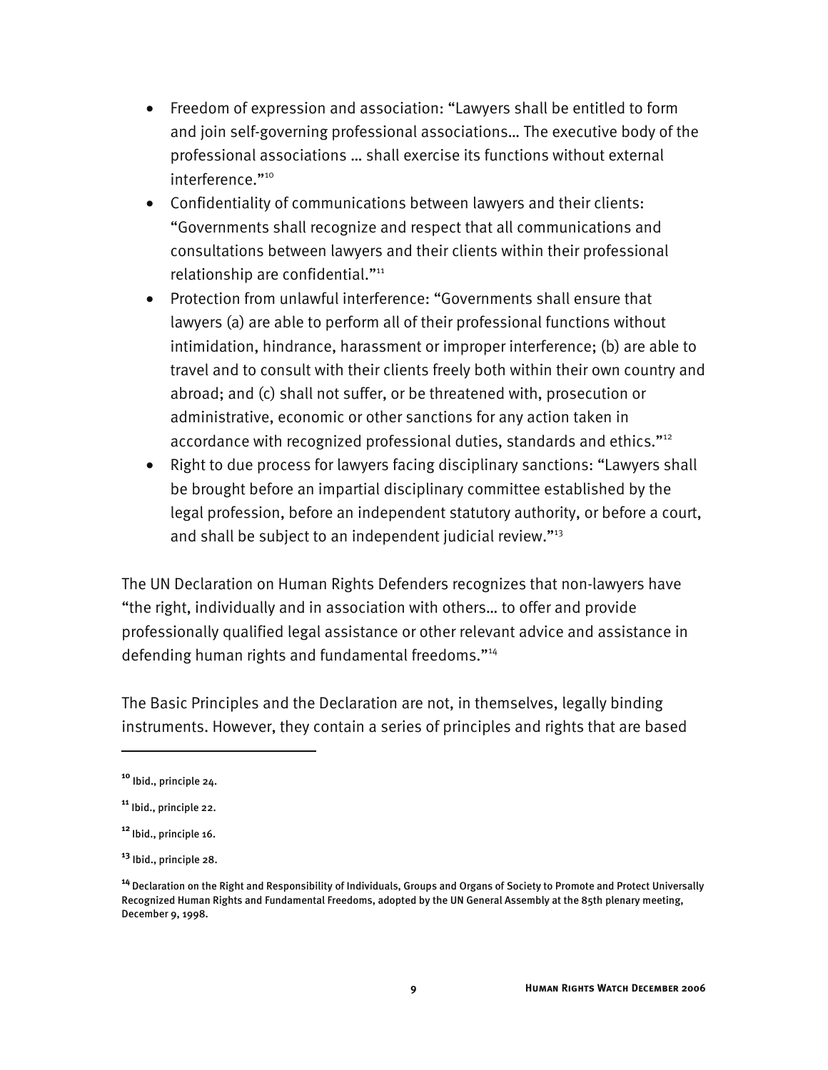- Freedom of expression and association: "Lawyers shall be entitled to form and join self-governing professional associations… The executive body of the professional associations … shall exercise its functions without external interference."[10]
- Confidentiality of communications between lawyers and their clients: "Governments shall recognize and respect that all communications and consultations between lawyers and their clients within their professional relationship are confidential."[11]
- Protection from unlawful interference: "Governments shall ensure that lawyers (a) are able to perform all of their professional functions without intimidation, hindrance, harassment or improper interference; (b) are able to travel and to consult with their clients freely both within their own country and abroad; and (c) shall not suffer, or be threatened with, prosecution or administrative, economic or other sanctions for any action taken in accordance with recognized professional duties, standards and ethics."[12]
- Right to due process for lawyers facing disciplinary sanctions: "Lawyers shall be brought before an impartial disciplinary committee established by the legal profession, before an independent statutory authority, or before a court, and shall be subject to an independent judicial review."[13]

The UN Declaration on Human Rights Defenders recognizes that non-lawyers have "the right, individually and in association with others… to offer and provide professionally qualified legal assistance or other relevant advice and assistance in defending human rights and fundamental freedoms."[14]

The Basic Principles and the Declaration are not, in themselves, legally binding instruments. However, they contain a series of principles and rights that are based

---

[10] Ibid., principle 24.

[11] Ibid., principle 22.

[12] Ibid., principle 16.

[13] Ibid., principle 28.

[14] Declaration on the Right and Responsibility of Individuals, Groups and Organs of Society to Promote and Protect Universally Recognized Human Rights and Fundamental Freedoms, adopted by the UN General Assembly at the 85th plenary meeting, December 9, 1998.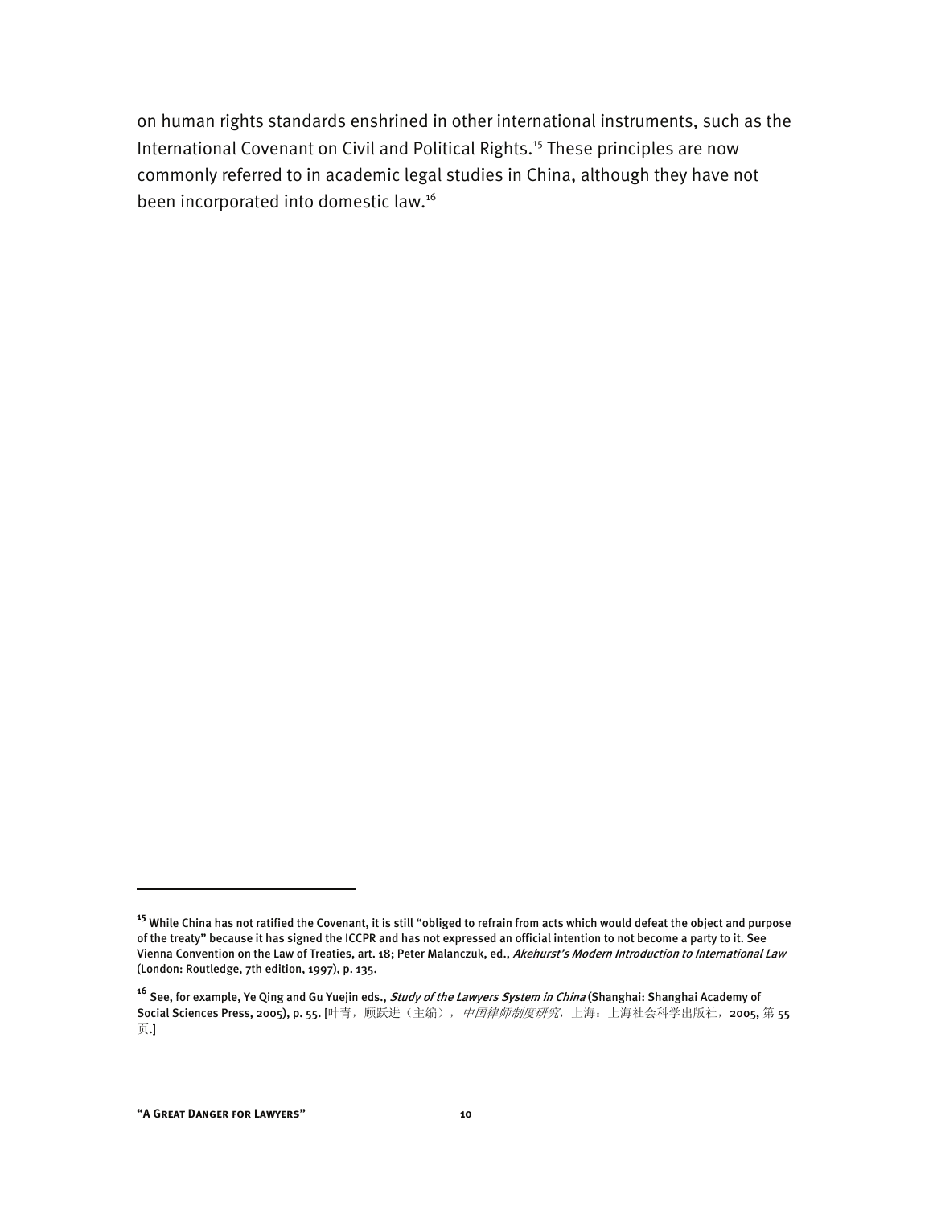on human rights standards enshrined in other international instruments, such as the International Covenant on Civil and Political Rights.[15] These principles are now commonly referred to in academic legal studies in China, although they have not been incorporated into domestic law.[16]

---

[15] While China has not ratified the Covenant, it is still "obliged to refrain from acts which would defeat the object and purpose of the treaty" because it has signed the ICCPR and has not expressed an official intention to not become a party to it. See Vienna Convention on the Law of Treaties, art. 18; Peter Malanczuk, ed., *Akehurst's Modern Introduction to International Law* (London: Routledge, 7th edition, 1997), p. 135.

[16] See, for example, Ye Qing and Gu Yuejin eds., *Study of the Lawyers System in China* (Shanghai: Shanghai Academy of Social Sciences Press, 2005), p. 55. [叶青，顾跃进（主编），*中国律师制度研究*，上海：上海社会科学出版社，2005, 第 55 页.]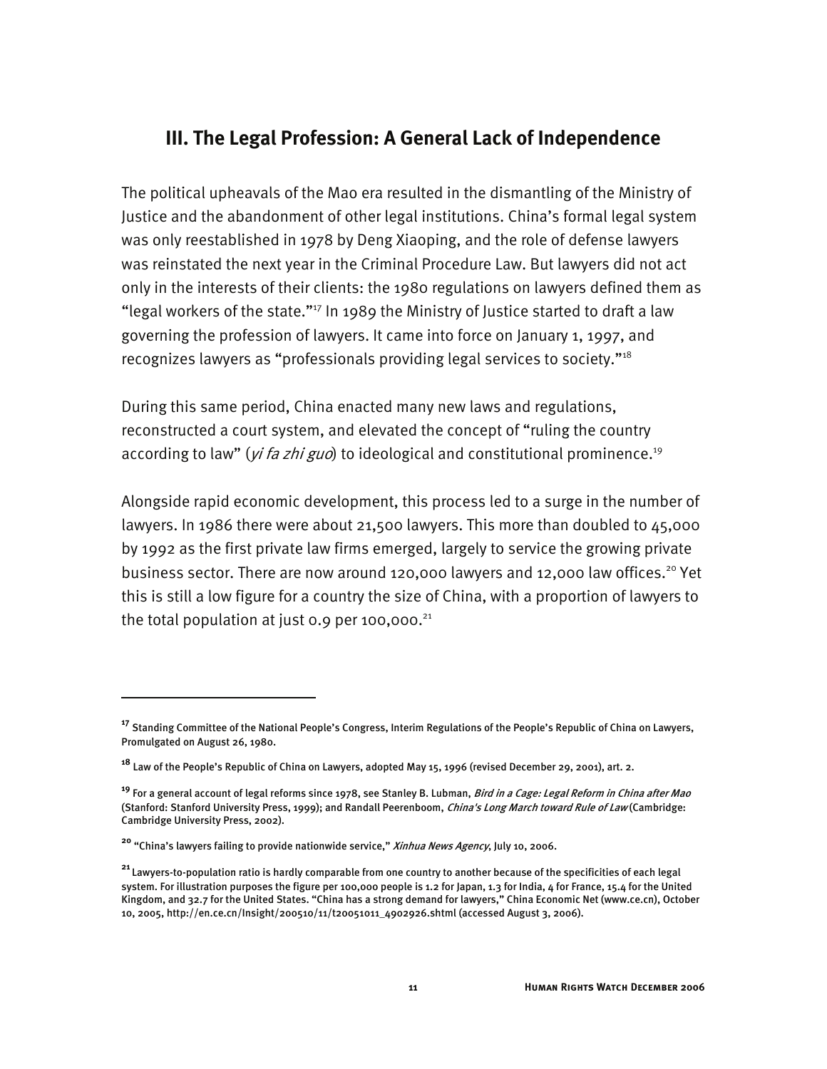## III. The Legal Profession: A General Lack of Independence

The political upheavals of the Mao era resulted in the dismantling of the Ministry of Justice and the abandonment of other legal institutions. China's formal legal system was only reestablished in 1978 by Deng Xiaoping, and the role of defense lawyers was reinstated the next year in the Criminal Procedure Law. But lawyers did not act only in the interests of their clients: the 1980 regulations on lawyers defined them as "legal workers of the state."[17] In 1989 the Ministry of Justice started to draft a law governing the profession of lawyers. It came into force on January 1, 1997, and recognizes lawyers as "professionals providing legal services to society."[18]

During this same period, China enacted many new laws and regulations, reconstructed a court system, and elevated the concept of "ruling the country according to law" (*yi fa zhi guo*) to ideological and constitutional prominence.[19]

Alongside rapid economic development, this process led to a surge in the number of lawyers. In 1986 there were about 21,500 lawyers. This more than doubled to 45,000 by 1992 as the first private law firms emerged, largely to service the growing private business sector. There are now around 120,000 lawyers and 12,000 law offices.[20] Yet this is still a low figure for a country the size of China, with a proportion of lawyers to the total population at just 0.9 per 100,000.[21]

---

[17] Standing Committee of the National People's Congress, Interim Regulations of the People's Republic of China on Lawyers, Promulgated on August 26, 1980.

[18] Law of the People's Republic of China on Lawyers, adopted May 15, 1996 (revised December 29, 2001), art. 2.

[19] For a general account of legal reforms since 1978, see Stanley B. Lubman, *Bird in a Cage: Legal Reform in China after Mao* (Stanford: Stanford University Press, 1999); and Randall Peerenboom, *China's Long March toward Rule of Law* (Cambridge: Cambridge University Press, 2002).

[20] "China's lawyers failing to provide nationwide service," *Xinhua News Agency*, July 10, 2006.

[21] Lawyers-to-population ratio is hardly comparable from one country to another because of the specificities of each legal system. For illustration purposes the figure per 100,000 people is 1.2 for Japan, 1.3 for India, 4 for France, 15.4 for the United Kingdom, and 32.7 for the United States. "China has a strong demand for lawyers," China Economic Net (www.ce.cn), October 10, 2005, http://en.ce.cn/Insight/200510/11/t20051011_4902926.shtml (accessed August 3, 2006).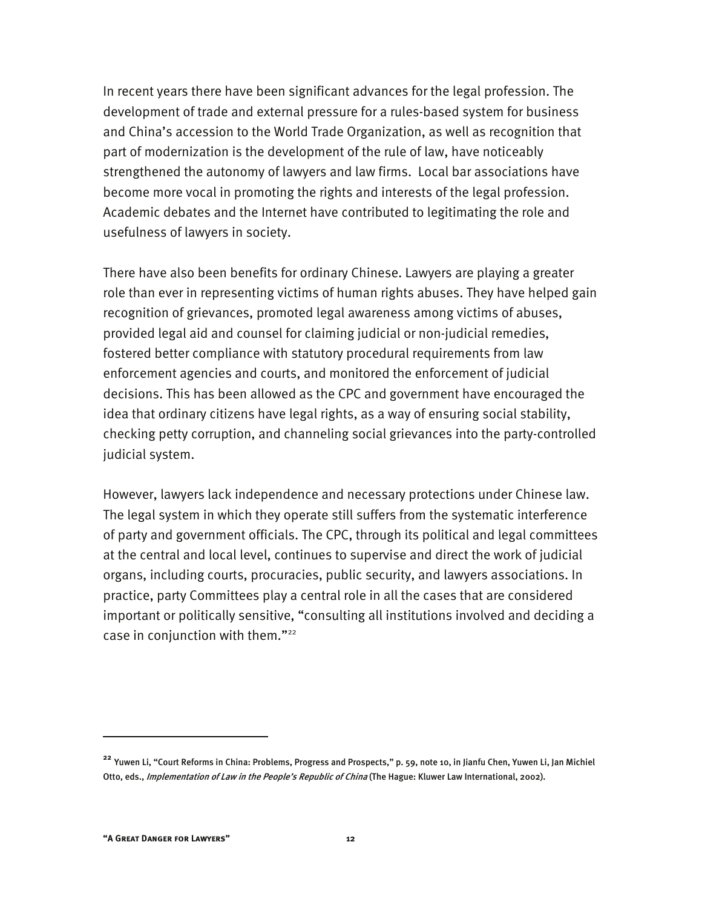In recent years there have been significant advances for the legal profession. The development of trade and external pressure for a rules-based system for business and China's accession to the World Trade Organization, as well as recognition that part of modernization is the development of the rule of law, have noticeably strengthened the autonomy of lawyers and law firms. Local bar associations have become more vocal in promoting the rights and interests of the legal profession. Academic debates and the Internet have contributed to legitimating the role and usefulness of lawyers in society.

There have also been benefits for ordinary Chinese. Lawyers are playing a greater role than ever in representing victims of human rights abuses. They have helped gain recognition of grievances, promoted legal awareness among victims of abuses, provided legal aid and counsel for claiming judicial or non-judicial remedies, fostered better compliance with statutory procedural requirements from law enforcement agencies and courts, and monitored the enforcement of judicial decisions. This has been allowed as the CPC and government have encouraged the idea that ordinary citizens have legal rights, as a way of ensuring social stability, checking petty corruption, and channeling social grievances into the party-controlled judicial system.

However, lawyers lack independence and necessary protections under Chinese law. The legal system in which they operate still suffers from the systematic interference of party and government officials. The CPC, through its political and legal committees at the central and local level, continues to supervise and direct the work of judicial organs, including courts, procuracies, public security, and lawyers associations. In practice, party Committees play a central role in all the cases that are considered important or politically sensitive, "consulting all institutions involved and deciding a case in conjunction with them."[22]

---

[22] Yuwen Li, "Court Reforms in China: Problems, Progress and Prospects," p. 59, note 10, in Jianfu Chen, Yuwen Li, Jan Michiel Otto, eds., *Implementation of Law in the People's Republic of China* (The Hague: Kluwer Law International, 2002).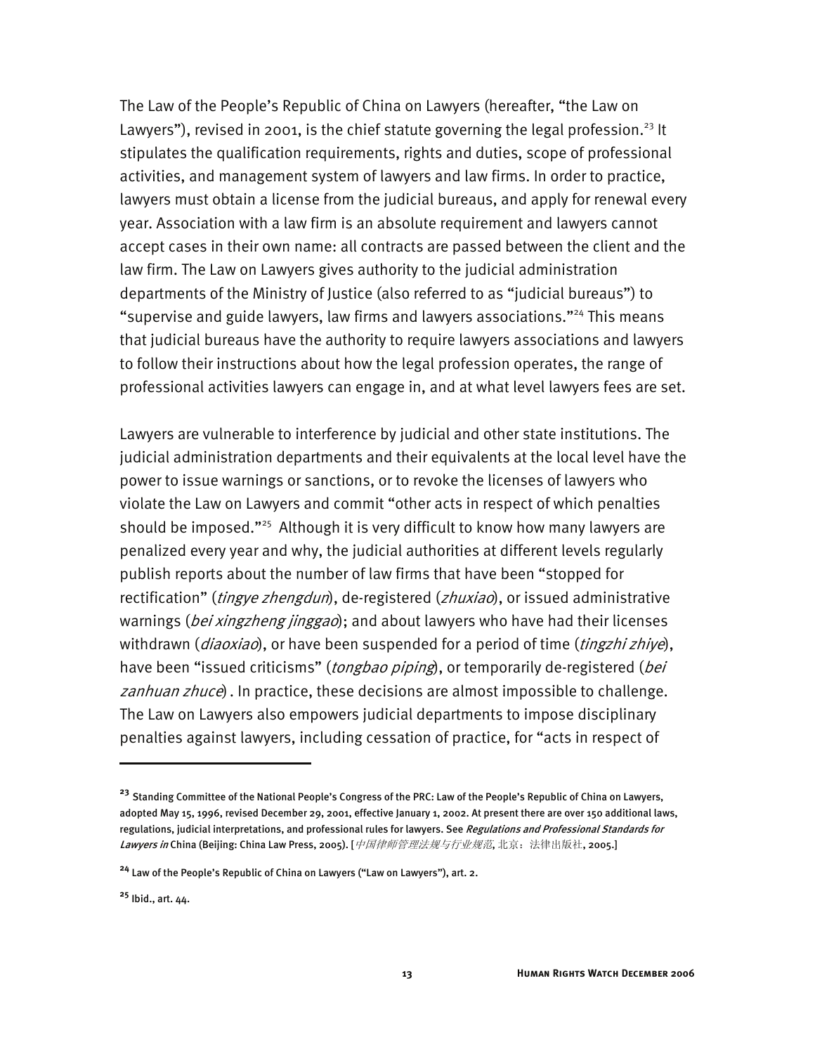The Law of the People's Republic of China on Lawyers (hereafter, "the Law on Lawyers"), revised in 2001, is the chief statute governing the legal profession.[23] It stipulates the qualification requirements, rights and duties, scope of professional activities, and management system of lawyers and law firms. In order to practice, lawyers must obtain a license from the judicial bureaus, and apply for renewal every year. Association with a law firm is an absolute requirement and lawyers cannot accept cases in their own name: all contracts are passed between the client and the law firm. The Law on Lawyers gives authority to the judicial administration departments of the Ministry of Justice (also referred to as "judicial bureaus") to "supervise and guide lawyers, law firms and lawyers associations."[24] This means that judicial bureaus have the authority to require lawyers associations and lawyers to follow their instructions about how the legal profession operates, the range of professional activities lawyers can engage in, and at what level lawyers fees are set.

Lawyers are vulnerable to interference by judicial and other state institutions. The judicial administration departments and their equivalents at the local level have the power to issue warnings or sanctions, or to revoke the licenses of lawyers who violate the Law on Lawyers and commit "other acts in respect of which penalties should be imposed."[25] Although it is very difficult to know how many lawyers are penalized every year and why, the judicial authorities at different levels regularly publish reports about the number of law firms that have been "stopped for rectification" (*tingye zhengdun*), de-registered (*zhuxiao*), or issued administrative warnings (*bei xingzheng jinggao*); and about lawyers who have had their licenses withdrawn (*diaoxiao*), or have been suspended for a period of time (*tingzhi zhiye*), have been "issued criticisms" (*tongbao piping*), or temporarily de-registered (*bei zanhuan zhuce*) . In practice, these decisions are almost impossible to challenge. The Law on Lawyers also empowers judicial departments to impose disciplinary penalties against lawyers, including cessation of practice, for "acts in respect of

---

[23] Standing Committee of the National People's Congress of the PRC: Law of the People's Republic of China on Lawyers, adopted May 15, 1996, revised December 29, 2001, effective January 1, 2002. At present there are over 150 additional laws, regulations, judicial interpretations, and professional rules for lawyers. See *Regulations and Professional Standards for Lawyers in* China (Beijing: China Law Press, 2005). [*中国律师管理法规与行业规范*, 北京：法律出版社, 2005.]

[24] Law of the People's Republic of China on Lawyers ("Law on Lawyers"), art. 2.

[25] Ibid., art. 44.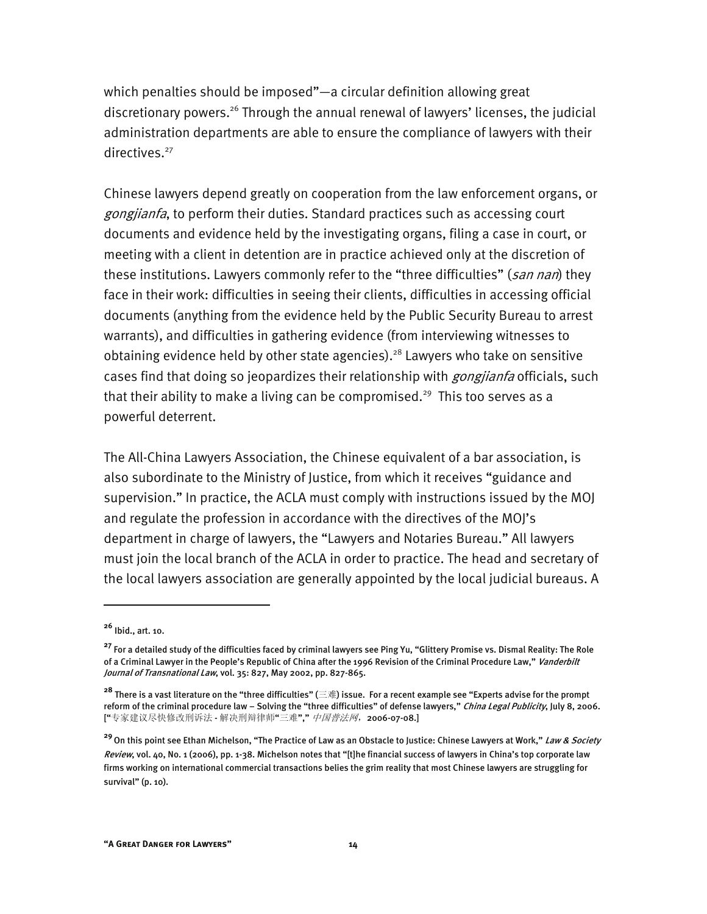which penalties should be imposed"—a circular definition allowing great discretionary powers.[26] Through the annual renewal of lawyers' licenses, the judicial administration departments are able to ensure the compliance of lawyers with their directives.[27]

Chinese lawyers depend greatly on cooperation from the law enforcement organs, or *gongjianfa*, to perform their duties. Standard practices such as accessing court documents and evidence held by the investigating organs, filing a case in court, or meeting with a client in detention are in practice achieved only at the discretion of these institutions. Lawyers commonly refer to the "three difficulties" (*san nan*) they face in their work: difficulties in seeing their clients, difficulties in accessing official documents (anything from the evidence held by the Public Security Bureau to arrest warrants), and difficulties in gathering evidence (from interviewing witnesses to obtaining evidence held by other state agencies).[28] Lawyers who take on sensitive cases find that doing so jeopardizes their relationship with *gongjianfa* officials, such that their ability to make a living can be compromised.[29] This too serves as a powerful deterrent.

The All-China Lawyers Association, the Chinese equivalent of a bar association, is also subordinate to the Ministry of Justice, from which it receives "guidance and supervision." In practice, the ACLA must comply with instructions issued by the MOJ and regulate the profession in accordance with the directives of the MOJ's department in charge of lawyers, the "Lawyers and Notaries Bureau." All lawyers must join the local branch of the ACLA in order to practice. The head and secretary of the local lawyers association are generally appointed by the local judicial bureaus. A

---

[26] Ibid., art. 10.

[27] For a detailed study of the difficulties faced by criminal lawyers see Ping Yu, "Glittery Promise vs. Dismal Reality: The Role of a Criminal Lawyer in the People's Republic of China after the 1996 Revision of the Criminal Procedure Law," *Vanderbilt Journal of Transnational Law*, vol. 35: 827, May 2002, pp. 827-865.

[28] There is a vast literature on the "three difficulties" (三难) issue. For a recent example see "Experts advise for the prompt reform of the criminal procedure law – Solving the "three difficulties" of defense lawyers," *China Legal Publicity*, July 8, 2006. ["专家建议尽快修改刑诉法 - 解决刑辩律师"三难"," *中国普法网*，2006-07-08.]

[29] On this point see Ethan Michelson, "The Practice of Law as an Obstacle to Justice: Chinese Lawyers at Work," *Law & Society Review*, vol. 40, No. 1 (2006), pp. 1-38. Michelson notes that "[t]he financial success of lawyers in China's top corporate law firms working on international commercial transactions belies the grim reality that most Chinese lawyers are struggling for survival" (p. 10).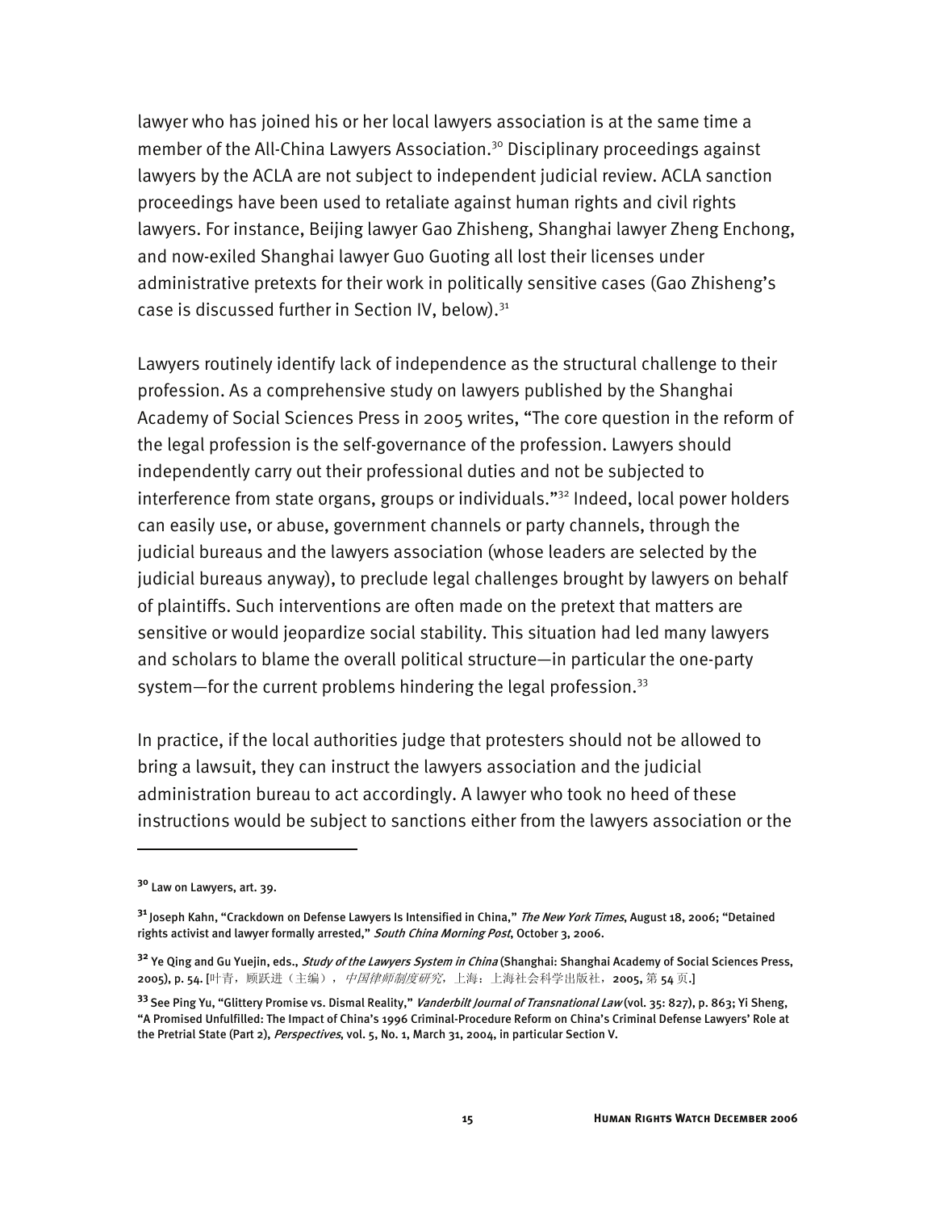lawyer who has joined his or her local lawyers association is at the same time a member of the All-China Lawyers Association.[30] Disciplinary proceedings against lawyers by the ACLA are not subject to independent judicial review. ACLA sanction proceedings have been used to retaliate against human rights and civil rights lawyers. For instance, Beijing lawyer Gao Zhisheng, Shanghai lawyer Zheng Enchong, and now-exiled Shanghai lawyer Guo Guoting all lost their licenses under administrative pretexts for their work in politically sensitive cases (Gao Zhisheng's case is discussed further in Section IV, below).[31]

Lawyers routinely identify lack of independence as the structural challenge to their profession. As a comprehensive study on lawyers published by the Shanghai Academy of Social Sciences Press in 2005 writes, "The core question in the reform of the legal profession is the self-governance of the profession. Lawyers should independently carry out their professional duties and not be subjected to interference from state organs, groups or individuals."[32] Indeed, local power holders can easily use, or abuse, government channels or party channels, through the judicial bureaus and the lawyers association (whose leaders are selected by the judicial bureaus anyway), to preclude legal challenges brought by lawyers on behalf of plaintiffs. Such interventions are often made on the pretext that matters are sensitive or would jeopardize social stability. This situation had led many lawyers and scholars to blame the overall political structure—in particular the one-party system—for the current problems hindering the legal profession.[33]

In practice, if the local authorities judge that protesters should not be allowed to bring a lawsuit, they can instruct the lawyers association and the judicial administration bureau to act accordingly. A lawyer who took no heed of these instructions would be subject to sanctions either from the lawyers association or the

---

[30] Law on Lawyers, art. 39.

[31] Joseph Kahn, "Crackdown on Defense Lawyers Is Intensified in China," *The New York Times*, August 18, 2006; "Detained rights activist and lawyer formally arrested," *South China Morning Post*, October 3, 2006.

[32] Ye Qing and Gu Yuejin, eds., *Study of the Lawyers System in China* (Shanghai: Shanghai Academy of Social Sciences Press, 2005), p. 54. [叶青，顾跃进（主编），*中国律师制度研究*，上海：上海社会科学出版社，2005, 第 54 页.]

[33] See Ping Yu, "Glittery Promise vs. Dismal Reality," *Vanderbilt Journal of Transnational Law* (vol. 35: 827), p. 863; Yi Sheng, "A Promised Unfulfilled: The Impact of China's 1996 Criminal-Procedure Reform on China's Criminal Defense Lawyers' Role at the Pretrial State (Part 2), *Perspectives*, vol. 5, No. 1, March 31, 2004, in particular Section V.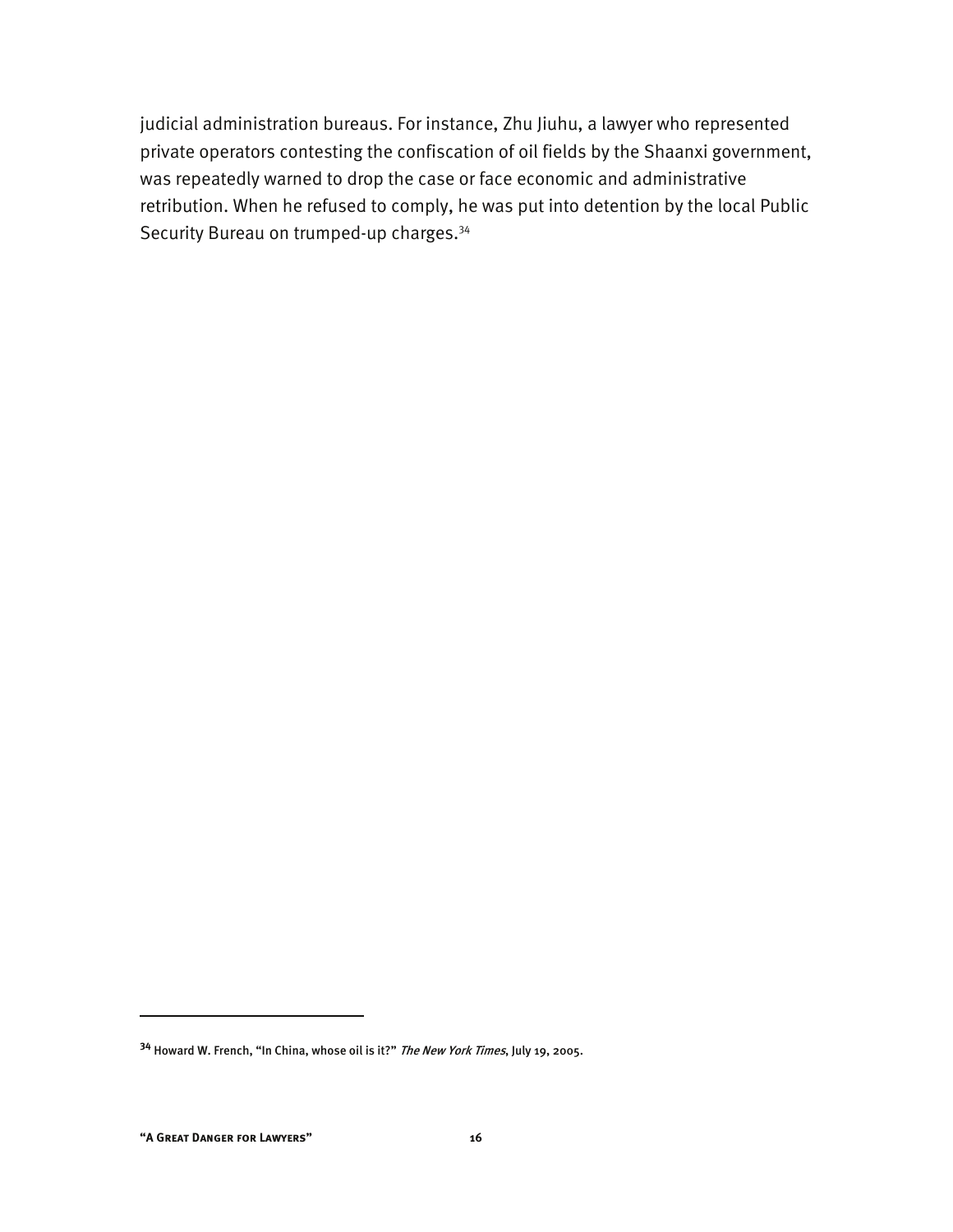judicial administration bureaus. For instance, Zhu Jiuhu, a lawyer who represented private operators contesting the confiscation of oil fields by the Shaanxi government, was repeatedly warned to drop the case or face economic and administrative retribution. When he refused to comply, he was put into detention by the local Public Security Bureau on trumped-up charges.[34]

[34] Howard W. French, "In China, whose oil is it?" *The New York Times*, July 19, 2005.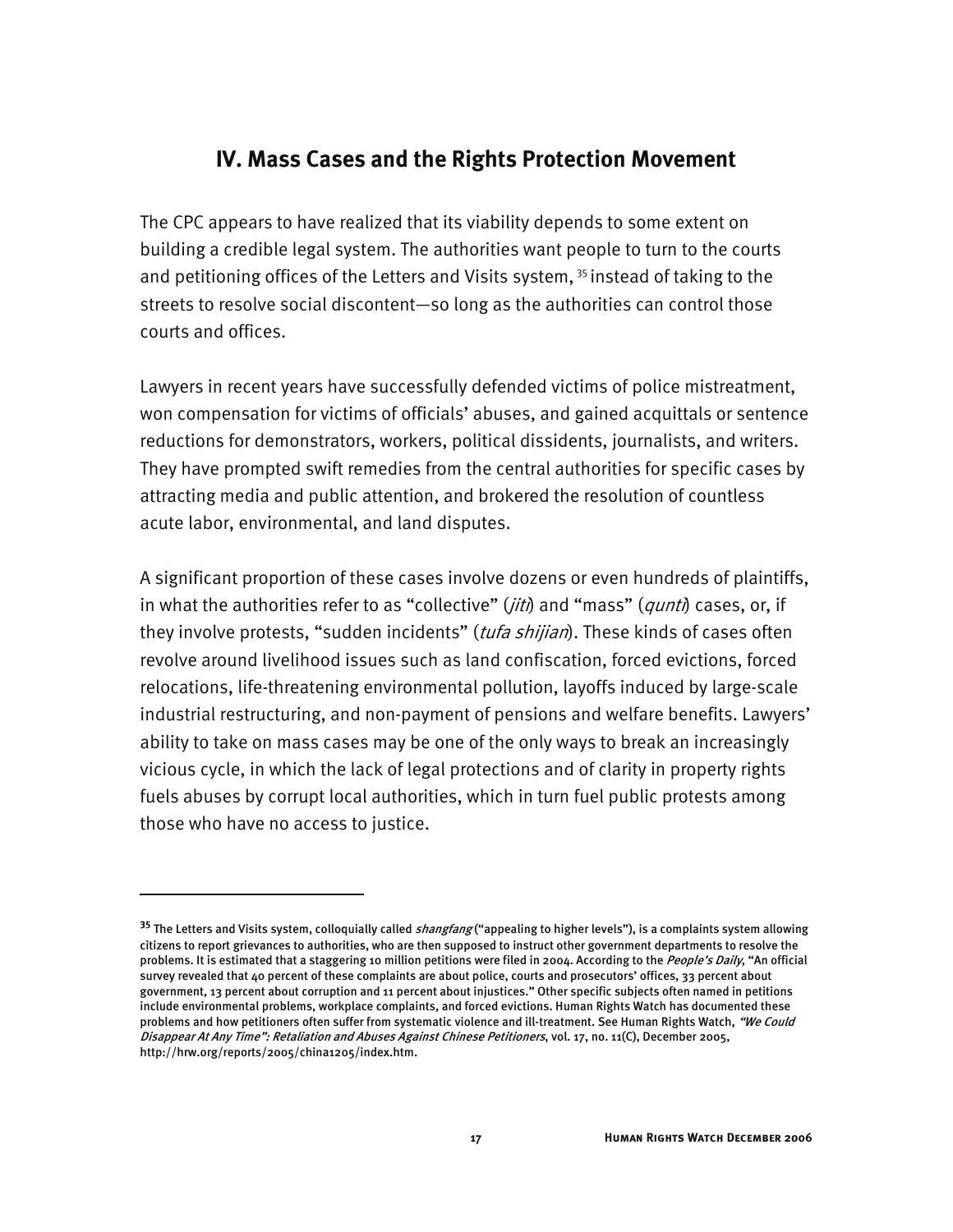## IV. Mass Cases and the Rights Protection Movement

The CPC appears to have realized that its viability depends to some extent on building a credible legal system. The authorities want people to turn to the courts and petitioning offices of the Letters and Visits system,[35] instead of taking to the streets to resolve social discontent—so long as the authorities can control those courts and offices.

Lawyers in recent years have successfully defended victims of police mistreatment, won compensation for victims of officials' abuses, and gained acquittals or sentence reductions for demonstrators, workers, political dissidents, journalists, and writers. They have prompted swift remedies from the central authorities for specific cases by attracting media and public attention, and brokered the resolution of countless acute labor, environmental, and land disputes.

A significant proportion of these cases involve dozens or even hundreds of plaintiffs, in what the authorities refer to as "collective" (*jiti*) and "mass" (*qunti*) cases, or, if they involve protests, "sudden incidents" (*tufa shijian*). These kinds of cases often revolve around livelihood issues such as land confiscation, forced evictions, forced relocations, life-threatening environmental pollution, layoffs induced by large-scale industrial restructuring, and non-payment of pensions and welfare benefits. Lawyers' ability to take on mass cases may be one of the only ways to break an increasingly vicious cycle, in which the lack of legal protections and of clarity in property rights fuels abuses by corrupt local authorities, which in turn fuel public protests among those who have no access to justice.

---

[35] The Letters and Visits system, colloquially called *shangfang* ("appealing to higher levels"), is a complaints system allowing citizens to report grievances to authorities, who are then supposed to instruct other government departments to resolve the problems. It is estimated that a staggering 10 million petitions were filed in 2004. According to the *People's Daily*, "An official survey revealed that 40 percent of these complaints are about police, courts and prosecutors' offices, 33 percent about government, 13 percent about corruption and 11 percent about injustices." Other specific subjects often named in petitions include environmental problems, workplace complaints, and forced evictions. Human Rights Watch has documented these problems and how petitioners often suffer from systematic violence and ill-treatment. See Human Rights Watch, *"We Could Disappear At Any Time": Retaliation and Abuses Against Chinese Petitioners*, vol. 17, no. 11(C), December 2005, http://hrw.org/reports/2005/china1205/index.htm.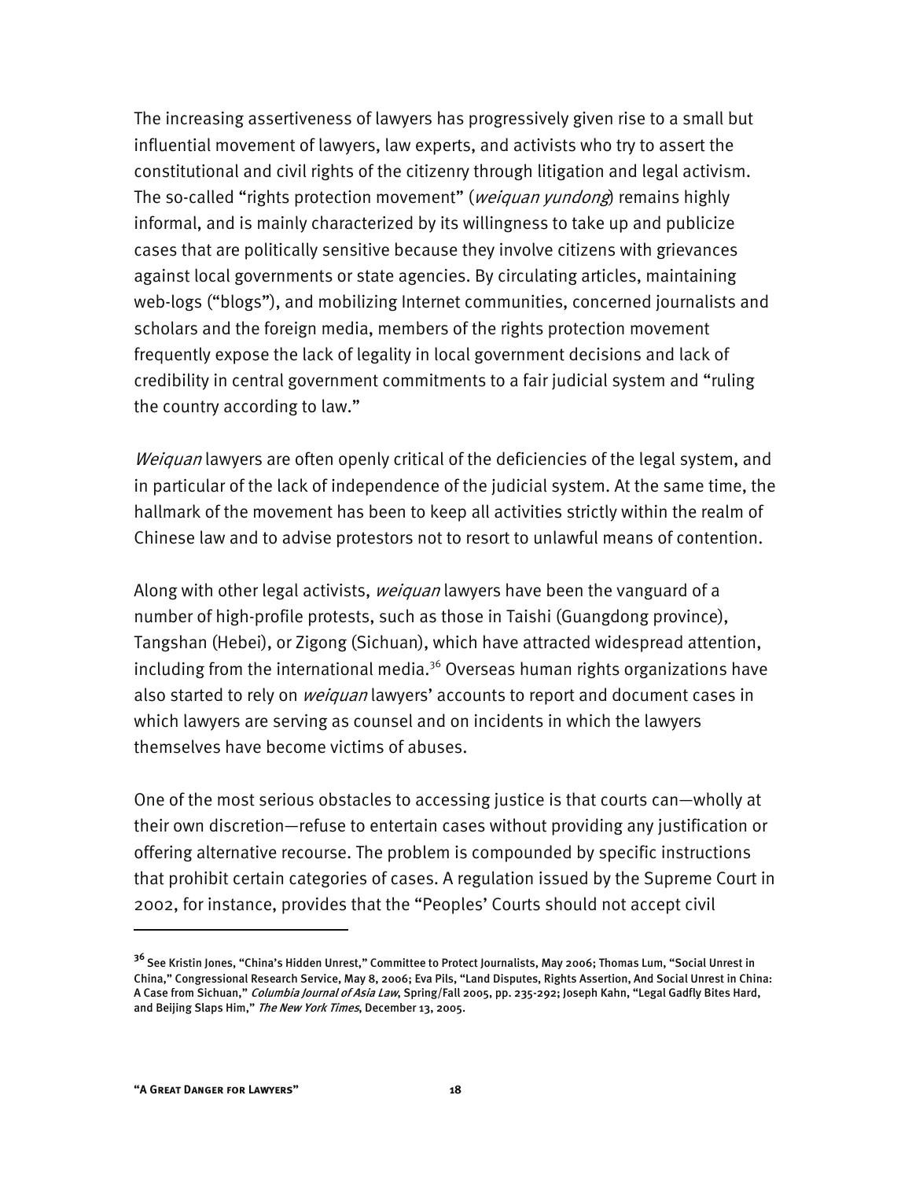The increasing assertiveness of lawyers has progressively given rise to a small but influential movement of lawyers, law experts, and activists who try to assert the constitutional and civil rights of the citizenry through litigation and legal activism. The so-called "rights protection movement" (*weiquan yundong*) remains highly informal, and is mainly characterized by its willingness to take up and publicize cases that are politically sensitive because they involve citizens with grievances against local governments or state agencies. By circulating articles, maintaining web-logs ("blogs"), and mobilizing Internet communities, concerned journalists and scholars and the foreign media, members of the rights protection movement frequently expose the lack of legality in local government decisions and lack of credibility in central government commitments to a fair judicial system and "ruling the country according to law."

*Weiquan* lawyers are often openly critical of the deficiencies of the legal system, and in particular of the lack of independence of the judicial system. At the same time, the hallmark of the movement has been to keep all activities strictly within the realm of Chinese law and to advise protestors not to resort to unlawful means of contention.

Along with other legal activists, *weiquan* lawyers have been the vanguard of a number of high-profile protests, such as those in Taishi (Guangdong province), Tangshan (Hebei), or Zigong (Sichuan), which have attracted widespread attention, including from the international media.[36] Overseas human rights organizations have also started to rely on *weiquan* lawyers' accounts to report and document cases in which lawyers are serving as counsel and on incidents in which the lawyers themselves have become victims of abuses.

One of the most serious obstacles to accessing justice is that courts can—wholly at their own discretion—refuse to entertain cases without providing any justification or offering alternative recourse. The problem is compounded by specific instructions that prohibit certain categories of cases. A regulation issued by the Supreme Court in 2002, for instance, provides that the "Peoples' Courts should not accept civil

---

[36] See Kristin Jones, "China's Hidden Unrest," Committee to Protect Journalists, May 2006; Thomas Lum, "Social Unrest in China," Congressional Research Service, May 8, 2006; Eva Pils, "Land Disputes, Rights Assertion, And Social Unrest in China: A Case from Sichuan," *Columbia Journal of Asia Law*, Spring/Fall 2005, pp. 235-292; Joseph Kahn, "Legal Gadfly Bites Hard, and Beijing Slaps Him," *The New York Times*, December 13, 2005.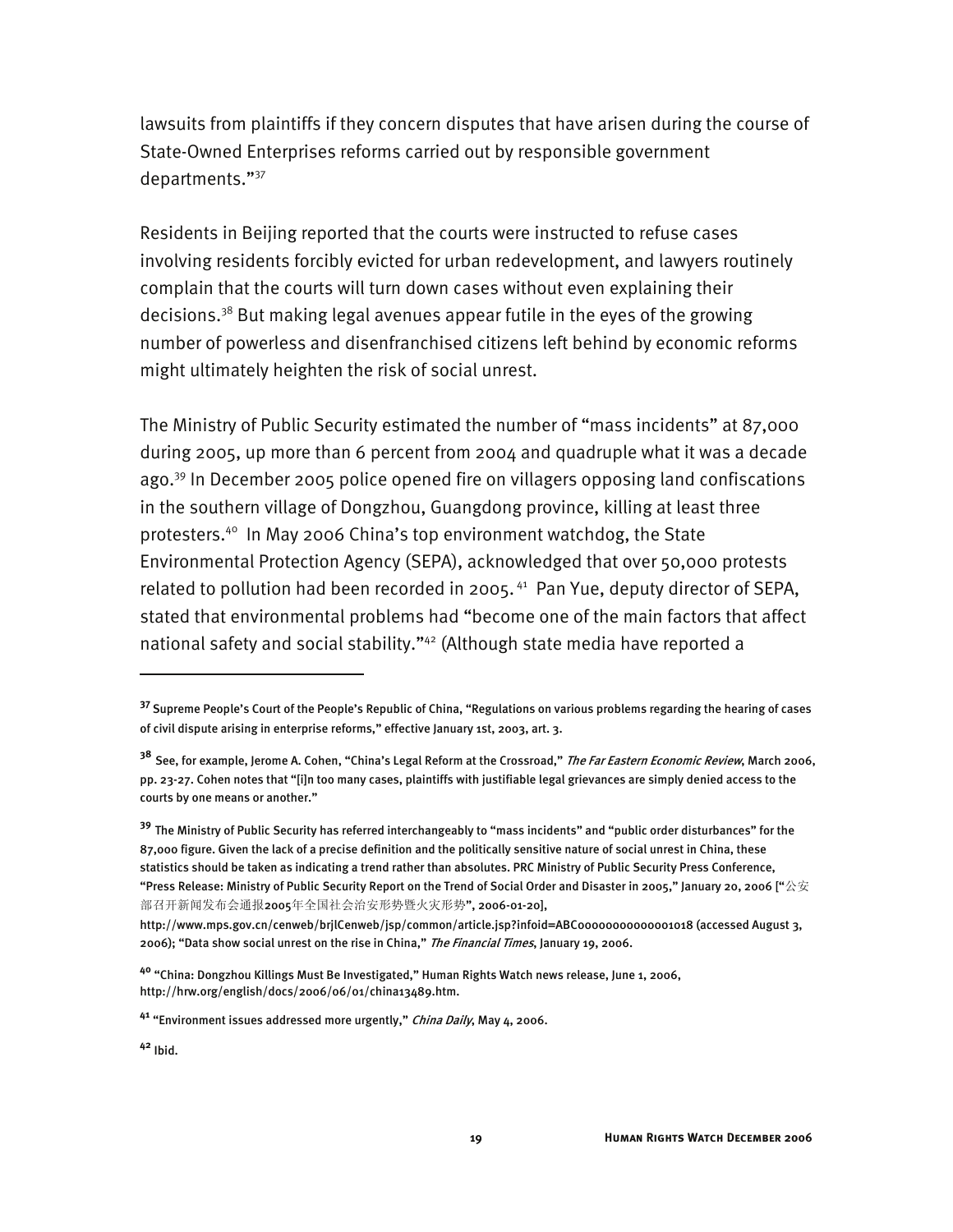lawsuits from plaintiffs if they concern disputes that have arisen during the course of State-Owned Enterprises reforms carried out by responsible government departments."[37]

Residents in Beijing reported that the courts were instructed to refuse cases involving residents forcibly evicted for urban redevelopment, and lawyers routinely complain that the courts will turn down cases without even explaining their decisions.[38] But making legal avenues appear futile in the eyes of the growing number of powerless and disenfranchised citizens left behind by economic reforms might ultimately heighten the risk of social unrest.

The Ministry of Public Security estimated the number of "mass incidents" at 87,000 during 2005, up more than 6 percent from 2004 and quadruple what it was a decade ago.[39] In December 2005 police opened fire on villagers opposing land confiscations in the southern village of Dongzhou, Guangdong province, killing at least three protesters.[40] In May 2006 China's top environment watchdog, the State Environmental Protection Agency (SEPA), acknowledged that over 50,000 protests related to pollution had been recorded in 2005.[41] Pan Yue, deputy director of SEPA, stated that environmental problems had "become one of the main factors that affect national safety and social stability."[42] (Although state media have reported a

---

**37** Supreme People's Court of the People's Republic of China, "Regulations on various problems regarding the hearing of cases of civil dispute arising in enterprise reforms," effective January 1st, 2003, art. 3.

**38** See, for example, Jerome A. Cohen, "China's Legal Reform at the Crossroad," *The Far Eastern Economic Review*, March 2006, pp. 23-27. Cohen notes that "[i]n too many cases, plaintiffs with justifiable legal grievances are simply denied access to the courts by one means or another."

**39** The Ministry of Public Security has referred interchangeably to "mass incidents" and "public order disturbances" for the 87,000 figure. Given the lack of a precise definition and the politically sensitive nature of social unrest in China, these statistics should be taken as indicating a trend rather than absolutes. PRC Ministry of Public Security Press Conference, "Press Release: Ministry of Public Security Report on the Trend of Social Order and Disaster in 2005," January 20, 2006 ["公安部召开新闻发布会通报2005年全国社会治安形势暨火灾形势", 2006-01-20], http://www.mps.gov.cn/cenweb/brjlCenweb/jsp/common/article.jsp?infoid=ABC00000000000001018 (accessed August 3, 2006); "Data show social unrest on the rise in China," *The Financial Times*, January 19, 2006.

**40** "China: Dongzhou Killings Must Be Investigated," Human Rights Watch news release, June 1, 2006, http://hrw.org/english/docs/2006/06/01/china13489.htm.

**41** "Environment issues addressed more urgently," *China Daily*, May 4, 2006.

**42** Ibid.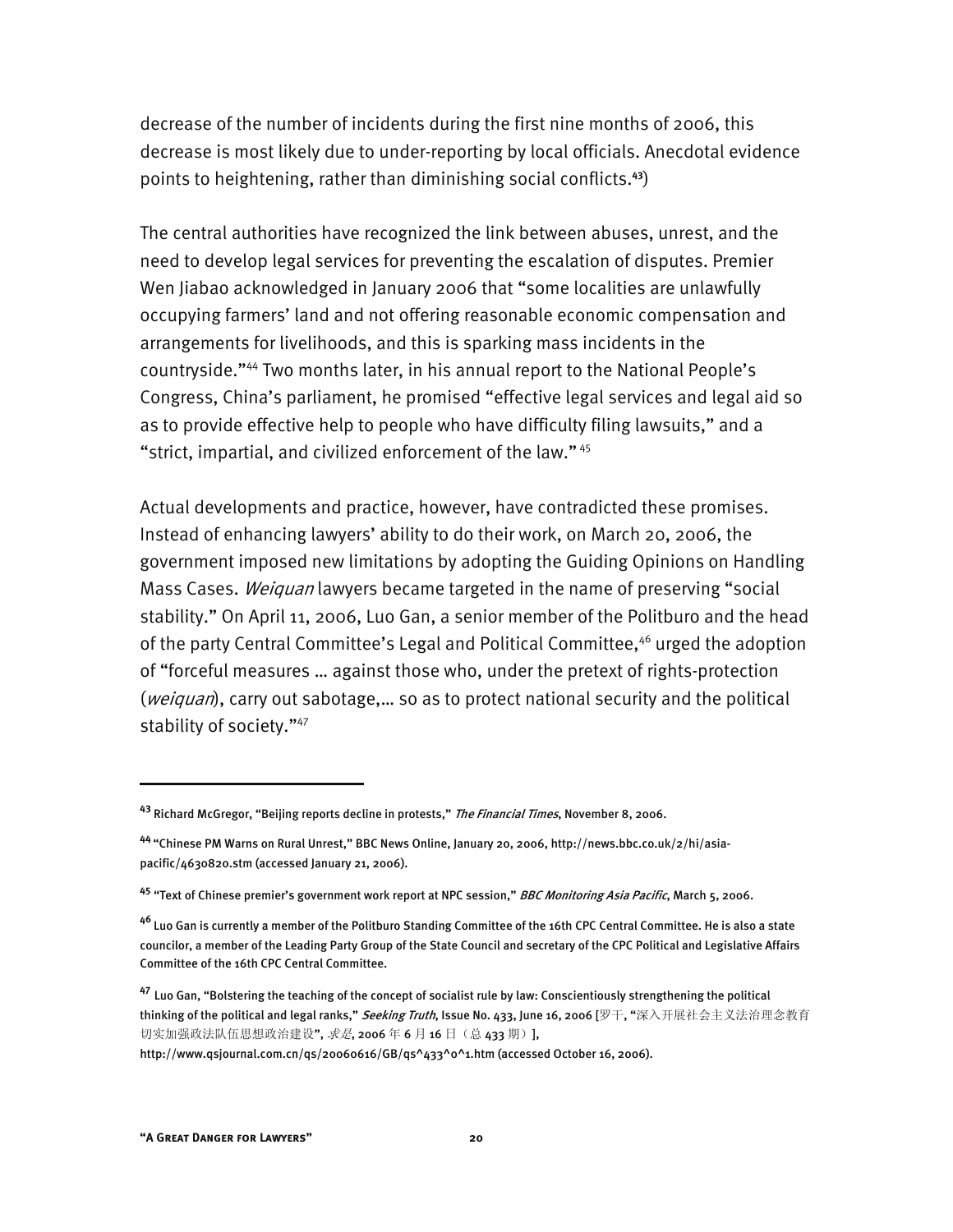decrease of the number of incidents during the first nine months of 2006, this decrease is most likely due to under-reporting by local officials. Anecdotal evidence points to heightening, rather than diminishing social conflicts.[43])

The central authorities have recognized the link between abuses, unrest, and the need to develop legal services for preventing the escalation of disputes. Premier Wen Jiabao acknowledged in January 2006 that "some localities are unlawfully occupying farmers' land and not offering reasonable economic compensation and arrangements for livelihoods, and this is sparking mass incidents in the countryside."[44] Two months later, in his annual report to the National People's Congress, China's parliament, he promised "effective legal services and legal aid so as to provide effective help to people who have difficulty filing lawsuits," and a "strict, impartial, and civilized enforcement of the law." [45]

Actual developments and practice, however, have contradicted these promises. Instead of enhancing lawyers' ability to do their work, on March 20, 2006, the government imposed new limitations by adopting the Guiding Opinions on Handling Mass Cases. *Weiquan* lawyers became targeted in the name of preserving "social stability." On April 11, 2006, Luo Gan, a senior member of the Politburo and the head of the party Central Committee's Legal and Political Committee,[46] urged the adoption of "forceful measures … against those who, under the pretext of rights-protection (*weiquan*), carry out sabotage,… so as to protect national security and the political stability of society."[47]

---

[43] Richard McGregor, "Beijing reports decline in protests," *The Financial Times*, November 8, 2006.

[44] "Chinese PM Warns on Rural Unrest," BBC News Online, January 20, 2006, http://news.bbc.co.uk/2/hi/asia-pacific/4630820.stm (accessed January 21, 2006).

[45] "Text of Chinese premier's government work report at NPC session," *BBC Monitoring Asia Pacific*, March 5, 2006.

[46] Luo Gan is currently a member of the Politburo Standing Committee of the 16th CPC Central Committee. He is also a state councilor, a member of the Leading Party Group of the State Council and secretary of the CPC Political and Legislative Affairs Committee of the 16th CPC Central Committee.

[47] Luo Gan, "Bolstering the teaching of the concept of socialist rule by law: Conscientiously strengthening the political thinking of the political and legal ranks," *Seeking Truth*, Issue No. 433, June 16, 2006 [罗干, "深入开展社会主义法治理念教育切实加强政法队伍思想政治建设", *求是*, 2006 年 6 月 16 日（总 433 期）], http://www.qsjournal.com.cn/qs/20060616/GB/qs^433^0^1.htm (accessed October 16, 2006).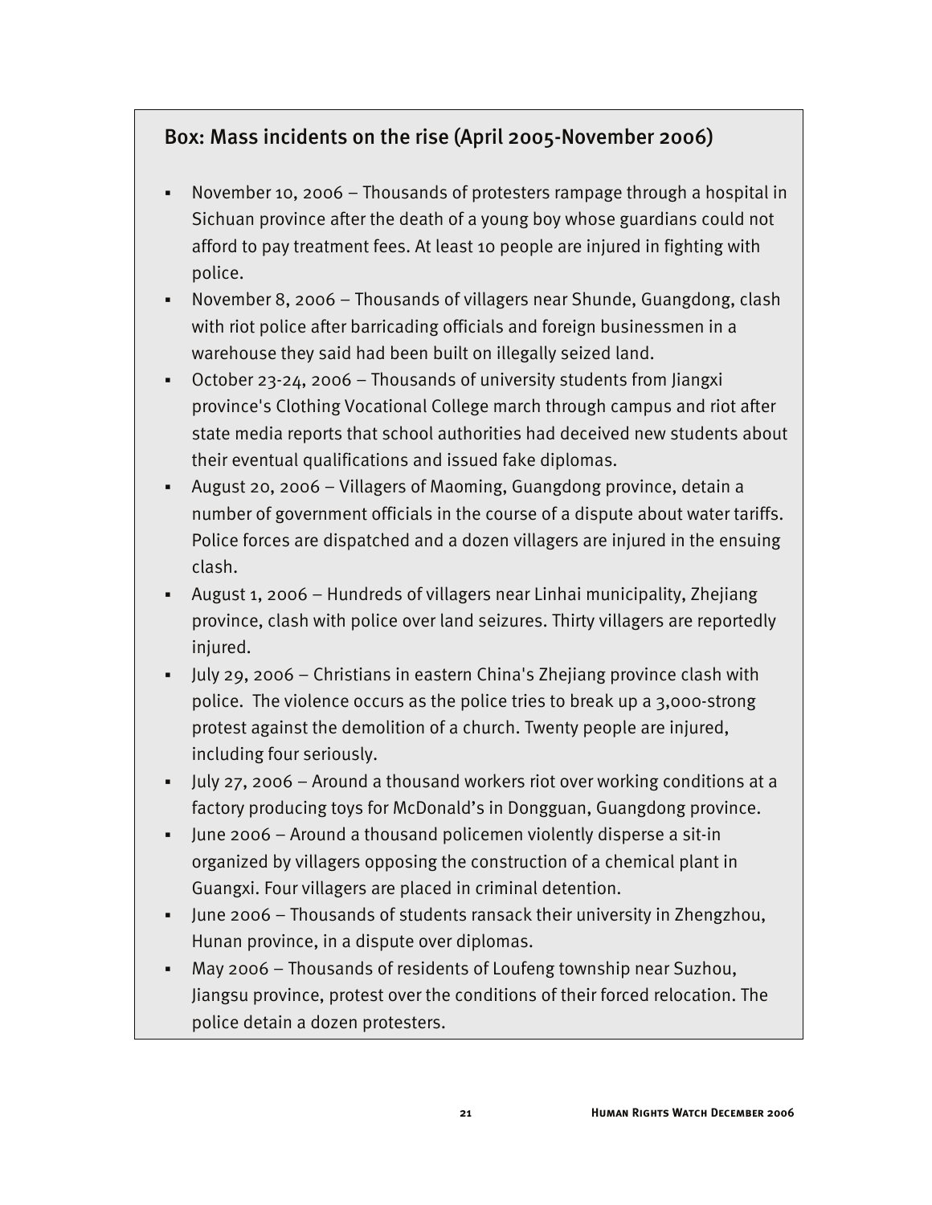### Box: Mass incidents on the rise (April 2005-November 2006)

- November 10, 2006 – Thousands of protesters rampage through a hospital in Sichuan province after the death of a young boy whose guardians could not afford to pay treatment fees. At least 10 people are injured in fighting with police.
- November 8, 2006 – Thousands of villagers near Shunde, Guangdong, clash with riot police after barricading officials and foreign businessmen in a warehouse they said had been built on illegally seized land.
- October 23-24, 2006 – Thousands of university students from Jiangxi province's Clothing Vocational College march through campus and riot after state media reports that school authorities had deceived new students about their eventual qualifications and issued fake diplomas.
- August 20, 2006 – Villagers of Maoming, Guangdong province, detain a number of government officials in the course of a dispute about water tariffs. Police forces are dispatched and a dozen villagers are injured in the ensuing clash.
- August 1, 2006 – Hundreds of villagers near Linhai municipality, Zhejiang province, clash with police over land seizures. Thirty villagers are reportedly injured.
- July 29, 2006 – Christians in eastern China's Zhejiang province clash with police. The violence occurs as the police tries to break up a 3,000-strong protest against the demolition of a church. Twenty people are injured, including four seriously.
- July 27, 2006 – Around a thousand workers riot over working conditions at a factory producing toys for McDonald's in Dongguan, Guangdong province.
- June 2006 – Around a thousand policemen violently disperse a sit-in organized by villagers opposing the construction of a chemical plant in Guangxi. Four villagers are placed in criminal detention.
- June 2006 – Thousands of students ransack their university in Zhengzhou, Hunan province, in a dispute over diplomas.
- May 2006 – Thousands of residents of Loufeng township near Suzhou, Jiangsu province, protest over the conditions of their forced relocation. The police detain a dozen protesters.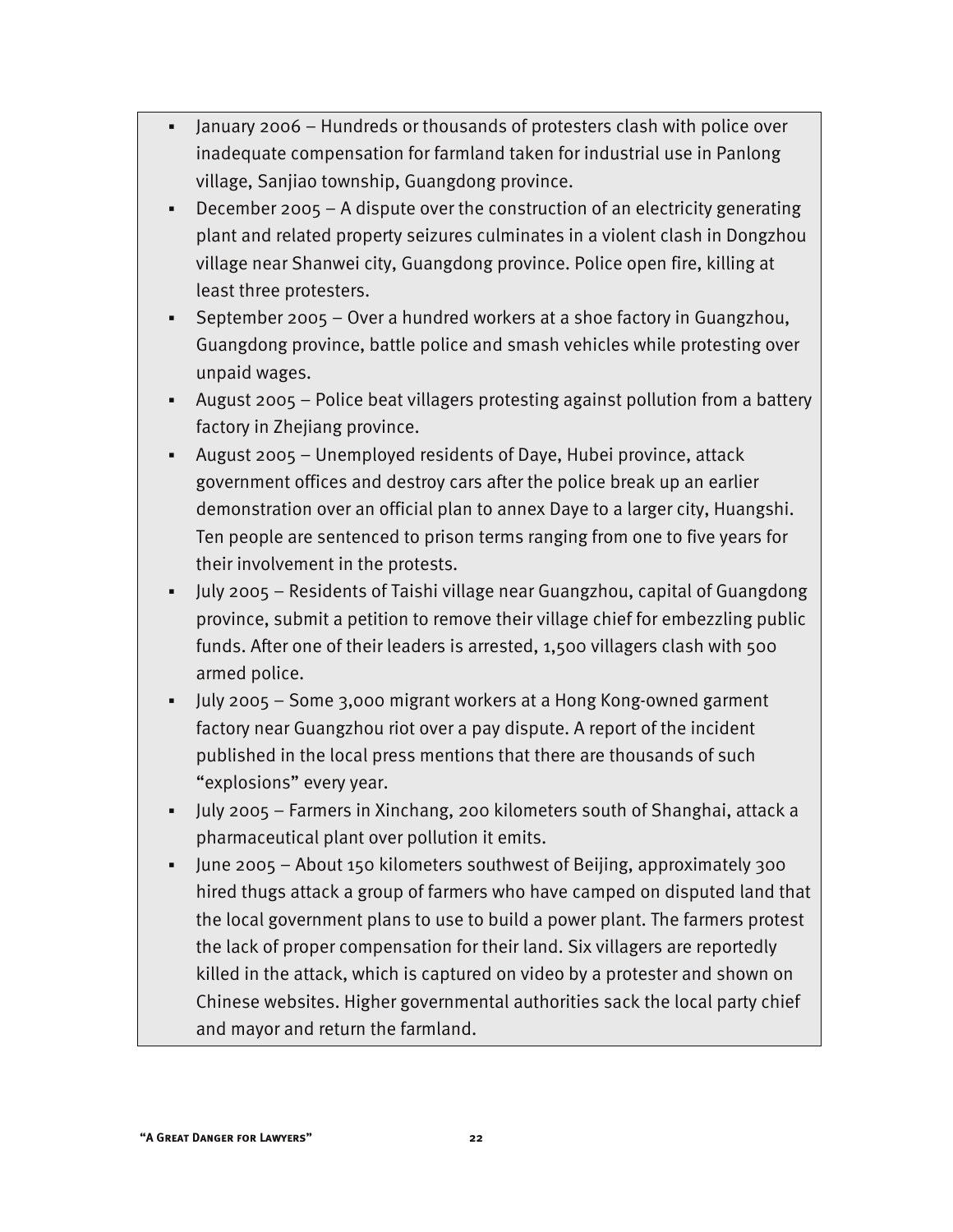- January 2006 – Hundreds or thousands of protesters clash with police over inadequate compensation for farmland taken for industrial use in Panlong village, Sanjiao township, Guangdong province.
- December 2005 – A dispute over the construction of an electricity generating plant and related property seizures culminates in a violent clash in Dongzhou village near Shanwei city, Guangdong province. Police open fire, killing at least three protesters.
- September 2005 – Over a hundred workers at a shoe factory in Guangzhou, Guangdong province, battle police and smash vehicles while protesting over unpaid wages.
- August 2005 – Police beat villagers protesting against pollution from a battery factory in Zhejiang province.
- August 2005 – Unemployed residents of Daye, Hubei province, attack government offices and destroy cars after the police break up an earlier demonstration over an official plan to annex Daye to a larger city, Huangshi. Ten people are sentenced to prison terms ranging from one to five years for their involvement in the protests.
- July 2005 – Residents of Taishi village near Guangzhou, capital of Guangdong province, submit a petition to remove their village chief for embezzling public funds. After one of their leaders is arrested, 1,500 villagers clash with 500 armed police.
- July 2005 – Some 3,000 migrant workers at a Hong Kong-owned garment factory near Guangzhou riot over a pay dispute. A report of the incident published in the local press mentions that there are thousands of such "explosions" every year.
- July 2005 – Farmers in Xinchang, 200 kilometers south of Shanghai, attack a pharmaceutical plant over pollution it emits.
- June 2005 – About 150 kilometers southwest of Beijing, approximately 300 hired thugs attack a group of farmers who have camped on disputed land that the local government plans to use to build a power plant. The farmers protest the lack of proper compensation for their land. Six villagers are reportedly killed in the attack, which is captured on video by a protester and shown on Chinese websites. Higher governmental authorities sack the local party chief and mayor and return the farmland.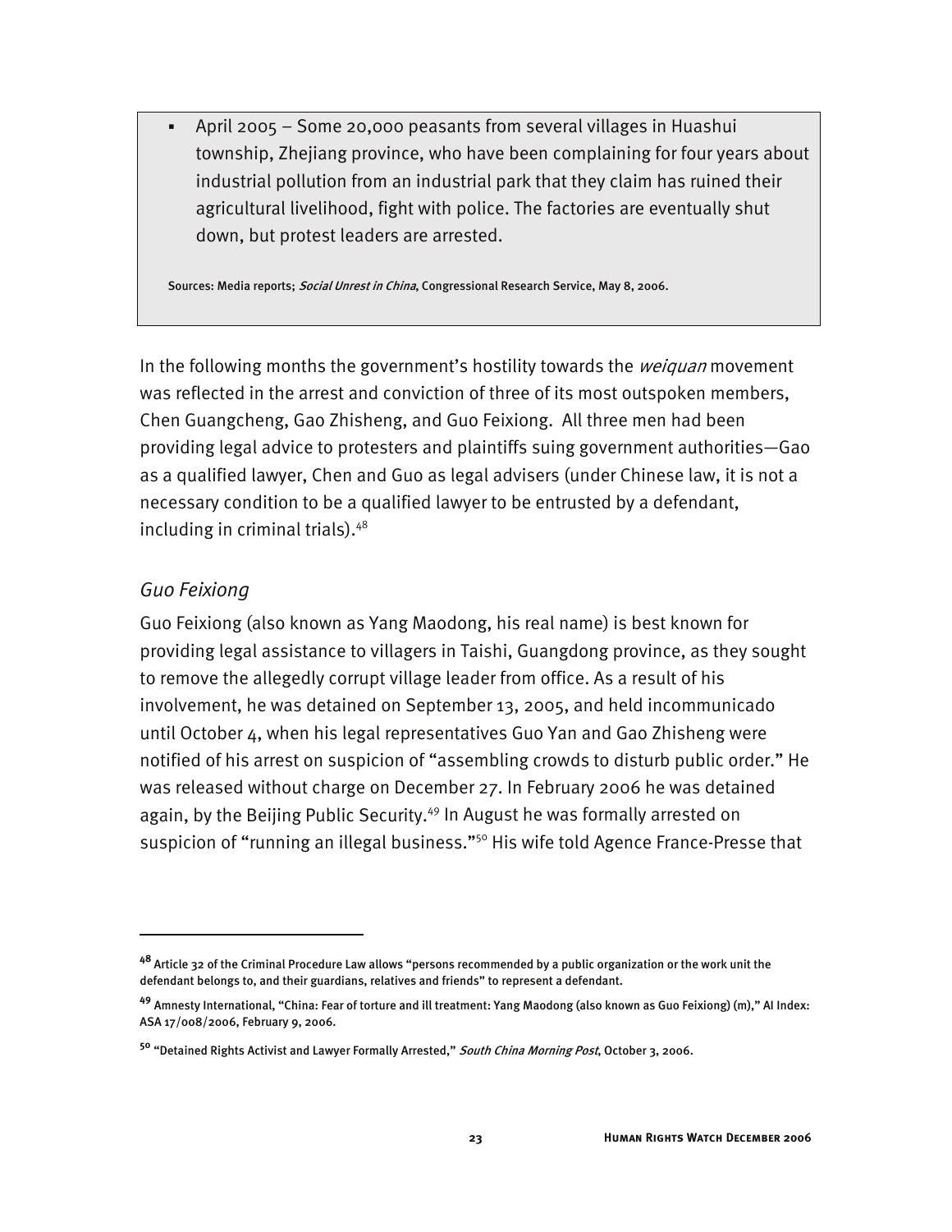- April 2005 – Some 20,000 peasants from several villages in Huashui township, Zhejiang province, who have been complaining for four years about industrial pollution from an industrial park that they claim has ruined their agricultural livelihood, fight with police. The factories are eventually shut down, but protest leaders are arrested.

Sources: Media reports; *Social Unrest in China*, Congressional Research Service, May 8, 2006.

In the following months the government's hostility towards the *weiquan* movement was reflected in the arrest and conviction of three of its most outspoken members, Chen Guangcheng, Gao Zhisheng, and Guo Feixiong. All three men had been providing legal advice to protesters and plaintiffs suing government authorities—Gao as a qualified lawyer, Chen and Guo as legal advisers (under Chinese law, it is not a necessary condition to be a qualified lawyer to be entrusted by a defendant, including in criminal trials).[48]

### *Guo Feixiong*

Guo Feixiong (also known as Yang Maodong, his real name) is best known for providing legal assistance to villagers in Taishi, Guangdong province, as they sought to remove the allegedly corrupt village leader from office. As a result of his involvement, he was detained on September 13, 2005, and held incommunicado until October 4, when his legal representatives Guo Yan and Gao Zhisheng were notified of his arrest on suspicion of "assembling crowds to disturb public order." He was released without charge on December 27. In February 2006 he was detained again, by the Beijing Public Security.[49] In August he was formally arrested on suspicion of "running an illegal business."[50] His wife told Agence France-Presse that

---

[48] Article 32 of the Criminal Procedure Law allows "persons recommended by a public organization or the work unit the defendant belongs to, and their guardians, relatives and friends" to represent a defendant.

[49] Amnesty International, "China: Fear of torture and ill treatment: Yang Maodong (also known as Guo Feixiong) (m)," AI Index: ASA 17/008/2006, February 9, 2006.

[50] "Detained Rights Activist and Lawyer Formally Arrested," *South China Morning Post*, October 3, 2006.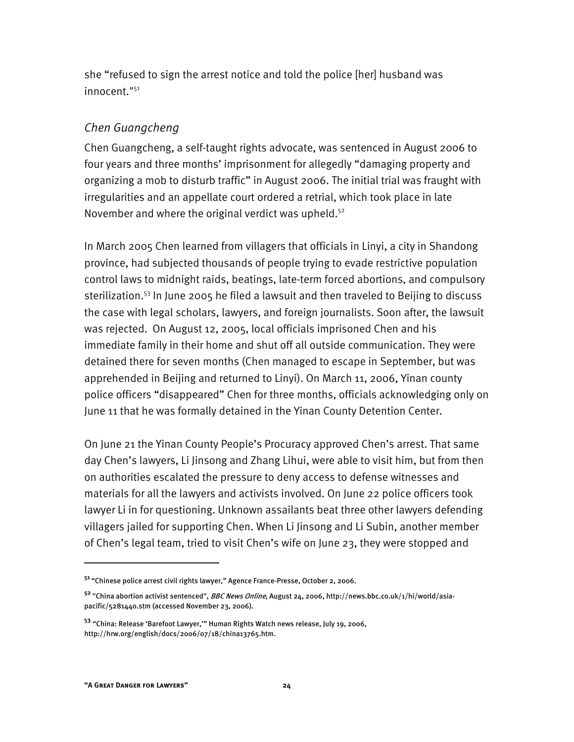she "refused to sign the arrest notice and told the police [her] husband was innocent."[51]

### *Chen Guangcheng*

Chen Guangcheng, a self-taught rights advocate, was sentenced in August 2006 to four years and three months' imprisonment for allegedly "damaging property and organizing a mob to disturb traffic" in August 2006. The initial trial was fraught with irregularities and an appellate court ordered a retrial, which took place in late November and where the original verdict was upheld.[52]

In March 2005 Chen learned from villagers that officials in Linyi, a city in Shandong province, had subjected thousands of people trying to evade restrictive population control laws to midnight raids, beatings, late-term forced abortions, and compulsory sterilization.[53] In June 2005 he filed a lawsuit and then traveled to Beijing to discuss the case with legal scholars, lawyers, and foreign journalists. Soon after, the lawsuit was rejected. On August 12, 2005, local officials imprisoned Chen and his immediate family in their home and shut off all outside communication. They were detained there for seven months (Chen managed to escape in September, but was apprehended in Beijing and returned to Linyi). On March 11, 2006, Yinan county police officers "disappeared" Chen for three months, officials acknowledging only on June 11 that he was formally detained in the Yinan County Detention Center.

On June 21 the Yinan County People's Procuracy approved Chen's arrest. That same day Chen's lawyers, Li Jinsong and Zhang Lihui, were able to visit him, but from then on authorities escalated the pressure to deny access to defense witnesses and materials for all the lawyers and activists involved. On June 22 police officers took lawyer Li in for questioning. Unknown assailants beat three other lawyers defending villagers jailed for supporting Chen. When Li Jinsong and Li Subin, another member of Chen's legal team, tried to visit Chen's wife on June 23, they were stopped and

---

[51] "Chinese police arrest civil rights lawyer," Agence France-Presse, October 2, 2006.

[52] "China abortion activist sentenced", *BBC News Online*, August 24, 2006, http://news.bbc.co.uk/1/hi/world/asia-pacific/5281440.stm (accessed November 23, 2006).

[53] "China: Release 'Barefoot Lawyer,'" Human Rights Watch news release, July 19, 2006, http://hrw.org/english/docs/2006/07/18/china13765.htm.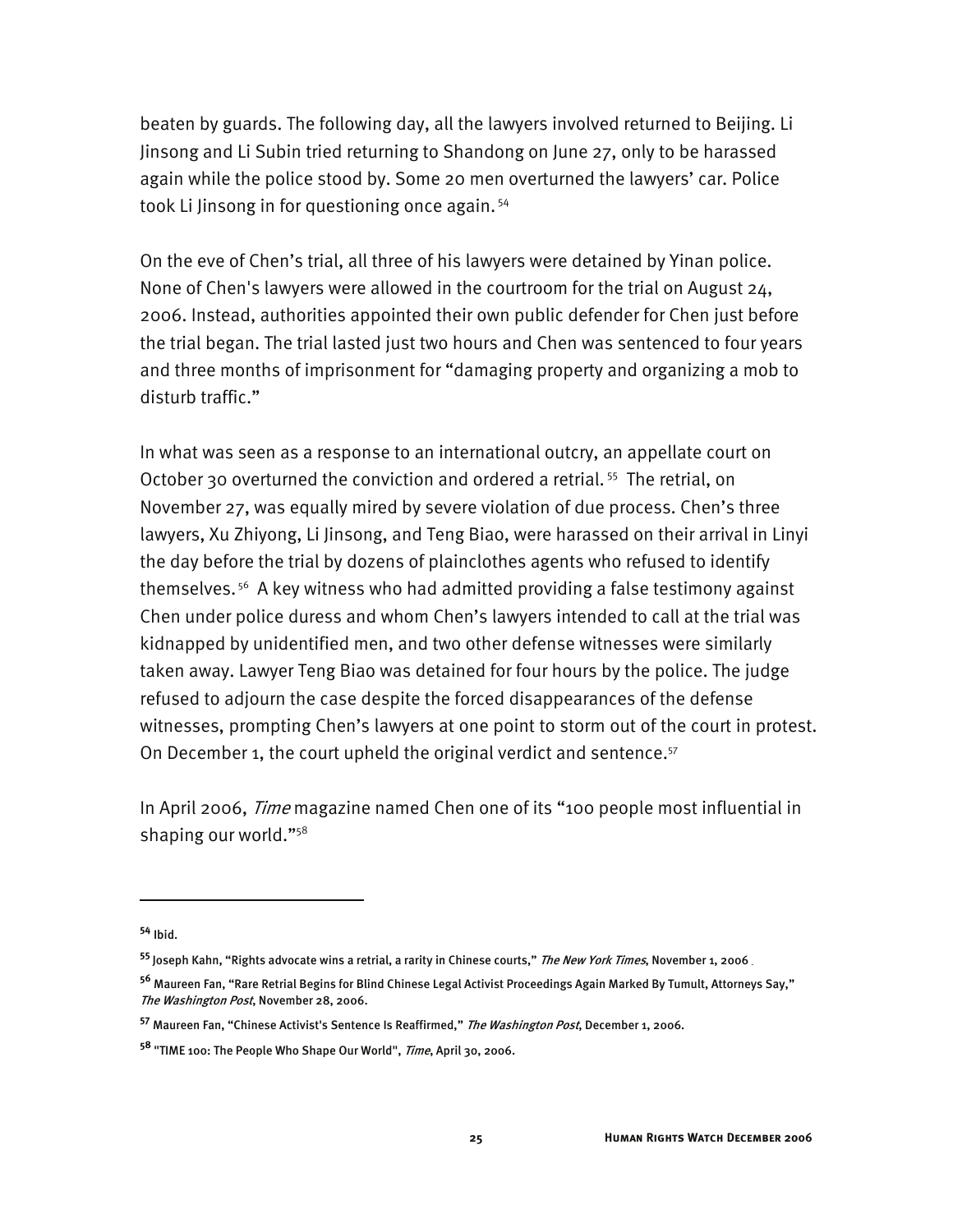beaten by guards. The following day, all the lawyers involved returned to Beijing. Li Jinsong and Li Subin tried returning to Shandong on June 27, only to be harassed again while the police stood by. Some 20 men overturned the lawyers' car. Police took Li Jinsong in for questioning once again.[54]

On the eve of Chen's trial, all three of his lawyers were detained by Yinan police. None of Chen's lawyers were allowed in the courtroom for the trial on August 24, 2006. Instead, authorities appointed their own public defender for Chen just before the trial began. The trial lasted just two hours and Chen was sentenced to four years and three months of imprisonment for "damaging property and organizing a mob to disturb traffic."

In what was seen as a response to an international outcry, an appellate court on October 30 overturned the conviction and ordered a retrial.[55] The retrial, on November 27, was equally mired by severe violation of due process. Chen's three lawyers, Xu Zhiyong, Li Jinsong, and Teng Biao, were harassed on their arrival in Linyi the day before the trial by dozens of plainclothes agents who refused to identify themselves.[56] A key witness who had admitted providing a false testimony against Chen under police duress and whom Chen's lawyers intended to call at the trial was kidnapped by unidentified men, and two other defense witnesses were similarly taken away. Lawyer Teng Biao was detained for four hours by the police. The judge refused to adjourn the case despite the forced disappearances of the defense witnesses, prompting Chen's lawyers at one point to storm out of the court in protest. On December 1, the court upheld the original verdict and sentence.[57]

In April 2006, *Time* magazine named Chen one of its "100 people most influential in shaping our world."[58]

---

[54] Ibid.

[55] Joseph Kahn, "Rights advocate wins a retrial, a rarity in Chinese courts," *The New York Times*, November 1, 2006.

[56] Maureen Fan, "Rare Retrial Begins for Blind Chinese Legal Activist Proceedings Again Marked By Tumult, Attorneys Say," *The Washington Post*, November 28, 2006.

[57] Maureen Fan, "Chinese Activist's Sentence Is Reaffirmed," *The Washington Post*, December 1, 2006.

[58] "TIME 100: The People Who Shape Our World", *Time*, April 30, 2006.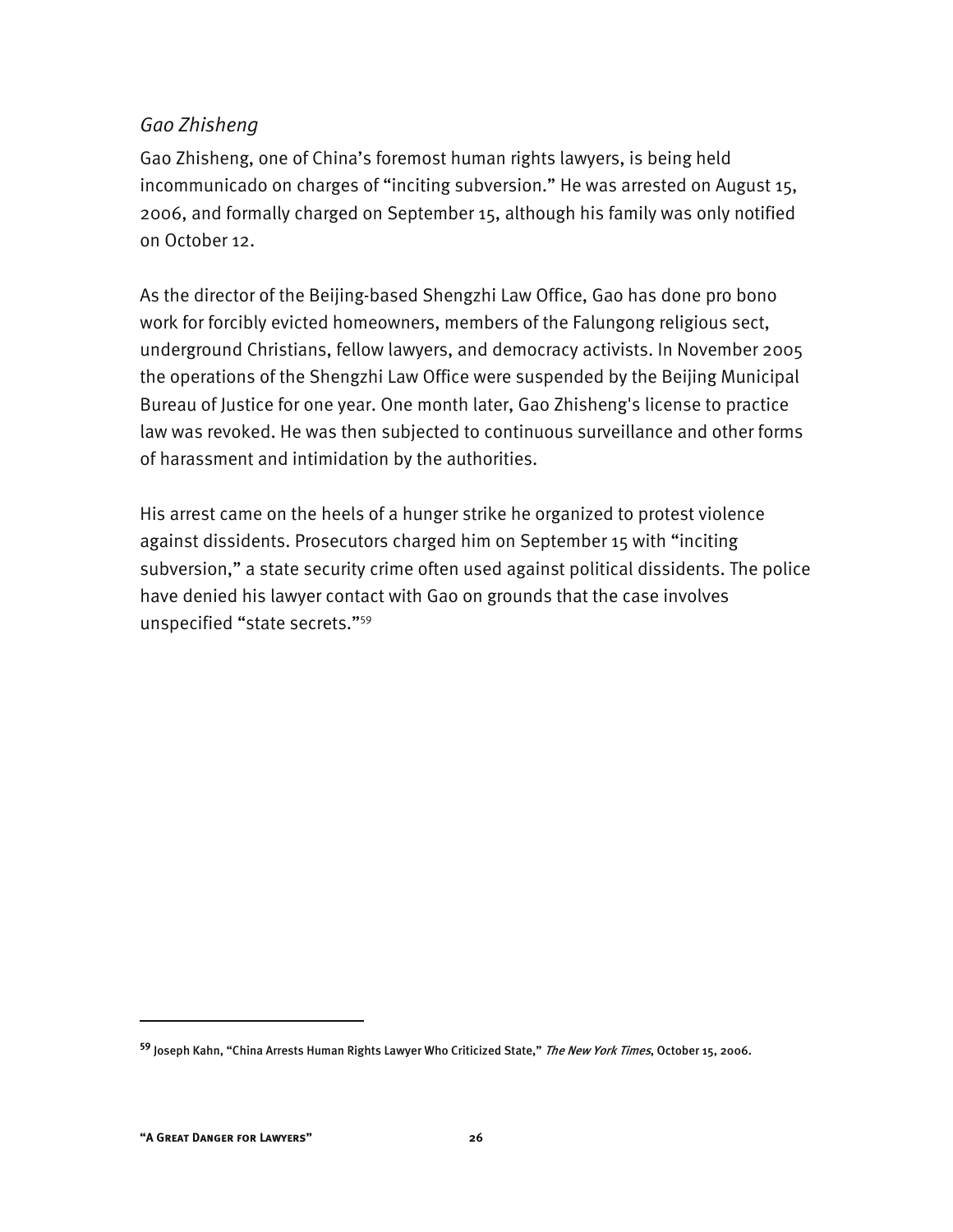### *Gao Zhisheng*

Gao Zhisheng, one of China's foremost human rights lawyers, is being held incommunicado on charges of "inciting subversion." He was arrested on August 15, 2006, and formally charged on September 15, although his family was only notified on October 12.

As the director of the Beijing-based Shengzhi Law Office, Gao has done pro bono work for forcibly evicted homeowners, members of the Falungong religious sect, underground Christians, fellow lawyers, and democracy activists. In November 2005 the operations of the Shengzhi Law Office were suspended by the Beijing Municipal Bureau of Justice for one year. One month later, Gao Zhisheng's license to practice law was revoked. He was then subjected to continuous surveillance and other forms of harassment and intimidation by the authorities.

His arrest came on the heels of a hunger strike he organized to protest violence against dissidents. Prosecutors charged him on September 15 with "inciting subversion," a state security crime often used against political dissidents. The police have denied his lawyer contact with Gao on grounds that the case involves unspecified "state secrets."[59]

---

[59] Joseph Kahn, "China Arrests Human Rights Lawyer Who Criticized State," *The New York Times*, October 15, 2006.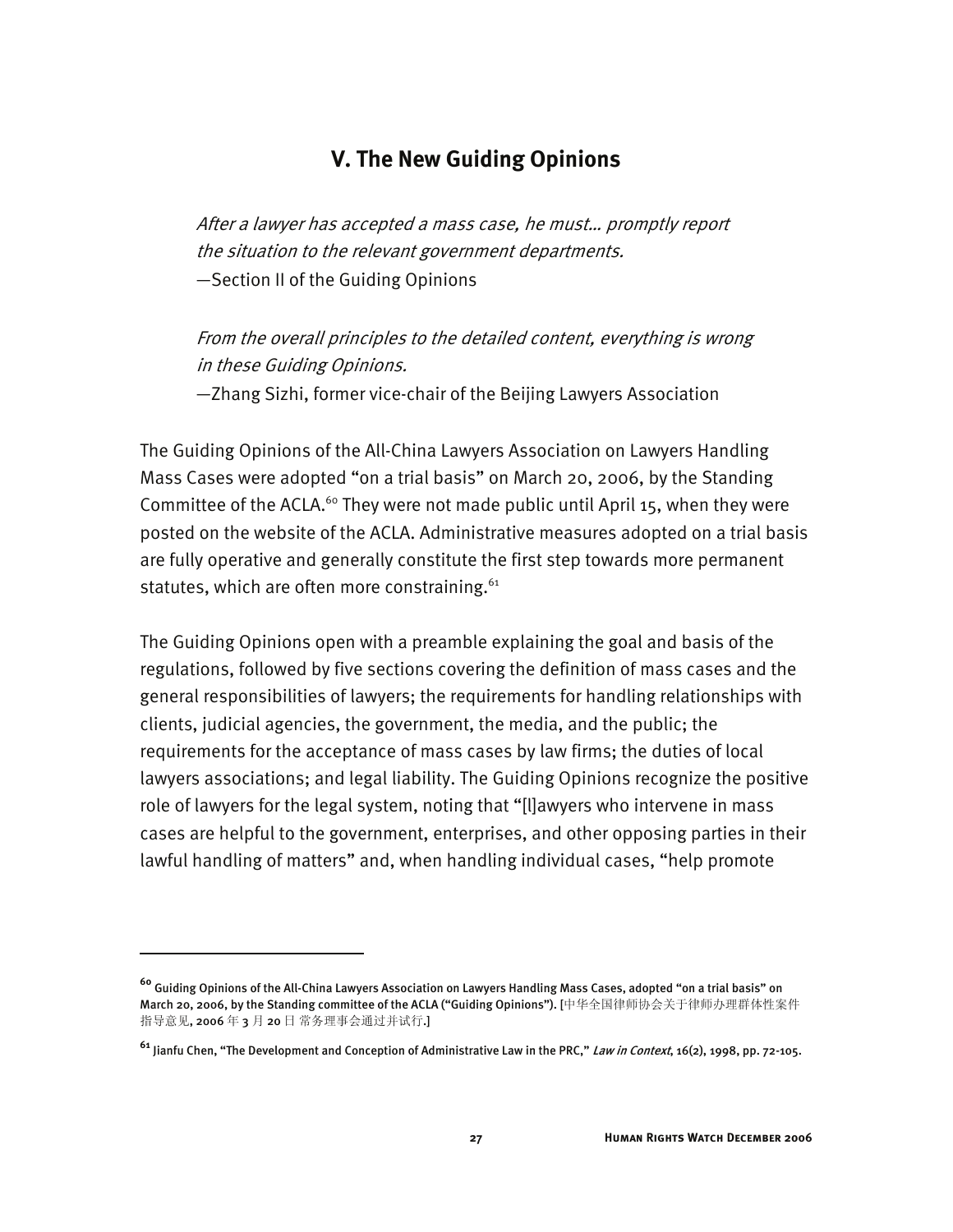## V. The New Guiding Opinions

> *After a lawyer has accepted a mass case, he must... promptly report the situation to the relevant government departments.*
> —Section II of the Guiding Opinions

> *From the overall principles to the detailed content, everything is wrong in these Guiding Opinions.*
> —Zhang Sizhi, former vice-chair of the Beijing Lawyers Association

The Guiding Opinions of the All-China Lawyers Association on Lawyers Handling Mass Cases were adopted "on a trial basis" on March 20, 2006, by the Standing Committee of the ACLA.[60] They were not made public until April 15, when they were posted on the website of the ACLA. Administrative measures adopted on a trial basis are fully operative and generally constitute the first step towards more permanent statutes, which are often more constraining.[61]

The Guiding Opinions open with a preamble explaining the goal and basis of the regulations, followed by five sections covering the definition of mass cases and the general responsibilities of lawyers; the requirements for handling relationships with clients, judicial agencies, the government, the media, and the public; the requirements for the acceptance of mass cases by law firms; the duties of local lawyers associations; and legal liability. The Guiding Opinions recognize the positive role of lawyers for the legal system, noting that "[l]awyers who intervene in mass cases are helpful to the government, enterprises, and other opposing parties in their lawful handling of matters" and, when handling individual cases, "help promote

---

[60] Guiding Opinions of the All-China Lawyers Association on Lawyers Handling Mass Cases, adopted "on a trial basis" on March 20, 2006, by the Standing committee of the ACLA ("Guiding Opinions"). [中华全国律师协会关于律师办理群体性案件指导意见, 2006 年 3 月 20 日 常务理事会通过并试行.]

[61] Jianfu Chen, "The Development and Conception of Administrative Law in the PRC," *Law in Context*, 16(2), 1998, pp. 72-105.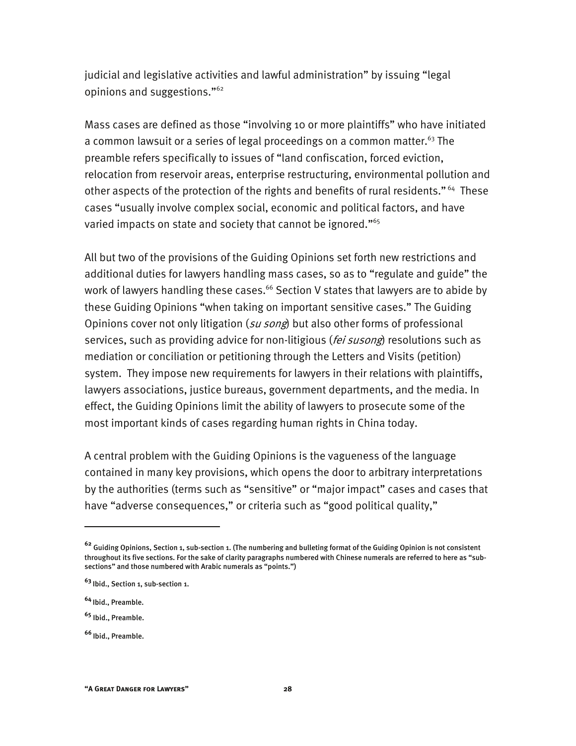judicial and legislative activities and lawful administration" by issuing "legal opinions and suggestions."[62]

Mass cases are defined as those "involving 10 or more plaintiffs" who have initiated a common lawsuit or a series of legal proceedings on a common matter.[63] The preamble refers specifically to issues of "land confiscation, forced eviction, relocation from reservoir areas, enterprise restructuring, environmental pollution and other aspects of the protection of the rights and benefits of rural residents."[64] These cases "usually involve complex social, economic and political factors, and have varied impacts on state and society that cannot be ignored."[65]

All but two of the provisions of the Guiding Opinions set forth new restrictions and additional duties for lawyers handling mass cases, so as to "regulate and guide" the work of lawyers handling these cases.[66] Section V states that lawyers are to abide by these Guiding Opinions "when taking on important sensitive cases." The Guiding Opinions cover not only litigation (*su song*) but also other forms of professional services, such as providing advice for non-litigious (*fei susong*) resolutions such as mediation or conciliation or petitioning through the Letters and Visits (petition) system. They impose new requirements for lawyers in their relations with plaintiffs, lawyers associations, justice bureaus, government departments, and the media. In effect, the Guiding Opinions limit the ability of lawyers to prosecute some of the most important kinds of cases regarding human rights in China today.

A central problem with the Guiding Opinions is the vagueness of the language contained in many key provisions, which opens the door to arbitrary interpretations by the authorities (terms such as "sensitive" or "major impact" cases and cases that have "adverse consequences," or criteria such as "good political quality,"

---

[62] Guiding Opinions, Section 1, sub-section 1. (The numbering and bulleting format of the Guiding Opinion is not consistent throughout its five sections. For the sake of clarity paragraphs numbered with Chinese numerals are referred to here as "sub-sections" and those numbered with Arabic numerals as "points.")

[63] Ibid., Section 1, sub-section 1.

[64] Ibid., Preamble.

[65] Ibid., Preamble.

[66] Ibid., Preamble.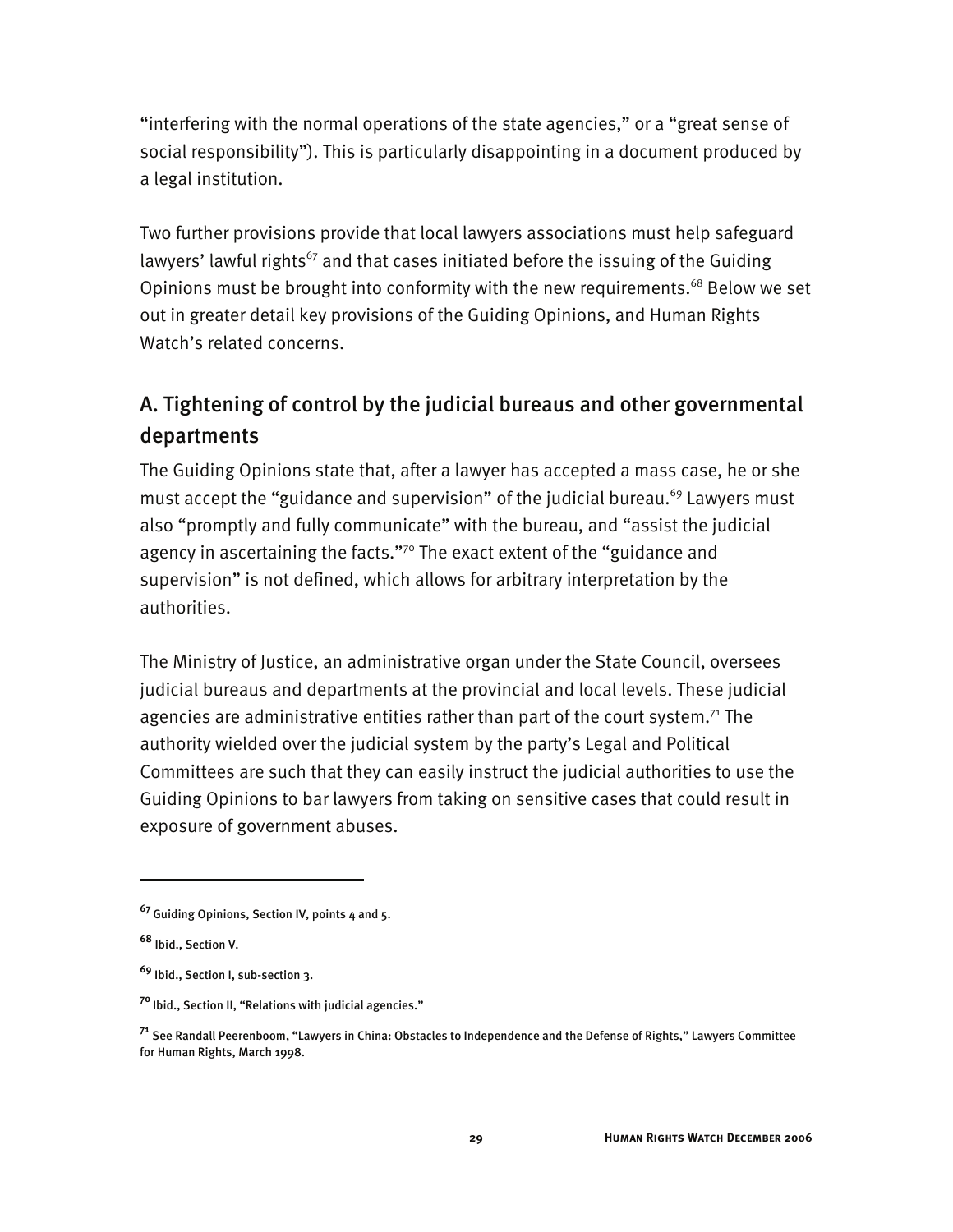"interfering with the normal operations of the state agencies," or a "great sense of social responsibility"). This is particularly disappointing in a document produced by a legal institution.

Two further provisions provide that local lawyers associations must help safeguard lawyers' lawful rights[67] and that cases initiated before the issuing of the Guiding Opinions must be brought into conformity with the new requirements.[68] Below we set out in greater detail key provisions of the Guiding Opinions, and Human Rights Watch's related concerns.

## A. Tightening of control by the judicial bureaus and other governmental departments

The Guiding Opinions state that, after a lawyer has accepted a mass case, he or she must accept the "guidance and supervision" of the judicial bureau.[69] Lawyers must also "promptly and fully communicate" with the bureau, and "assist the judicial agency in ascertaining the facts."[70] The exact extent of the "guidance and supervision" is not defined, which allows for arbitrary interpretation by the authorities.

The Ministry of Justice, an administrative organ under the State Council, oversees judicial bureaus and departments at the provincial and local levels. These judicial agencies are administrative entities rather than part of the court system.[71] The authority wielded over the judicial system by the party's Legal and Political Committees are such that they can easily instruct the judicial authorities to use the Guiding Opinions to bar lawyers from taking on sensitive cases that could result in exposure of government abuses.

---

[67] Guiding Opinions, Section IV, points 4 and 5.

[68] Ibid., Section V.

[69] Ibid., Section I, sub-section 3.

[70] Ibid., Section II, "Relations with judicial agencies."

[71] See Randall Peerenboom, "Lawyers in China: Obstacles to Independence and the Defense of Rights," Lawyers Committee for Human Rights, March 1998.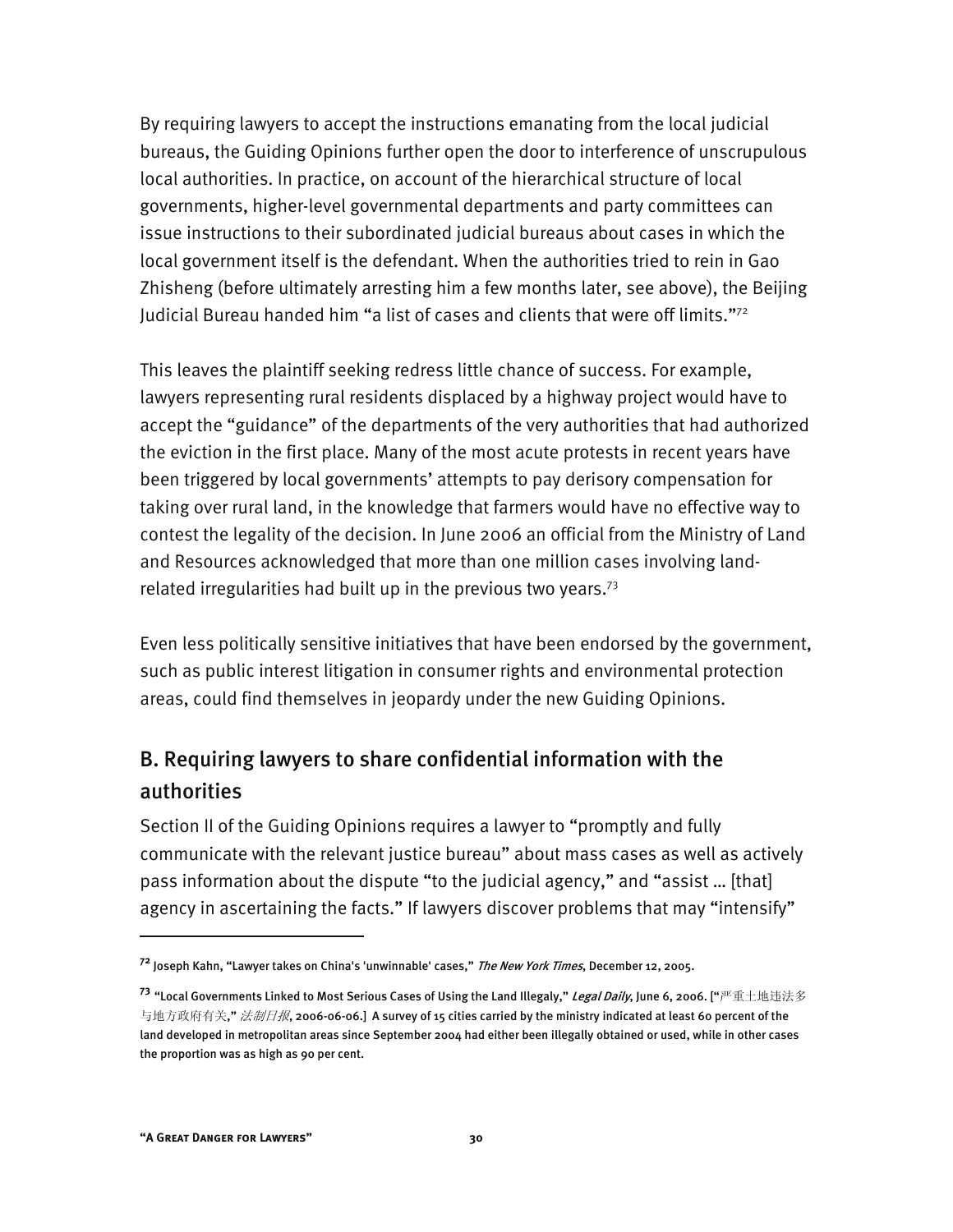By requiring lawyers to accept the instructions emanating from the local judicial bureaus, the Guiding Opinions further open the door to interference of unscrupulous local authorities. In practice, on account of the hierarchical structure of local governments, higher-level governmental departments and party committees can issue instructions to their subordinated judicial bureaus about cases in which the local government itself is the defendant. When the authorities tried to rein in Gao Zhisheng (before ultimately arresting him a few months later, see above), the Beijing Judicial Bureau handed him "a list of cases and clients that were off limits."[72]

This leaves the plaintiff seeking redress little chance of success. For example, lawyers representing rural residents displaced by a highway project would have to accept the "guidance" of the departments of the very authorities that had authorized the eviction in the first place. Many of the most acute protests in recent years have been triggered by local governments' attempts to pay derisory compensation for taking over rural land, in the knowledge that farmers would have no effective way to contest the legality of the decision. In June 2006 an official from the Ministry of Land and Resources acknowledged that more than one million cases involving land-related irregularities had built up in the previous two years.[73]

Even less politically sensitive initiatives that have been endorsed by the government, such as public interest litigation in consumer rights and environmental protection areas, could find themselves in jeopardy under the new Guiding Opinions.

## B. Requiring lawyers to share confidential information with the authorities

Section II of the Guiding Opinions requires a lawyer to "promptly and fully communicate with the relevant justice bureau" about mass cases as well as actively pass information about the dispute "to the judicial agency," and "assist … [that] agency in ascertaining the facts." If lawyers discover problems that may "intensify"

---

[72] Joseph Kahn, "Lawyer takes on China's 'unwinnable' cases," *The New York Times*, December 12, 2005.

[73] "Local Governments Linked to Most Serious Cases of Using the Land Illegaly," *Legal Daily*, June 6, 2006. ["严重土地违法多与地方政府有关," *法制日报*, 2006-06-06.] A survey of 15 cities carried by the ministry indicated at least 60 percent of the land developed in metropolitan areas since September 2004 had either been illegally obtained or used, while in other cases the proportion was as high as 90 per cent.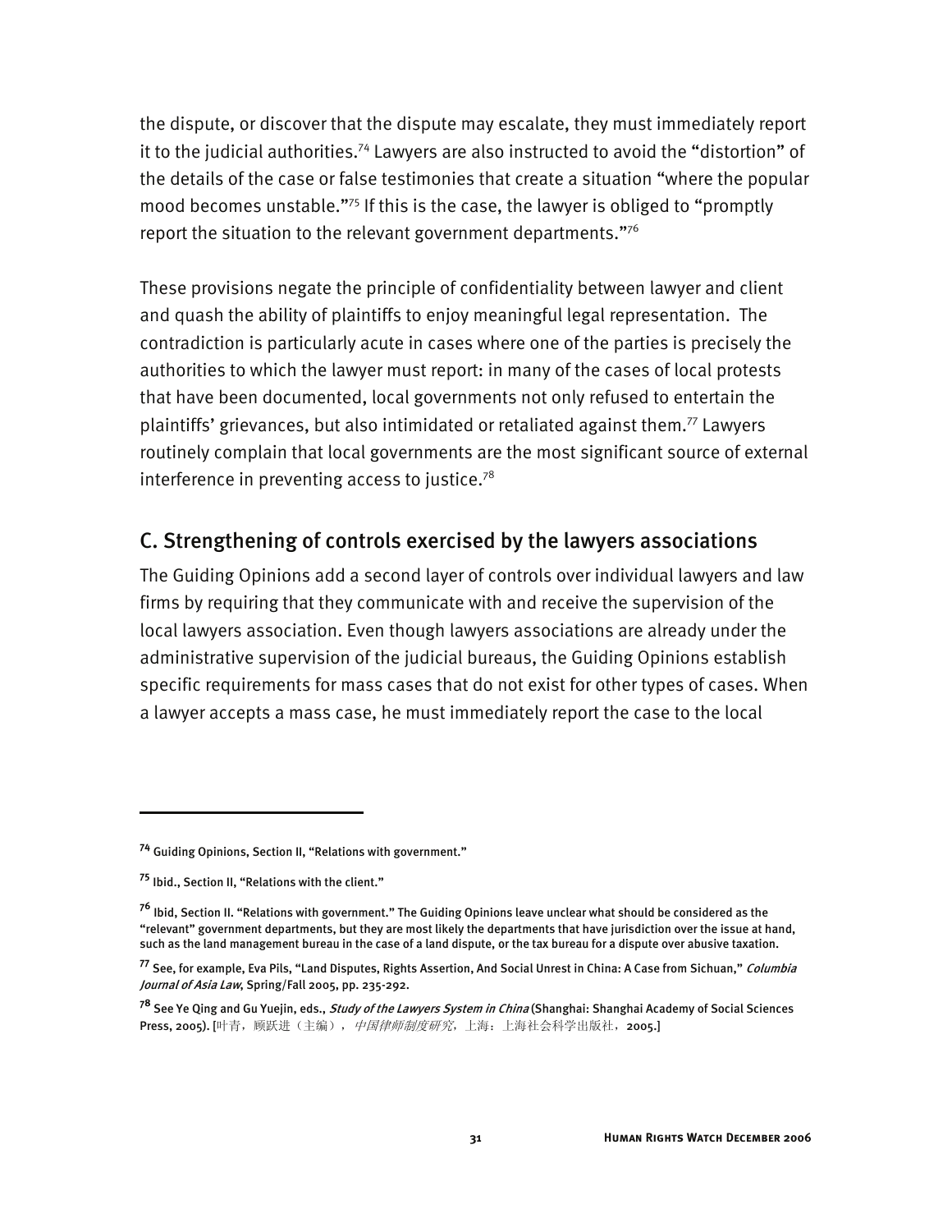the dispute, or discover that the dispute may escalate, they must immediately report it to the judicial authorities.[74] Lawyers are also instructed to avoid the "distortion" of the details of the case or false testimonies that create a situation "where the popular mood becomes unstable."[75] If this is the case, the lawyer is obliged to "promptly report the situation to the relevant government departments."[76]

These provisions negate the principle of confidentiality between lawyer and client and quash the ability of plaintiffs to enjoy meaningful legal representation. The contradiction is particularly acute in cases where one of the parties is precisely the authorities to which the lawyer must report: in many of the cases of local protests that have been documented, local governments not only refused to entertain the plaintiffs' grievances, but also intimidated or retaliated against them.[77] Lawyers routinely complain that local governments are the most significant source of external interference in preventing access to justice.[78]

## C. Strengthening of controls exercised by the lawyers associations

The Guiding Opinions add a second layer of controls over individual lawyers and law firms by requiring that they communicate with and receive the supervision of the local lawyers association. Even though lawyers associations are already under the administrative supervision of the judicial bureaus, the Guiding Opinions establish specific requirements for mass cases that do not exist for other types of cases. When a lawyer accepts a mass case, he must immediately report the case to the local

---

[74] Guiding Opinions, Section II, "Relations with government."

[75] Ibid., Section II, "Relations with the client."

[76] Ibid, Section II. "Relations with government." The Guiding Opinions leave unclear what should be considered as the "relevant" government departments, but they are most likely the departments that have jurisdiction over the issue at hand, such as the land management bureau in the case of a land dispute, or the tax bureau for a dispute over abusive taxation.

[77] See, for example, Eva Pils, "Land Disputes, Rights Assertion, And Social Unrest in China: A Case from Sichuan," *Columbia Journal of Asia Law*, Spring/Fall 2005, pp. 235-292.

[78] See Ye Qing and Gu Yuejin, eds., *Study of the Lawyers System in China* (Shanghai: Shanghai Academy of Social Sciences Press, 2005). [叶青，顾跃进（主编），*中国律师制度研究*，上海：上海社会科学出版社，2005.]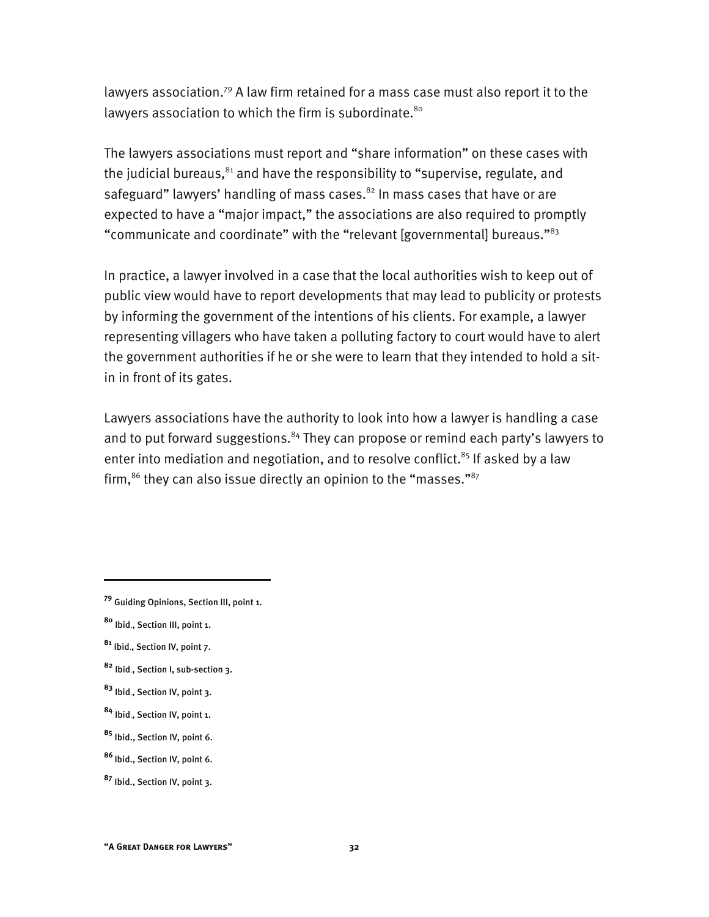lawyers association.[79] A law firm retained for a mass case must also report it to the lawyers association to which the firm is subordinate.[80]

The lawyers associations must report and "share information" on these cases with the judicial bureaus,[81] and have the responsibility to "supervise, regulate, and safeguard" lawyers' handling of mass cases.[82] In mass cases that have or are expected to have a "major impact," the associations are also required to promptly "communicate and coordinate" with the "relevant [governmental] bureaus."[83]

In practice, a lawyer involved in a case that the local authorities wish to keep out of public view would have to report developments that may lead to publicity or protests by informing the government of the intentions of his clients. For example, a lawyer representing villagers who have taken a polluting factory to court would have to alert the government authorities if he or she were to learn that they intended to hold a sit-in in front of its gates.

Lawyers associations have the authority to look into how a lawyer is handling a case and to put forward suggestions.[84] They can propose or remind each party's lawyers to enter into mediation and negotiation, and to resolve conflict.[85] If asked by a law firm,[86] they can also issue directly an opinion to the "masses."[87]

---

[79] Guiding Opinions, Section III, point 1.

[80] Ibid., Section III, point 1.

[81] Ibid., Section IV, point 7.

[82] Ibid., Section I, sub-section 3.

[83] Ibid., Section IV, point 3.

[84] Ibid., Section IV, point 1.

[85] Ibid., Section IV, point 6.

[86] Ibid., Section IV, point 6.

[87] Ibid., Section IV, point 3.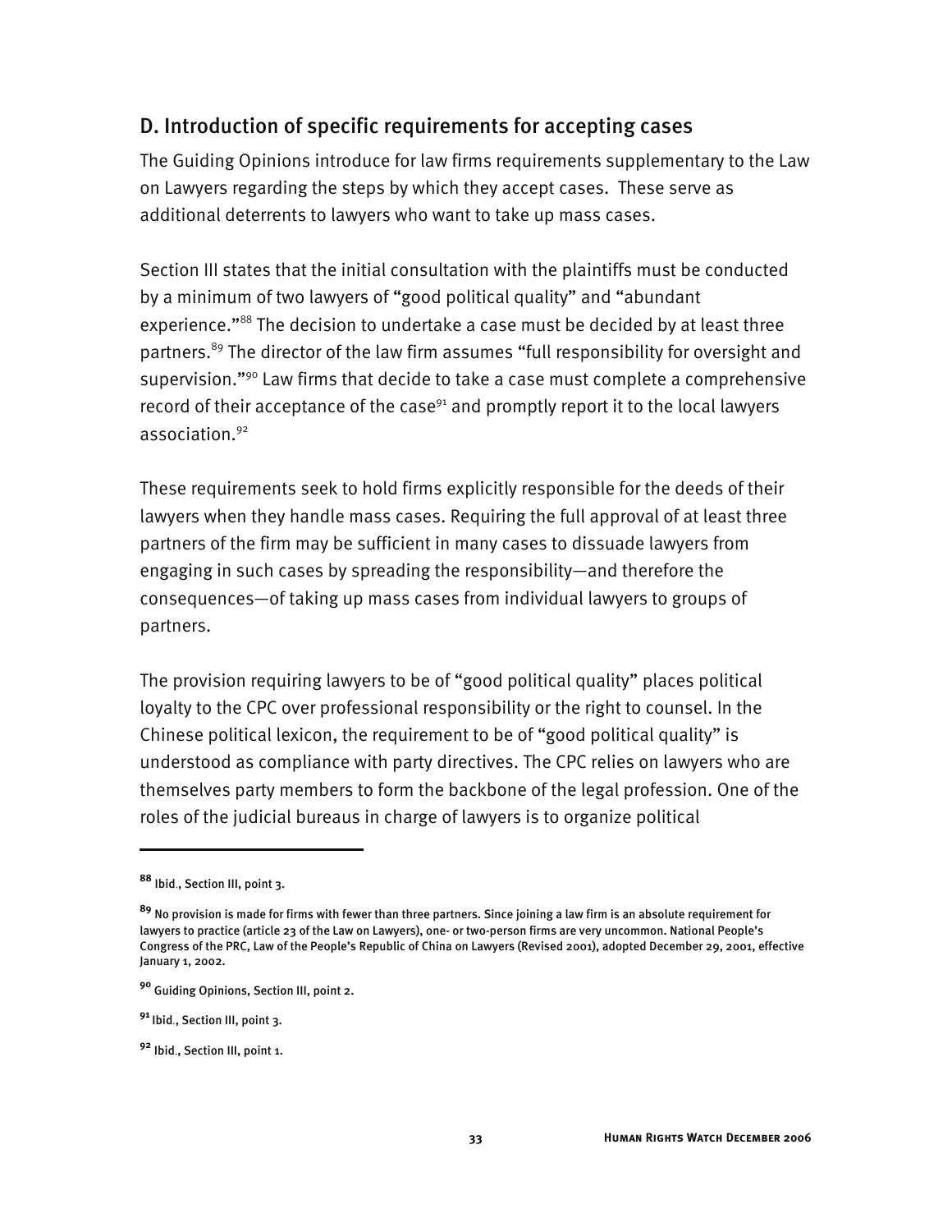## D. Introduction of specific requirements for accepting cases

The Guiding Opinions introduce for law firms requirements supplementary to the Law on Lawyers regarding the steps by which they accept cases. These serve as additional deterrents to lawyers who want to take up mass cases.

Section III states that the initial consultation with the plaintiffs must be conducted by a minimum of two lawyers of "good political quality" and "abundant experience."[88] The decision to undertake a case must be decided by at least three partners.[89] The director of the law firm assumes "full responsibility for oversight and supervision."[90] Law firms that decide to take a case must complete a comprehensive record of their acceptance of the case[91] and promptly report it to the local lawyers association.[92]

These requirements seek to hold firms explicitly responsible for the deeds of their lawyers when they handle mass cases. Requiring the full approval of at least three partners of the firm may be sufficient in many cases to dissuade lawyers from engaging in such cases by spreading the responsibility—and therefore the consequences—of taking up mass cases from individual lawyers to groups of partners.

The provision requiring lawyers to be of "good political quality" places political loyalty to the CPC over professional responsibility or the right to counsel. In the Chinese political lexicon, the requirement to be of "good political quality" is understood as compliance with party directives. The CPC relies on lawyers who are themselves party members to form the backbone of the legal profession. One of the roles of the judicial bureaus in charge of lawyers is to organize political

---

[88] Ibid., Section III, point 3.

[89] No provision is made for firms with fewer than three partners. Since joining a law firm is an absolute requirement for lawyers to practice (article 23 of the Law on Lawyers), one- or two-person firms are very uncommon. National People's Congress of the PRC, Law of the People's Republic of China on Lawyers (Revised 2001), adopted December 29, 2001, effective January 1, 2002.

[90] Guiding Opinions, Section III, point 2.

[91] Ibid., Section III, point 3.

[92] Ibid., Section III, point 1.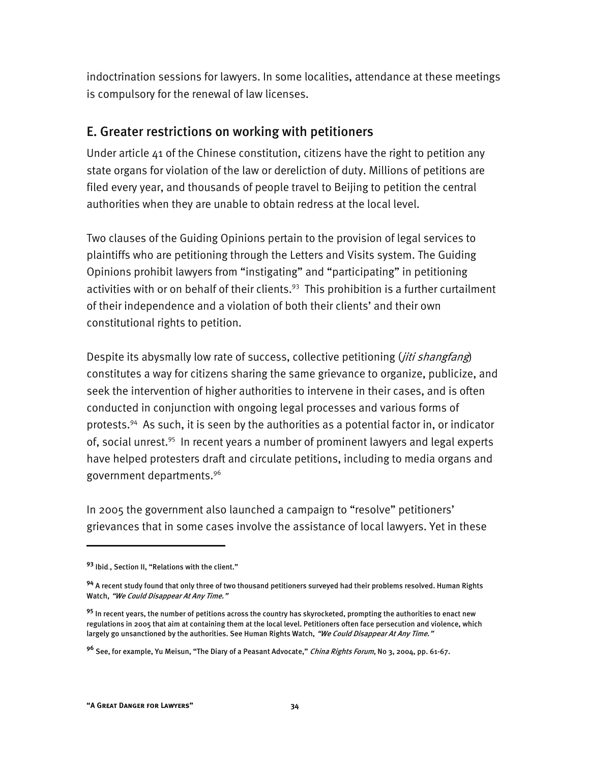indoctrination sessions for lawyers. In some localities, attendance at these meetings is compulsory for the renewal of law licenses.

## E. Greater restrictions on working with petitioners

Under article 41 of the Chinese constitution, citizens have the right to petition any state organs for violation of the law or dereliction of duty. Millions of petitions are filed every year, and thousands of people travel to Beijing to petition the central authorities when they are unable to obtain redress at the local level.

Two clauses of the Guiding Opinions pertain to the provision of legal services to plaintiffs who are petitioning through the Letters and Visits system. The Guiding Opinions prohibit lawyers from "instigating" and "participating" in petitioning activities with or on behalf of their clients.[93] This prohibition is a further curtailment of their independence and a violation of both their clients' and their own constitutional rights to petition.

Despite its abysmally low rate of success, collective petitioning (*jiti shangfang*) constitutes a way for citizens sharing the same grievance to organize, publicize, and seek the intervention of higher authorities to intervene in their cases, and is often conducted in conjunction with ongoing legal processes and various forms of protests.[94] As such, it is seen by the authorities as a potential factor in, or indicator of, social unrest.[95] In recent years a number of prominent lawyers and legal experts have helped protesters draft and circulate petitions, including to media organs and government departments.[96]

In 2005 the government also launched a campaign to "resolve" petitioners' grievances that in some cases involve the assistance of local lawyers. Yet in these

---

**93** Ibid., Section II, "Relations with the client."

**94** A recent study found that only three of two thousand petitioners surveyed had their problems resolved. Human Rights Watch, *"We Could Disappear At Any Time."*

**95** In recent years, the number of petitions across the country has skyrocketed, prompting the authorities to enact new regulations in 2005 that aim at containing them at the local level. Petitioners often face persecution and violence, which largely go unsanctioned by the authorities. See Human Rights Watch, *"We Could Disappear At Any Time."*

**96** See, for example, Yu Meisun, "The Diary of a Peasant Advocate," *China Rights Forum*, No 3, 2004, pp. 61-67.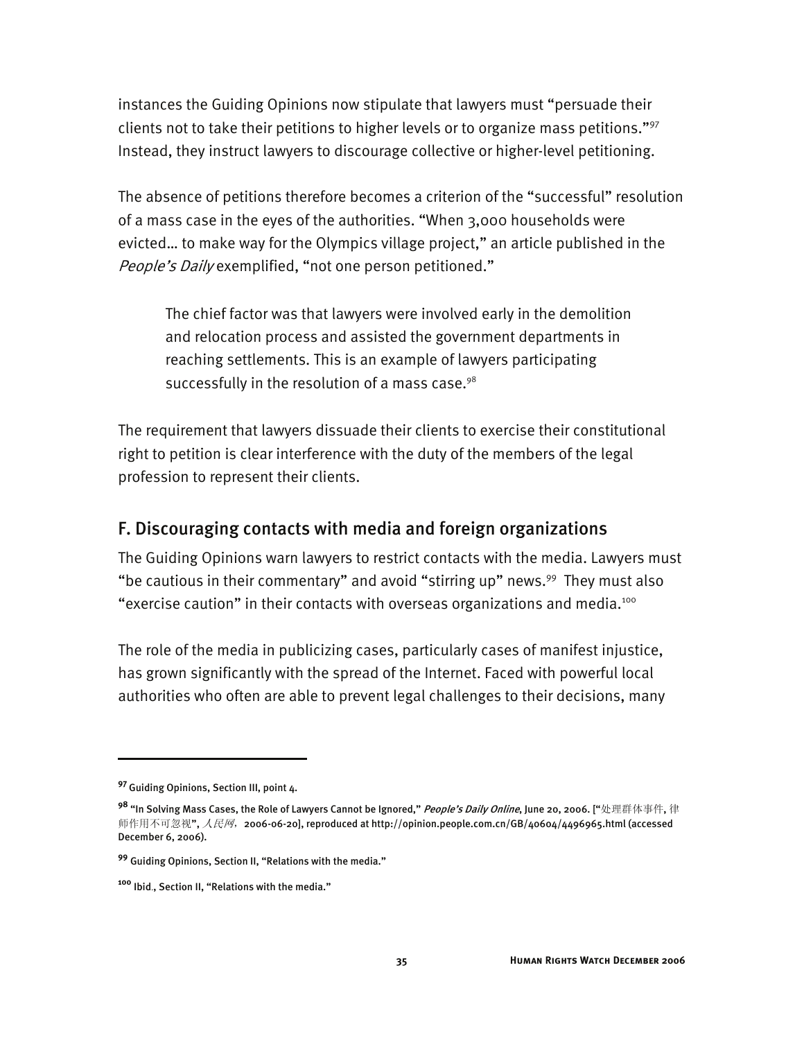instances the Guiding Opinions now stipulate that lawyers must "persuade their clients not to take their petitions to higher levels or to organize mass petitions."[97] Instead, they instruct lawyers to discourage collective or higher-level petitioning.

The absence of petitions therefore becomes a criterion of the "successful" resolution of a mass case in the eyes of the authorities. "When 3,000 households were evicted… to make way for the Olympics village project," an article published in the *People's Daily* exemplified, "not one person petitioned."

> The chief factor was that lawyers were involved early in the demolition and relocation process and assisted the government departments in reaching settlements. This is an example of lawyers participating successfully in the resolution of a mass case.[98]

The requirement that lawyers dissuade their clients to exercise their constitutional right to petition is clear interference with the duty of the members of the legal profession to represent their clients.

## F. Discouraging contacts with media and foreign organizations

The Guiding Opinions warn lawyers to restrict contacts with the media. Lawyers must "be cautious in their commentary" and avoid "stirring up" news.[99] They must also "exercise caution" in their contacts with overseas organizations and media.[100]

The role of the media in publicizing cases, particularly cases of manifest injustice, has grown significantly with the spread of the Internet. Faced with powerful local authorities who often are able to prevent legal challenges to their decisions, many

---

[97] Guiding Opinions, Section III, point 4.

[98] "In Solving Mass Cases, the Role of Lawyers Cannot be Ignored," *People's Daily Online*, June 20, 2006. ["处理群体事件, 律师作用不可忽视", *人民网*，2006-06-20], reproduced at http://opinion.people.com.cn/GB/40604/4496965.html (accessed December 6, 2006).

[99] Guiding Opinions, Section II, "Relations with the media."

[100] Ibid., Section II, "Relations with the media."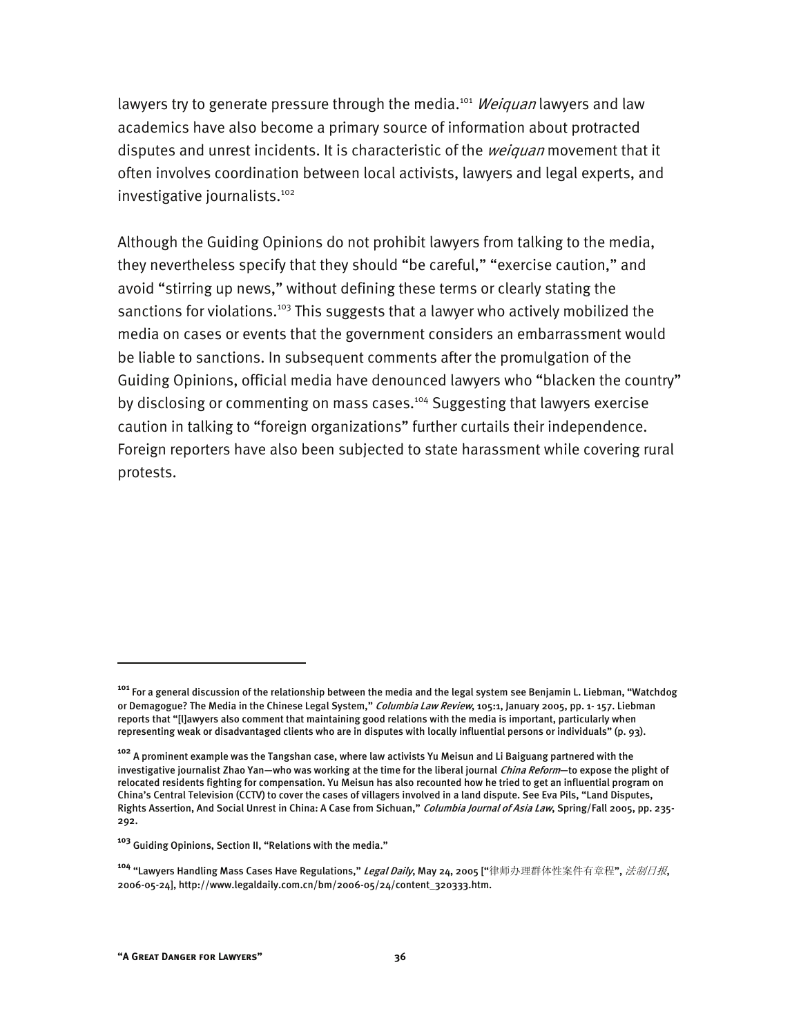lawyers try to generate pressure through the media.[101] *Weiquan* lawyers and law academics have also become a primary source of information about protracted disputes and unrest incidents. It is characteristic of the *weiquan* movement that it often involves coordination between local activists, lawyers and legal experts, and investigative journalists.[102]

Although the Guiding Opinions do not prohibit lawyers from talking to the media, they nevertheless specify that they should "be careful," "exercise caution," and avoid "stirring up news," without defining these terms or clearly stating the sanctions for violations.[103] This suggests that a lawyer who actively mobilized the media on cases or events that the government considers an embarrassment would be liable to sanctions. In subsequent comments after the promulgation of the Guiding Opinions, official media have denounced lawyers who "blacken the country" by disclosing or commenting on mass cases.[104] Suggesting that lawyers exercise caution in talking to "foreign organizations" further curtails their independence. Foreign reporters have also been subjected to state harassment while covering rural protests.

---

[101] For a general discussion of the relationship between the media and the legal system see Benjamin L. Liebman, "Watchdog or Demagogue? The Media in the Chinese Legal System," *Columbia Law Review*, 105:1, January 2005, pp. 1- 157. Liebman reports that "[l]awyers also comment that maintaining good relations with the media is important, particularly when representing weak or disadvantaged clients who are in disputes with locally influential persons or individuals" (p. 93).

[102] A prominent example was the Tangshan case, where law activists Yu Meisun and Li Baiguang partnered with the investigative journalist Zhao Yan—who was working at the time for the liberal journal *China Reform*—to expose the plight of relocated residents fighting for compensation. Yu Meisun has also recounted how he tried to get an influential program on China's Central Television (CCTV) to cover the cases of villagers involved in a land dispute. See Eva Pils, "Land Disputes, Rights Assertion, And Social Unrest in China: A Case from Sichuan," *Columbia Journal of Asia Law*, Spring/Fall 2005, pp. 235-292.

[103] Guiding Opinions, Section II, "Relations with the media."

[104] "Lawyers Handling Mass Cases Have Regulations," *Legal Daily*, May 24, 2005 ["律师办理群体性案件有章程", *法制日报*, 2006-05-24], http://www.legaldaily.com.cn/bm/2006-05/24/content_320333.htm.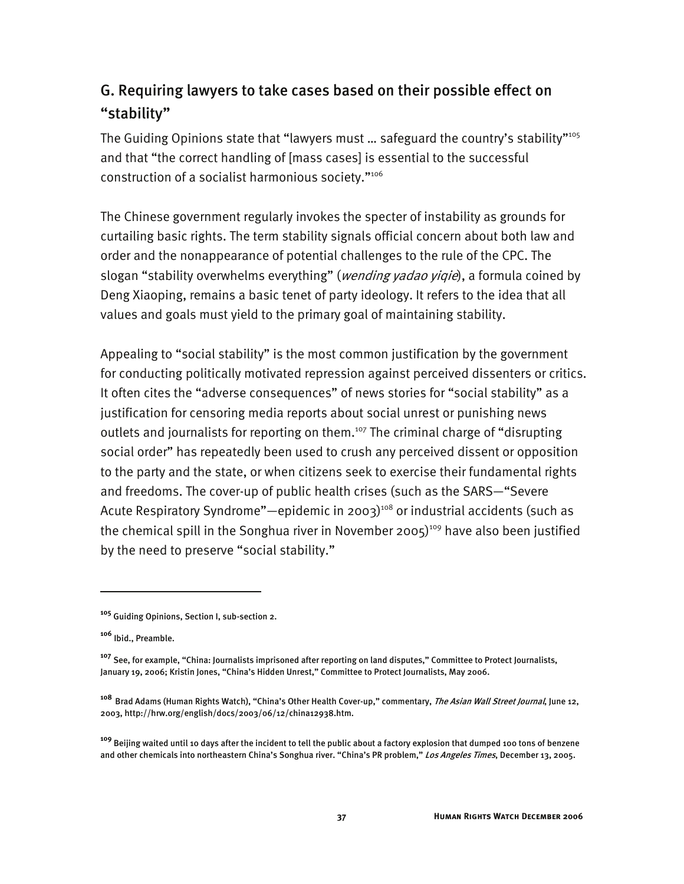## G. Requiring lawyers to take cases based on their possible effect on "stability"

The Guiding Opinions state that "lawyers must … safeguard the country's stability"[105] and that "the correct handling of [mass cases] is essential to the successful construction of a socialist harmonious society."[106]

The Chinese government regularly invokes the specter of instability as grounds for curtailing basic rights. The term stability signals official concern about both law and order and the nonappearance of potential challenges to the rule of the CPC. The slogan "stability overwhelms everything" (*wending yadao yiqie*), a formula coined by Deng Xiaoping, remains a basic tenet of party ideology. It refers to the idea that all values and goals must yield to the primary goal of maintaining stability.

Appealing to "social stability" is the most common justification by the government for conducting politically motivated repression against perceived dissenters or critics. It often cites the "adverse consequences" of news stories for "social stability" as a justification for censoring media reports about social unrest or punishing news outlets and journalists for reporting on them.[107] The criminal charge of "disrupting social order" has repeatedly been used to crush any perceived dissent or opposition to the party and the state, or when citizens seek to exercise their fundamental rights and freedoms. The cover-up of public health crises (such as the SARS—"Severe Acute Respiratory Syndrome"—epidemic in 2003)[108] or industrial accidents (such as the chemical spill in the Songhua river in November 2005)[109] have also been justified by the need to preserve "social stability."

---

[105] Guiding Opinions, Section I, sub-section 2.

[106] Ibid., Preamble.

[107] See, for example, "China: Journalists imprisoned after reporting on land disputes," Committee to Protect Journalists, January 19, 2006; Kristin Jones, "China's Hidden Unrest," Committee to Protect Journalists, May 2006.

[108] Brad Adams (Human Rights Watch), "China's Other Health Cover-up," commentary, *The Asian Wall Street Journal*, June 12, 2003, http://hrw.org/english/docs/2003/06/12/china12938.htm.

[109] Beijing waited until 10 days after the incident to tell the public about a factory explosion that dumped 100 tons of benzene and other chemicals into northeastern China's Songhua river. "China's PR problem," *Los Angeles Times*, December 13, 2005.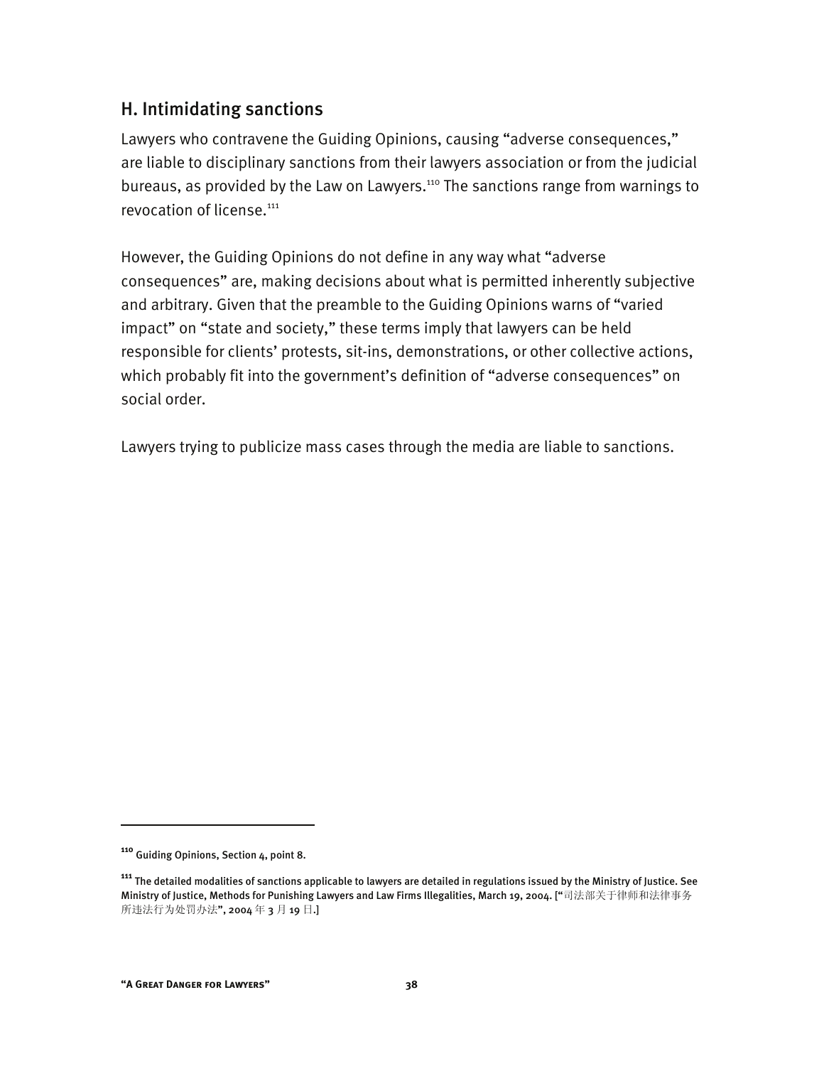## H. Intimidating sanctions

Lawyers who contravene the Guiding Opinions, causing "adverse consequences," are liable to disciplinary sanctions from their lawyers association or from the judicial bureaus, as provided by the Law on Lawyers.[110] The sanctions range from warnings to revocation of license.[111]

However, the Guiding Opinions do not define in any way what "adverse consequences" are, making decisions about what is permitted inherently subjective and arbitrary. Given that the preamble to the Guiding Opinions warns of "varied impact" on "state and society," these terms imply that lawyers can be held responsible for clients' protests, sit-ins, demonstrations, or other collective actions, which probably fit into the government's definition of "adverse consequences" on social order.

Lawyers trying to publicize mass cases through the media are liable to sanctions.

---

[110] Guiding Opinions, Section 4, point 8.

[111] The detailed modalities of sanctions applicable to lawyers are detailed in regulations issued by the Ministry of Justice. See Ministry of Justice, Methods for Punishing Lawyers and Law Firms Illegalities, March 19, 2004. ["司法部关于律师和法律事务所违法行为处罚办法", 2004 年 3 月 19 日.]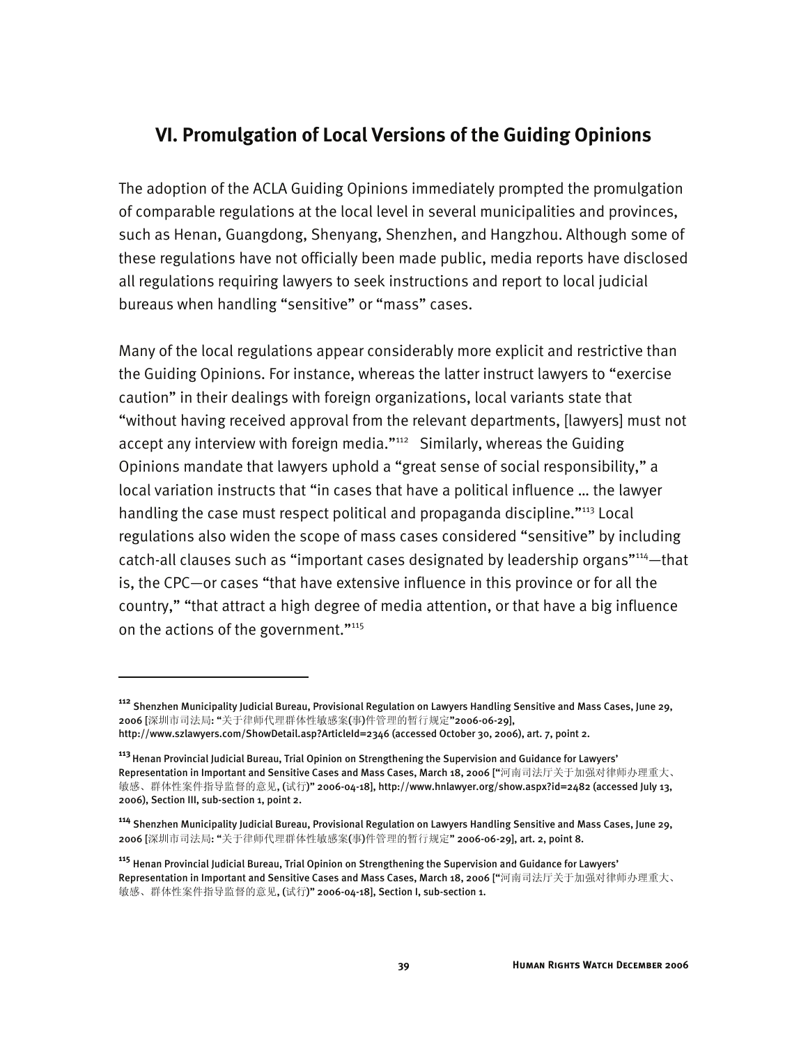## VI. Promulgation of Local Versions of the Guiding Opinions

The adoption of the ACLA Guiding Opinions immediately prompted the promulgation of comparable regulations at the local level in several municipalities and provinces, such as Henan, Guangdong, Shenyang, Shenzhen, and Hangzhou. Although some of these regulations have not officially been made public, media reports have disclosed all regulations requiring lawyers to seek instructions and report to local judicial bureaus when handling "sensitive" or "mass" cases.

Many of the local regulations appear considerably more explicit and restrictive than the Guiding Opinions. For instance, whereas the latter instruct lawyers to "exercise caution" in their dealings with foreign organizations, local variants state that "without having received approval from the relevant departments, [lawyers] must not accept any interview with foreign media."[112] Similarly, whereas the Guiding Opinions mandate that lawyers uphold a "great sense of social responsibility," a local variation instructs that "in cases that have a political influence … the lawyer handling the case must respect political and propaganda discipline."[113] Local regulations also widen the scope of mass cases considered "sensitive" by including catch-all clauses such as "important cases designated by leadership organs"[114]—that is, the CPC—or cases "that have extensive influence in this province or for all the country," "that attract a high degree of media attention, or that have a big influence on the actions of the government."[115]

---

[112] Shenzhen Municipality Judicial Bureau, Provisional Regulation on Lawyers Handling Sensitive and Mass Cases, June 29, 2006 [深圳市司法局: "关于律师代理群体性敏感案(事)件管理的暂行规定"2006-06-29], http://www.szlawyers.com/ShowDetail.asp?ArticleId=2346 (accessed October 30, 2006), art. 7, point 2.

[113] Henan Provincial Judicial Bureau, Trial Opinion on Strengthening the Supervision and Guidance for Lawyers' Representation in Important and Sensitive Cases and Mass Cases, March 18, 2006 ["河南司法厅关于加强对律师办理重大、敏感、群体性案件指导监督的意见, (试行)" 2006-04-18], http://www.hnlawyer.org/show.aspx?id=2482 (accessed July 13, 2006), Section III, sub-section 1, point 2.

[114] Shenzhen Municipality Judicial Bureau, Provisional Regulation on Lawyers Handling Sensitive and Mass Cases, June 29, 2006 [深圳市司法局: "关于律师代理群体性敏感案(事)件管理的暂行规定" 2006-06-29], art. 2, point 8.

[115] Henan Provincial Judicial Bureau, Trial Opinion on Strengthening the Supervision and Guidance for Lawyers' Representation in Important and Sensitive Cases and Mass Cases, March 18, 2006 ["河南司法厅关于加强对律师办理重大、敏感、群体性案件指导监督的意见, (试行)" 2006-04-18], Section I, sub-section 1.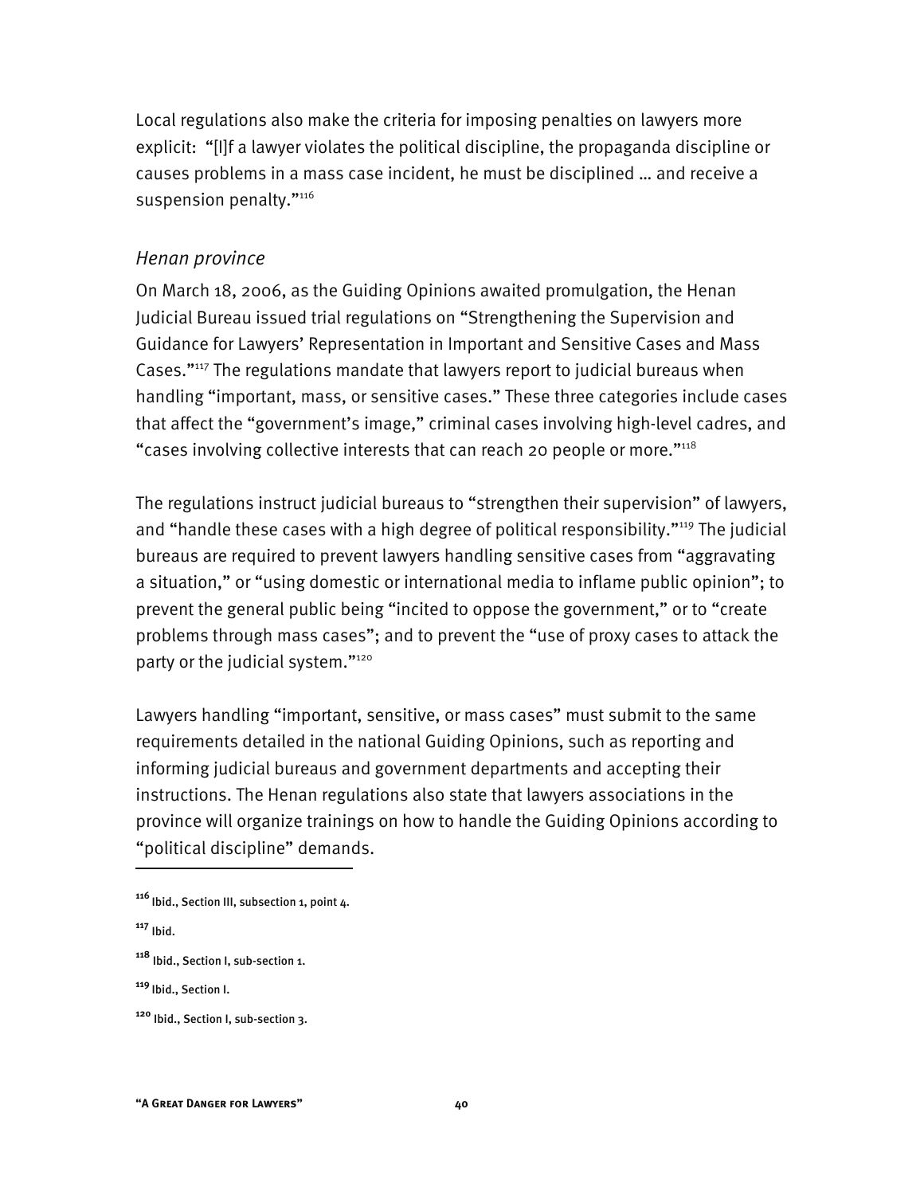Local regulations also make the criteria for imposing penalties on lawyers more explicit: "[I]f a lawyer violates the political discipline, the propaganda discipline or causes problems in a mass case incident, he must be disciplined … and receive a suspension penalty."[116]

### *Henan province*

On March 18, 2006, as the Guiding Opinions awaited promulgation, the Henan Judicial Bureau issued trial regulations on "Strengthening the Supervision and Guidance for Lawyers' Representation in Important and Sensitive Cases and Mass Cases."[117] The regulations mandate that lawyers report to judicial bureaus when handling "important, mass, or sensitive cases." These three categories include cases that affect the "government's image," criminal cases involving high-level cadres, and "cases involving collective interests that can reach 20 people or more."[118]

The regulations instruct judicial bureaus to "strengthen their supervision" of lawyers, and "handle these cases with a high degree of political responsibility."[119] The judicial bureaus are required to prevent lawyers handling sensitive cases from "aggravating a situation," or "using domestic or international media to inflame public opinion"; to prevent the general public being "incited to oppose the government," or to "create problems through mass cases"; and to prevent the "use of proxy cases to attack the party or the judicial system."[120]

Lawyers handling "important, sensitive, or mass cases" must submit to the same requirements detailed in the national Guiding Opinions, such as reporting and informing judicial bureaus and government departments and accepting their instructions. The Henan regulations also state that lawyers associations in the province will organize trainings on how to handle the Guiding Opinions according to "political discipline" demands.

---

[116] Ibid., Section III, subsection 1, point 4.

[117] Ibid.

[118] Ibid., Section I, sub-section 1.

[119] Ibid., Section I.

[120] Ibid., Section I, sub-section 3.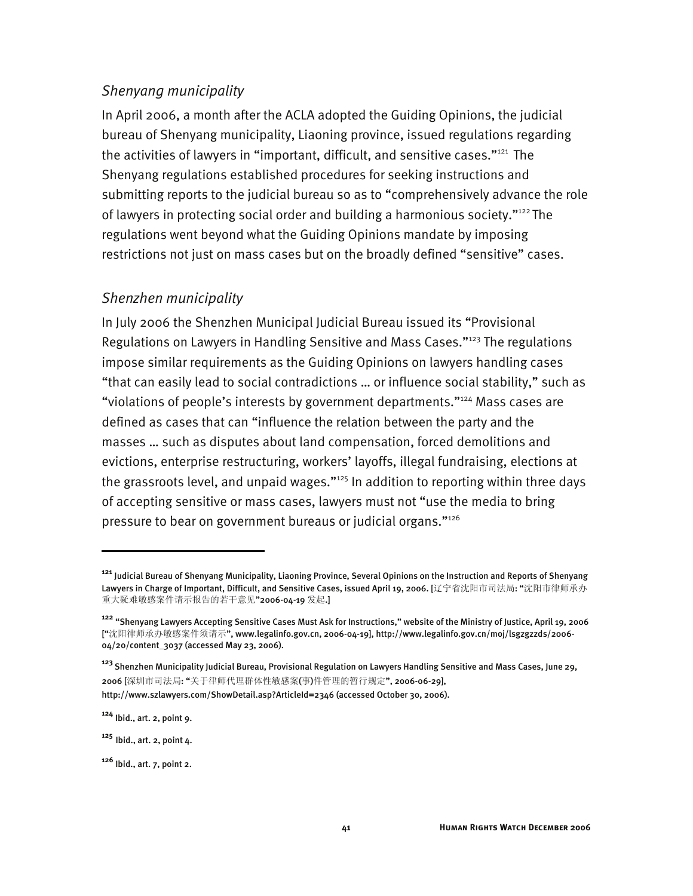### *Shenyang municipality*

In April 2006, a month after the ACLA adopted the Guiding Opinions, the judicial bureau of Shenyang municipality, Liaoning province, issued regulations regarding the activities of lawyers in "important, difficult, and sensitive cases."[121] The Shenyang regulations established procedures for seeking instructions and submitting reports to the judicial bureau so as to "comprehensively advance the role of lawyers in protecting social order and building a harmonious society."[122] The regulations went beyond what the Guiding Opinions mandate by imposing restrictions not just on mass cases but on the broadly defined "sensitive" cases.

### *Shenzhen municipality*

In July 2006 the Shenzhen Municipal Judicial Bureau issued its "Provisional Regulations on Lawyers in Handling Sensitive and Mass Cases."[123] The regulations impose similar requirements as the Guiding Opinions on lawyers handling cases "that can easily lead to social contradictions … or influence social stability," such as "violations of people's interests by government departments."[124] Mass cases are defined as cases that can "influence the relation between the party and the masses … such as disputes about land compensation, forced demolitions and evictions, enterprise restructuring, workers' layoffs, illegal fundraising, elections at the grassroots level, and unpaid wages."[125] In addition to reporting within three days of accepting sensitive or mass cases, lawyers must not "use the media to bring pressure to bear on government bureaus or judicial organs."[126]

---

[121] Judicial Bureau of Shenyang Municipality, Liaoning Province, Several Opinions on the Instruction and Reports of Shenyang Lawyers in Charge of Important, Difficult, and Sensitive Cases, issued April 19, 2006. [辽宁省沈阳市司法局: "沈阳市律师承办重大疑难敏感案件请示报告的若干意见"2006-04-19 发起.]

[122] "Shenyang Lawyers Accepting Sensitive Cases Must Ask for Instructions," website of the Ministry of Justice, April 19, 2006 ["沈阳律师承办敏感案件须请示", www.legalinfo.gov.cn, 2006-04-19], http://www.legalinfo.gov.cn/moj/lsgzgzds/2006-04/20/content_3037 (accessed May 23, 2006).

[123] Shenzhen Municipality Judicial Bureau, Provisional Regulation on Lawyers Handling Sensitive and Mass Cases, June 29, 2006 [深圳市司法局: "关于律师代理群体性敏感案(事)件管理的暂行规定", 2006-06-29], http://www.szlawyers.com/ShowDetail.asp?ArticleId=2346 (accessed October 30, 2006).

[124] Ibid., art. 2, point 9.

[125] Ibid., art. 2, point 4.

[126] Ibid., art. 7, point 2.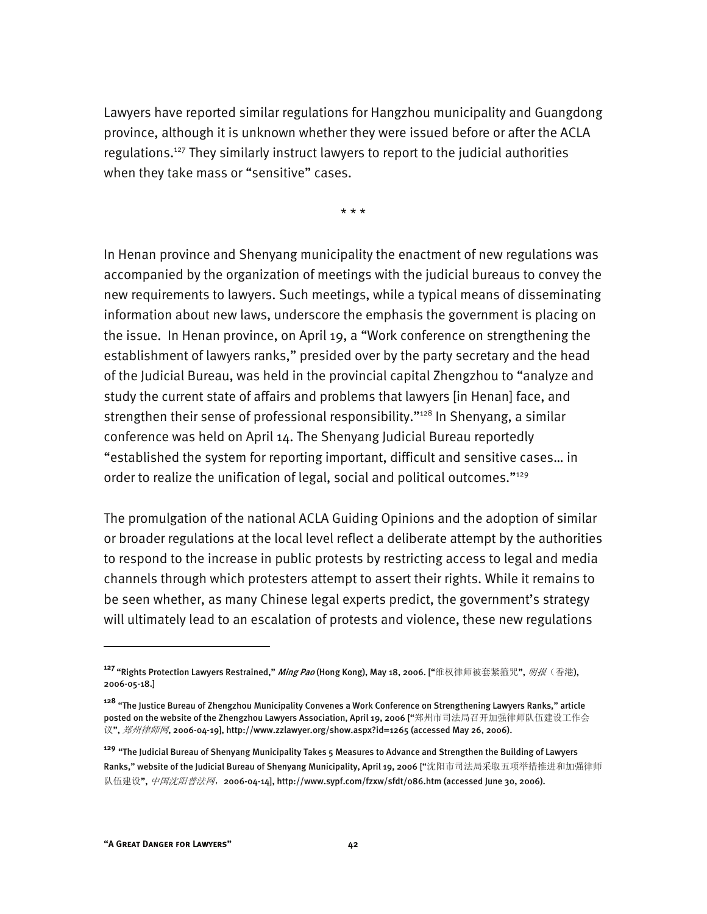Lawyers have reported similar regulations for Hangzhou municipality and Guangdong province, although it is unknown whether they were issued before or after the ACLA regulations.[127] They similarly instruct lawyers to report to the judicial authorities when they take mass or "sensitive" cases.

\* \* \*

In Henan province and Shenyang municipality the enactment of new regulations was accompanied by the organization of meetings with the judicial bureaus to convey the new requirements to lawyers. Such meetings, while a typical means of disseminating information about new laws, underscore the emphasis the government is placing on the issue. In Henan province, on April 19, a "Work conference on strengthening the establishment of lawyers ranks," presided over by the party secretary and the head of the Judicial Bureau, was held in the provincial capital Zhengzhou to "analyze and study the current state of affairs and problems that lawyers [in Henan] face, and strengthen their sense of professional responsibility."[128] In Shenyang, a similar conference was held on April 14. The Shenyang Judicial Bureau reportedly "established the system for reporting important, difficult and sensitive cases… in order to realize the unification of legal, social and political outcomes."[129]

The promulgation of the national ACLA Guiding Opinions and the adoption of similar or broader regulations at the local level reflect a deliberate attempt by the authorities to respond to the increase in public protests by restricting access to legal and media channels through which protesters attempt to assert their rights. While it remains to be seen whether, as many Chinese legal experts predict, the government's strategy will ultimately lead to an escalation of protests and violence, these new regulations

---

[127] "Rights Protection Lawyers Restrained," *Ming Pao* (Hong Kong), May 18, 2006. ["维权律师被套紧箍咒", *明报*（香港), 2006-05-18.]

[128] "The Justice Bureau of Zhengzhou Municipality Convenes a Work Conference on Strengthening Lawyers Ranks," article posted on the website of the Zhengzhou Lawyers Association, April 19, 2006 ["郑州市司法局召开加强律师队伍建设工作会议", *郑州律师网*, 2006-04-19], http://www.zzlawyer.org/show.aspx?id=1265 (accessed May 26, 2006).

[129] "The Judicial Bureau of Shenyang Municipality Takes 5 Measures to Advance and Strengthen the Building of Lawyers Ranks," website of the Judicial Bureau of Shenyang Municipality, April 19, 2006 ["沈阳市司法局采取五项举措推进和加强律师队伍建设", *中国沈阳普法网*，2006-04-14], http://www.sypf.com/fzxw/sfdt/086.htm (accessed June 30, 2006).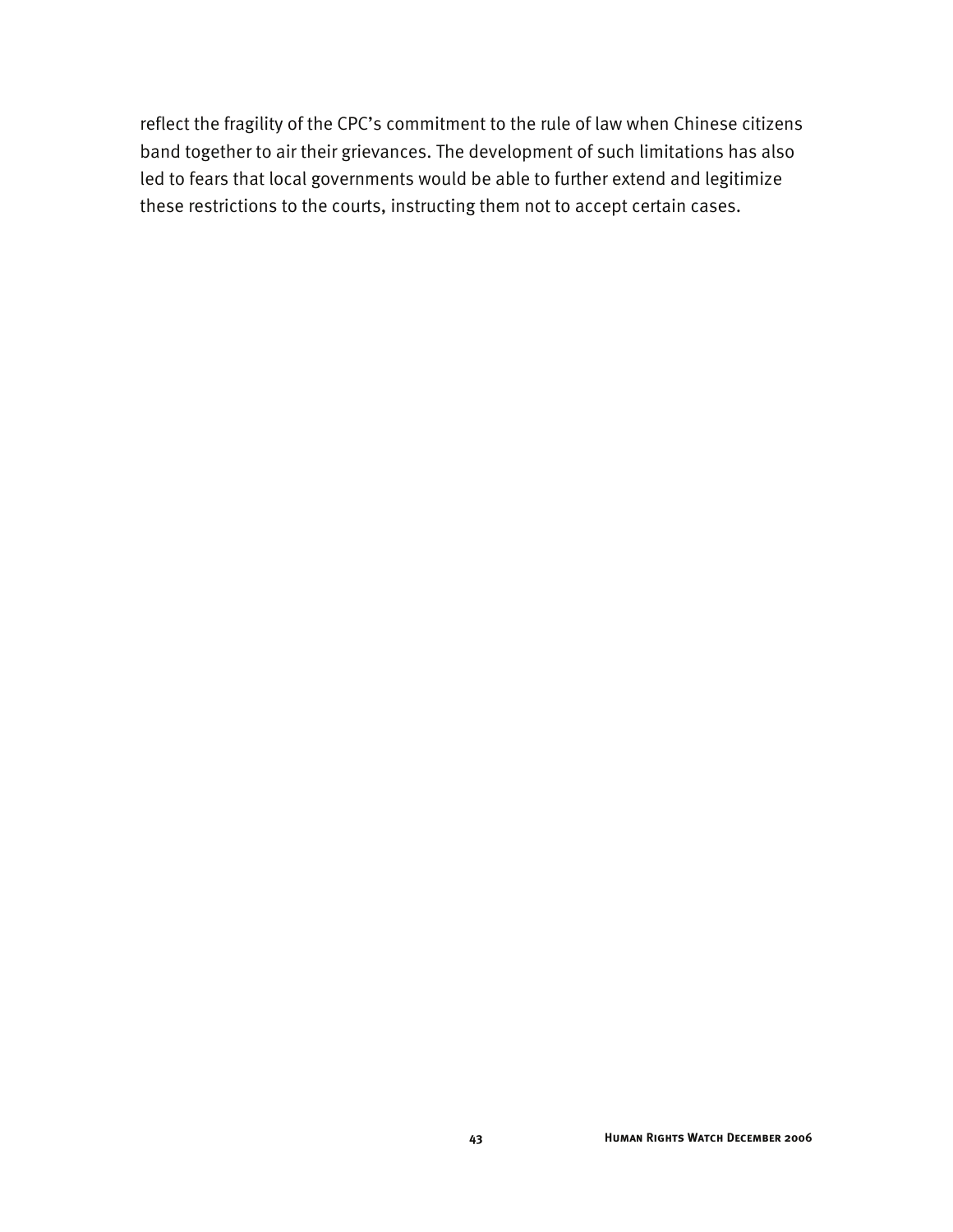reflect the fragility of the CPC's commitment to the rule of law when Chinese citizens band together to air their grievances. The development of such limitations has also led to fears that local governments would be able to further extend and legitimize these restrictions to the courts, instructing them not to accept certain cases.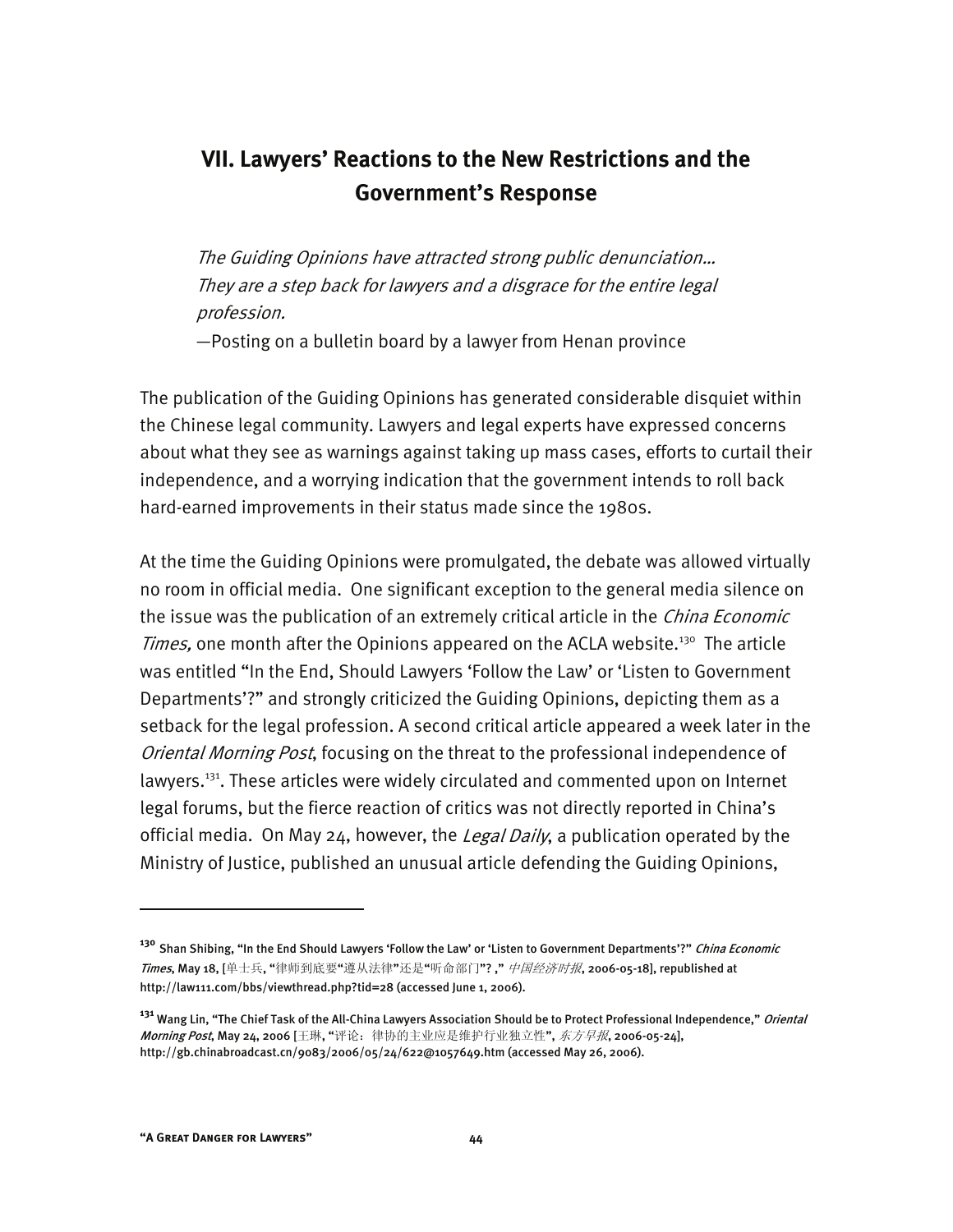## VII. Lawyers' Reactions to the New Restrictions and the Government's Response

> *The Guiding Opinions have attracted strong public denunciation… They are a step back for lawyers and a disgrace for the entire legal profession.*
>
> —Posting on a bulletin board by a lawyer from Henan province

The publication of the Guiding Opinions has generated considerable disquiet within the Chinese legal community. Lawyers and legal experts have expressed concerns about what they see as warnings against taking up mass cases, efforts to curtail their independence, and a worrying indication that the government intends to roll back hard-earned improvements in their status made since the 1980s.

At the time the Guiding Opinions were promulgated, the debate was allowed virtually no room in official media. One significant exception to the general media silence on the issue was the publication of an extremely critical article in the *China Economic Times,* one month after the Opinions appeared on the ACLA website.[130] The article was entitled "In the End, Should Lawyers 'Follow the Law' or 'Listen to Government Departments'?" and strongly criticized the Guiding Opinions, depicting them as a setback for the legal profession. A second critical article appeared a week later in the *Oriental Morning Post*, focusing on the threat to the professional independence of lawyers.[131]. These articles were widely circulated and commented upon on Internet legal forums, but the fierce reaction of critics was not directly reported in China's official media. On May 24, however, the *Legal Daily*, a publication operated by the Ministry of Justice, published an unusual article defending the Guiding Opinions,

---

[130] Shan Shibing, "In the End Should Lawyers 'Follow the Law' or 'Listen to Government Departments'?" *China Economic Times*, May 18, [单士兵, "律师到底要"遵从法律"还是"听命部门"? ," *中国经济时报*, 2006-05-18], republished at http://law111.com/bbs/viewthread.php?tid=28 (accessed June 1, 2006).

[131] Wang Lin, "The Chief Task of the All-China Lawyers Association Should be to Protect Professional Independence," *Oriental Morning Post*, May 24, 2006 [王琳, "评论：律协的主业应是维护行业独立性", *东方早报*, 2006-05-24], http://gb.chinabroadcast.cn/9083/2006/05/24/622@1057649.htm (accessed May 26, 2006).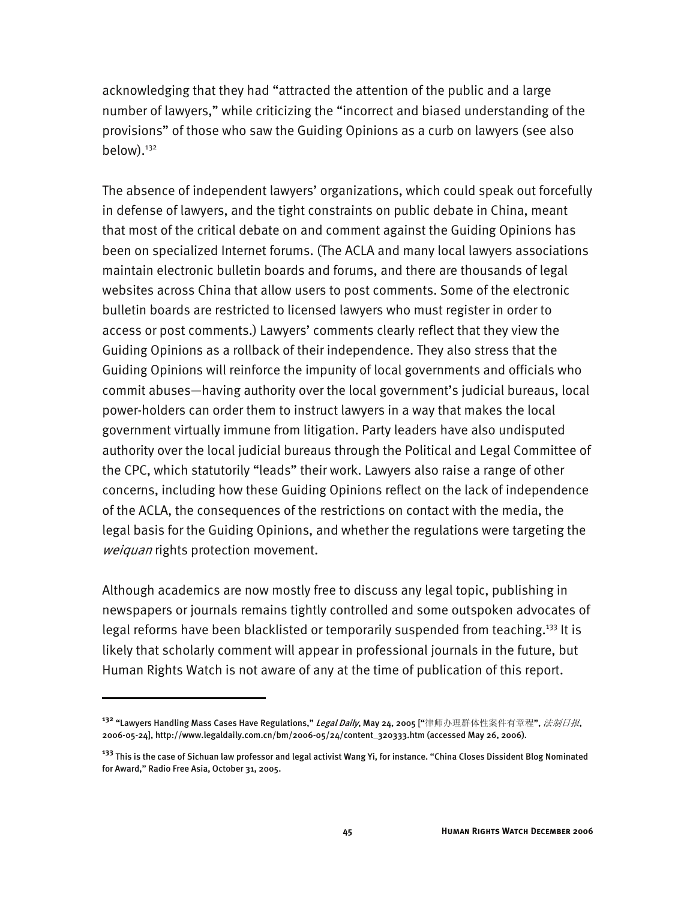acknowledging that they had "attracted the attention of the public and a large number of lawyers," while criticizing the "incorrect and biased understanding of the provisions" of those who saw the Guiding Opinions as a curb on lawyers (see also below).[132]

The absence of independent lawyers' organizations, which could speak out forcefully in defense of lawyers, and the tight constraints on public debate in China, meant that most of the critical debate on and comment against the Guiding Opinions has been on specialized Internet forums. (The ACLA and many local lawyers associations maintain electronic bulletin boards and forums, and there are thousands of legal websites across China that allow users to post comments. Some of the electronic bulletin boards are restricted to licensed lawyers who must register in order to access or post comments.) Lawyers' comments clearly reflect that they view the Guiding Opinions as a rollback of their independence. They also stress that the Guiding Opinions will reinforce the impunity of local governments and officials who commit abuses—having authority over the local government's judicial bureaus, local power-holders can order them to instruct lawyers in a way that makes the local government virtually immune from litigation. Party leaders have also undisputed authority over the local judicial bureaus through the Political and Legal Committee of the CPC, which statutorily "leads" their work. Lawyers also raise a range of other concerns, including how these Guiding Opinions reflect on the lack of independence of the ACLA, the consequences of the restrictions on contact with the media, the legal basis for the Guiding Opinions, and whether the regulations were targeting the *weiquan* rights protection movement.

Although academics are now mostly free to discuss any legal topic, publishing in newspapers or journals remains tightly controlled and some outspoken advocates of legal reforms have been blacklisted or temporarily suspended from teaching.[133] It is likely that scholarly comment will appear in professional journals in the future, but Human Rights Watch is not aware of any at the time of publication of this report.

---

[132] "Lawyers Handling Mass Cases Have Regulations," *Legal Daily*, May 24, 2005 ["律师办理群体性案件有章程", *法制日报*, 2006-05-24], http://www.legaldaily.com.cn/bm/2006-05/24/content_320333.htm (accessed May 26, 2006).

[133] This is the case of Sichuan law professor and legal activist Wang Yi, for instance. "China Closes Dissident Blog Nominated for Award," Radio Free Asia, October 31, 2005.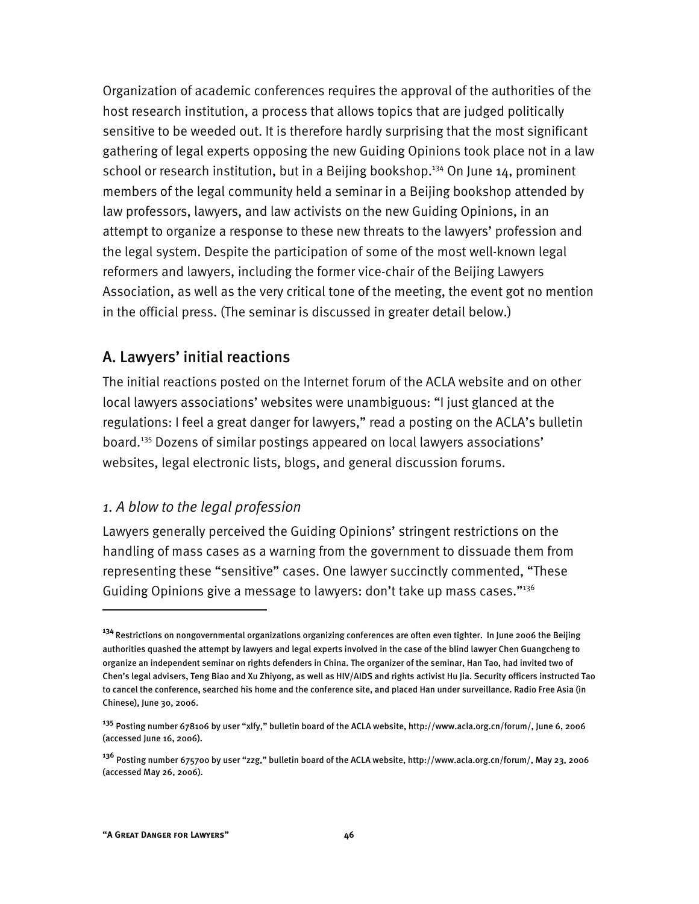Organization of academic conferences requires the approval of the authorities of the host research institution, a process that allows topics that are judged politically sensitive to be weeded out. It is therefore hardly surprising that the most significant gathering of legal experts opposing the new Guiding Opinions took place not in a law school or research institution, but in a Beijing bookshop.[134] On June 14, prominent members of the legal community held a seminar in a Beijing bookshop attended by law professors, lawyers, and law activists on the new Guiding Opinions, in an attempt to organize a response to these new threats to the lawyers' profession and the legal system. Despite the participation of some of the most well-known legal reformers and lawyers, including the former vice-chair of the Beijing Lawyers Association, as well as the very critical tone of the meeting, the event got no mention in the official press. (The seminar is discussed in greater detail below.)

## A. Lawyers' initial reactions

The initial reactions posted on the Internet forum of the ACLA website and on other local lawyers associations' websites were unambiguous: "I just glanced at the regulations: I feel a great danger for lawyers," read a posting on the ACLA's bulletin board.[135] Dozens of similar postings appeared on local lawyers associations' websites, legal electronic lists, blogs, and general discussion forums.

### *1. A blow to the legal profession*

Lawyers generally perceived the Guiding Opinions' stringent restrictions on the handling of mass cases as a warning from the government to dissuade them from representing these "sensitive" cases. One lawyer succinctly commented, "These Guiding Opinions give a message to lawyers: don't take up mass cases."[136]

---

[134] Restrictions on nongovernmental organizations organizing conferences are often even tighter. In June 2006 the Beijing authorities quashed the attempt by lawyers and legal experts involved in the case of the blind lawyer Chen Guangcheng to organize an independent seminar on rights defenders in China. The organizer of the seminar, Han Tao, had invited two of Chen's legal advisers, Teng Biao and Xu Zhiyong, as well as HIV/AIDS and rights activist Hu Jia. Security officers instructed Tao to cancel the conference, searched his home and the conference site, and placed Han under surveillance. Radio Free Asia (in Chinese), June 30, 2006.

[135] Posting number 678106 by user "xlfy," bulletin board of the ACLA website, http://www.acla.org.cn/forum/, June 6, 2006 (accessed June 16, 2006).

[136] Posting number 675700 by user "zzg," bulletin board of the ACLA website, http://www.acla.org.cn/forum/, May 23, 2006 (accessed May 26, 2006).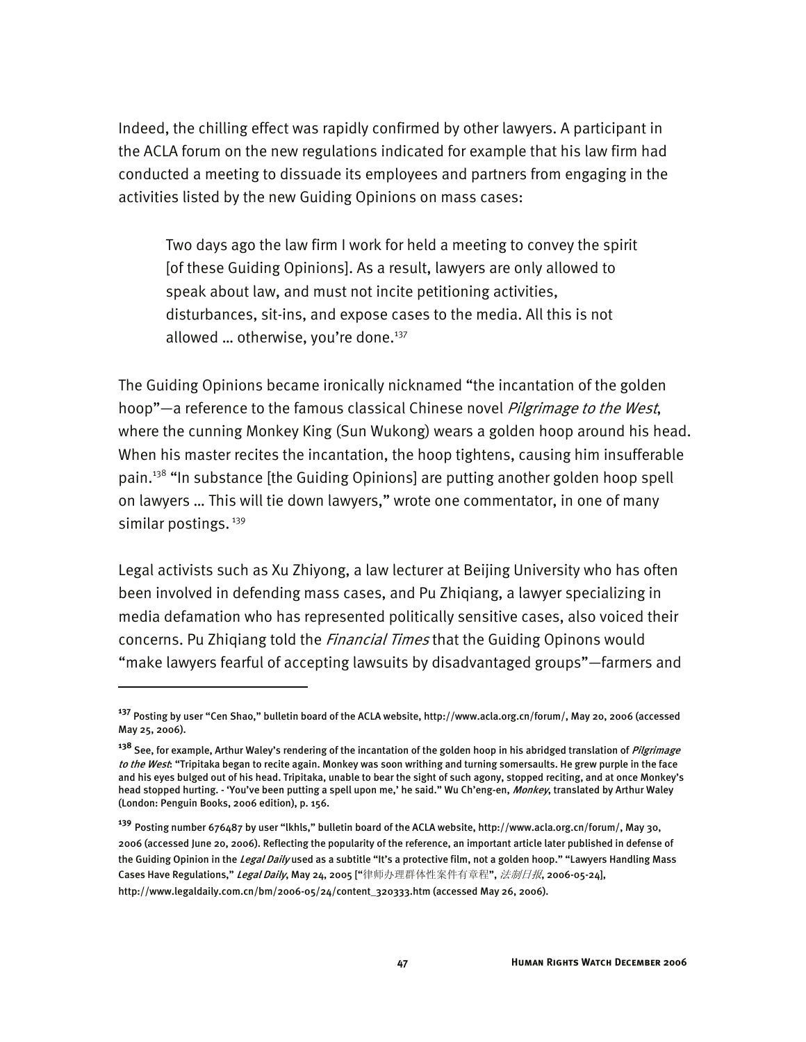Indeed, the chilling effect was rapidly confirmed by other lawyers. A participant in the ACLA forum on the new regulations indicated for example that his law firm had conducted a meeting to dissuade its employees and partners from engaging in the activities listed by the new Guiding Opinions on mass cases:

> Two days ago the law firm I work for held a meeting to convey the spirit [of these Guiding Opinions]. As a result, lawyers are only allowed to speak about law, and must not incite petitioning activities, disturbances, sit-ins, and expose cases to the media. All this is not allowed … otherwise, you're done.[137]

The Guiding Opinions became ironically nicknamed "the incantation of the golden hoop"—a reference to the famous classical Chinese novel *Pilgrimage to the West*, where the cunning Monkey King (Sun Wukong) wears a golden hoop around his head. When his master recites the incantation, the hoop tightens, causing him insufferable pain.[138] "In substance [the Guiding Opinions] are putting another golden hoop spell on lawyers … This will tie down lawyers," wrote one commentator, in one of many similar postings.[139]

Legal activists such as Xu Zhiyong, a law lecturer at Beijing University who has often been involved in defending mass cases, and Pu Zhiqiang, a lawyer specializing in media defamation who has represented politically sensitive cases, also voiced their concerns. Pu Zhiqiang told the *Financial Times* that the Guiding Opinons would "make lawyers fearful of accepting lawsuits by disadvantaged groups"—farmers and

---

[137] Posting by user "Cen Shao," bulletin board of the ACLA website, http://www.acla.org.cn/forum/, May 20, 2006 (accessed May 25, 2006).

[138] See, for example, Arthur Waley's rendering of the incantation of the golden hoop in his abridged translation of *Pilgrimage to the West*: "Tripitaka began to recite again. Monkey was soon writhing and turning somersaults. He grew purple in the face and his eyes bulged out of his head. Tripitaka, unable to bear the sight of such agony, stopped reciting, and at once Monkey's head stopped hurting. - 'You've been putting a spell upon me,' he said." Wu Ch'eng-en, *Monkey*, translated by Arthur Waley (London: Penguin Books, 2006 edition), p. 156.

[139] Posting number 676487 by user "lkhls," bulletin board of the ACLA website, http://www.acla.org.cn/forum/, May 30, 2006 (accessed June 20, 2006). Reflecting the popularity of the reference, an important article later published in defense of the Guiding Opinion in the *Legal Daily* used as a subtitle "It's a protective film, not a golden hoop." "Lawyers Handling Mass Cases Have Regulations," *Legal Daily*, May 24, 2005 ["律师办理群体性案件有章程", *法制日报*, 2006-05-24], http://www.legaldaily.com.cn/bm/2006-05/24/content_320333.htm (accessed May 26, 2006).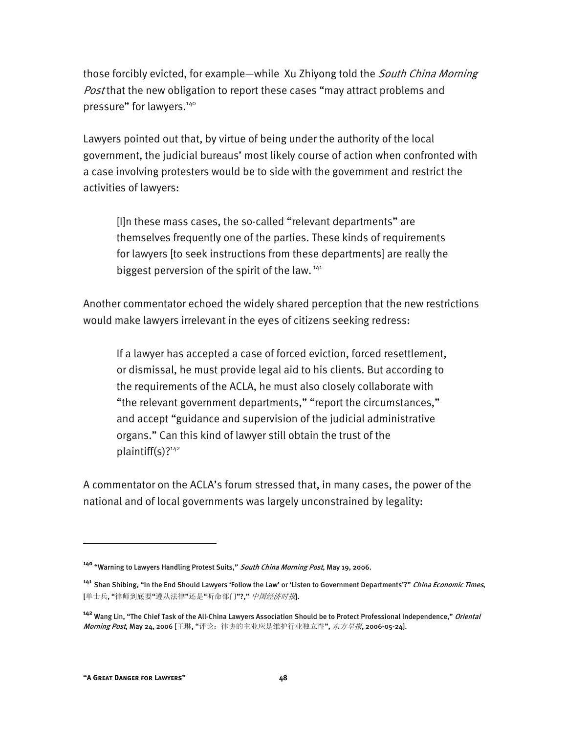those forcibly evicted, for example—while Xu Zhiyong told the *South China Morning Post* that the new obligation to report these cases "may attract problems and pressure" for lawyers.[140]

Lawyers pointed out that, by virtue of being under the authority of the local government, the judicial bureaus' most likely course of action when confronted with a case involving protesters would be to side with the government and restrict the activities of lawyers:

> [I]n these mass cases, the so-called "relevant departments" are themselves frequently one of the parties. These kinds of requirements for lawyers [to seek instructions from these departments] are really the biggest perversion of the spirit of the law.[141]

Another commentator echoed the widely shared perception that the new restrictions would make lawyers irrelevant in the eyes of citizens seeking redress:

> If a lawyer has accepted a case of forced eviction, forced resettlement, or dismissal, he must provide legal aid to his clients. But according to the requirements of the ACLA, he must also closely collaborate with "the relevant government departments," "report the circumstances," and accept "guidance and supervision of the judicial administrative organs." Can this kind of lawyer still obtain the trust of the plaintiff(s)?[142]

A commentator on the ACLA's forum stressed that, in many cases, the power of the national and of local governments was largely unconstrained by legality:

---

[140] "Warning to Lawyers Handling Protest Suits," *South China Morning Post*, May 19, 2006.

[141] Shan Shibing, "In the End Should Lawyers 'Follow the Law' or 'Listen to Government Departments'?" *China Economic Times*, [单士兵, "律师到底要"遵从法律"还是"听命部门"?," *中国经济时报*].

[142] Wang Lin, "The Chief Task of the All-China Lawyers Association Should be to Protect Professional Independence," *Oriental Morning Post*, May 24, 2006 [王琳, "评论：律协的主业应是维护行业独立性", *东方早报*, 2006-05-24].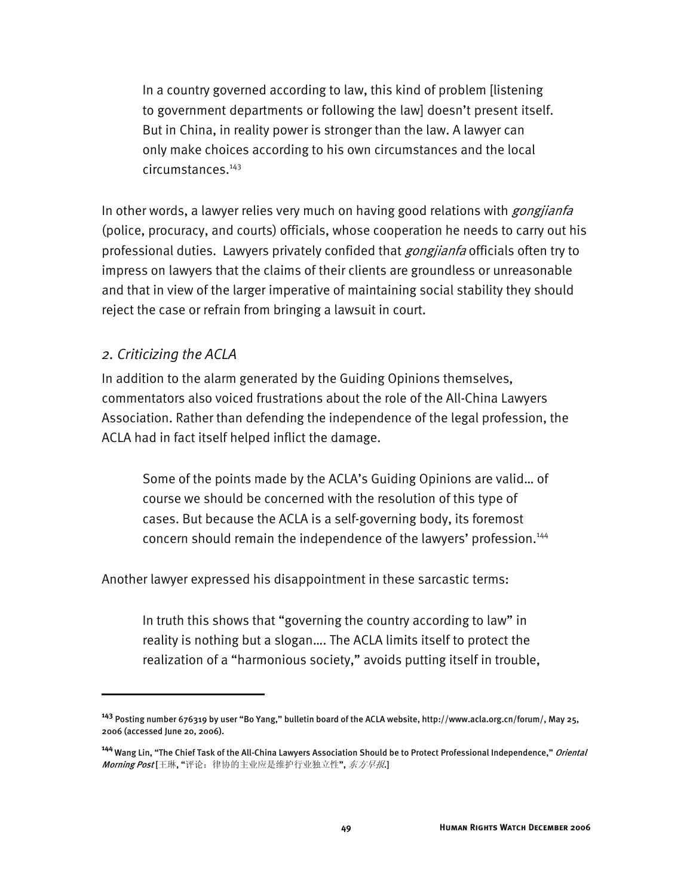> In a country governed according to law, this kind of problem [listening to government departments or following the law] doesn't present itself. But in China, in reality power is stronger than the law. A lawyer can only make choices according to his own circumstances and the local circumstances.[143]

In other words, a lawyer relies very much on having good relations with *gongjianfa* (police, procuracy, and courts) officials, whose cooperation he needs to carry out his professional duties. Lawyers privately confided that *gongjianfa* officials often try to impress on lawyers that the claims of their clients are groundless or unreasonable and that in view of the larger imperative of maintaining social stability they should reject the case or refrain from bringing a lawsuit in court.

### *2. Criticizing the ACLA*

In addition to the alarm generated by the Guiding Opinions themselves, commentators also voiced frustrations about the role of the All-China Lawyers Association. Rather than defending the independence of the legal profession, the ACLA had in fact itself helped inflict the damage.

> Some of the points made by the ACLA's Guiding Opinions are valid… of course we should be concerned with the resolution of this type of cases. But because the ACLA is a self-governing body, its foremost concern should remain the independence of the lawyers' profession.[144]

Another lawyer expressed his disappointment in these sarcastic terms:

> In truth this shows that "governing the country according to law" in reality is nothing but a slogan…. The ACLA limits itself to protect the realization of a "harmonious society," avoids putting itself in trouble,

---

[143] Posting number 676319 by user "Bo Yang," bulletin board of the ACLA website, http://www.acla.org.cn/forum/, May 25, 2006 (accessed June 20, 2006).

[144] Wang Lin, "The Chief Task of the All-China Lawyers Association Should be to Protect Professional Independence," *Oriental Morning Post* [王琳, "评论：律协的主业应是维护行业独立性", *东方早报*.]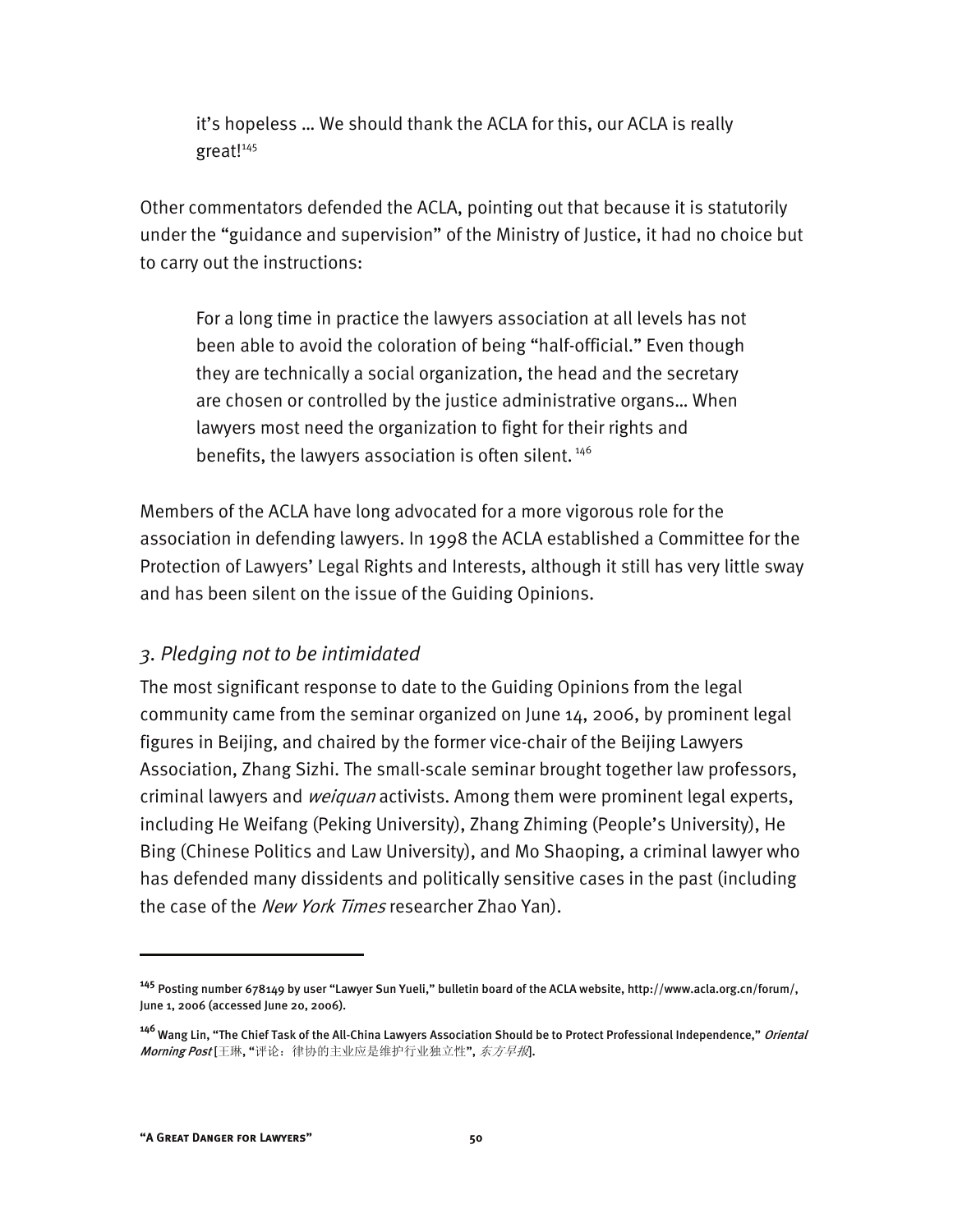> it's hopeless … We should thank the ACLA for this, our ACLA is really great![145]

Other commentators defended the ACLA, pointing out that because it is statutorily under the "guidance and supervision" of the Ministry of Justice, it had no choice but to carry out the instructions:

> For a long time in practice the lawyers association at all levels has not been able to avoid the coloration of being "half-official." Even though they are technically a social organization, the head and the secretary are chosen or controlled by the justice administrative organs… When lawyers most need the organization to fight for their rights and benefits, the lawyers association is often silent.[146]

Members of the ACLA have long advocated for a more vigorous role for the association in defending lawyers. In 1998 the ACLA established a Committee for the Protection of Lawyers' Legal Rights and Interests, although it still has very little sway and has been silent on the issue of the Guiding Opinions.

### *3. Pledging not to be intimidated*

The most significant response to date to the Guiding Opinions from the legal community came from the seminar organized on June 14, 2006, by prominent legal figures in Beijing, and chaired by the former vice-chair of the Beijing Lawyers Association, Zhang Sizhi. The small-scale seminar brought together law professors, criminal lawyers and *weiquan* activists. Among them were prominent legal experts, including He Weifang (Peking University), Zhang Zhiming (People's University), He Bing (Chinese Politics and Law University), and Mo Shaoping, a criminal lawyer who has defended many dissidents and politically sensitive cases in the past (including the case of the *New York Times* researcher Zhao Yan).

---

[145] Posting number 678149 by user "Lawyer Sun Yueli," bulletin board of the ACLA website, http://www.acla.org.cn/forum/, June 1, 2006 (accessed June 20, 2006).

[146] Wang Lin, "The Chief Task of the All-China Lawyers Association Should be to Protect Professional Independence," *Oriental Morning Post* [王琳, "评论：律协的主业应是维护行业独立性", *东方早报*].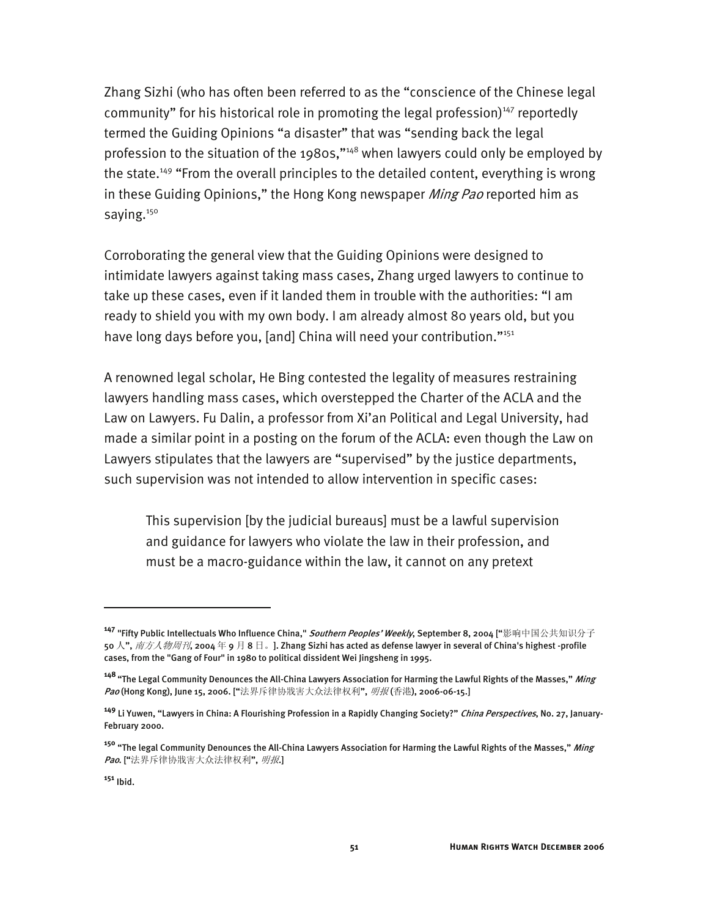Zhang Sizhi (who has often been referred to as the "conscience of the Chinese legal community" for his historical role in promoting the legal profession)[147] reportedly termed the Guiding Opinions "a disaster" that was "sending back the legal profession to the situation of the 1980s,"[148] when lawyers could only be employed by the state.[149] "From the overall principles to the detailed content, everything is wrong in these Guiding Opinions," the Hong Kong newspaper *Ming Pao* reported him as saying.[150]

Corroborating the general view that the Guiding Opinions were designed to intimidate lawyers against taking mass cases, Zhang urged lawyers to continue to take up these cases, even if it landed them in trouble with the authorities: "I am ready to shield you with my own body. I am already almost 80 years old, but you have long days before you, [and] China will need your contribution."[151]

A renowned legal scholar, He Bing contested the legality of measures restraining lawyers handling mass cases, which overstepped the Charter of the ACLA and the Law on Lawyers. Fu Dalin, a professor from Xi'an Political and Legal University, had made a similar point in a posting on the forum of the ACLA: even though the Law on Lawyers stipulates that the lawyers are "supervised" by the justice departments, such supervision was not intended to allow intervention in specific cases:

> This supervision [by the judicial bureaus] must be a lawful supervision and guidance for lawyers who violate the law in their profession, and must be a macro-guidance within the law, it cannot on any pretext

---

**147** "Fifty Public Intellectuals Who Influence China," *Southern Peoples' Weekly*, September 8, 2004 ["影响中国公共知识分子50人", *南方人物周刊*, 2004年9月8日。]. Zhang Sizhi has acted as defense lawyer in several of China's highest -profile cases, from the "Gang of Four" in 1980 to political dissident Wei Jingsheng in 1995.

**148** "The Legal Community Denounces the All-China Lawyers Association for Harming the Lawful Rights of the Masses," *Ming Pao* (Hong Kong), June 15, 2006. ["法界斥律协戕害大众法律权利", *明报* (香港), 2006-06-15.]

**149** Li Yuwen, "Lawyers in China: A Flourishing Profession in a Rapidly Changing Society?" *China Perspectives*, No. 27, January-February 2000.

**150** "The legal Community Denounces the All-China Lawyers Association for Harming the Lawful Rights of the Masses," *Ming Pao*. ["法界斥律协戕害大众法律权利", *明报*.]

**151** Ibid.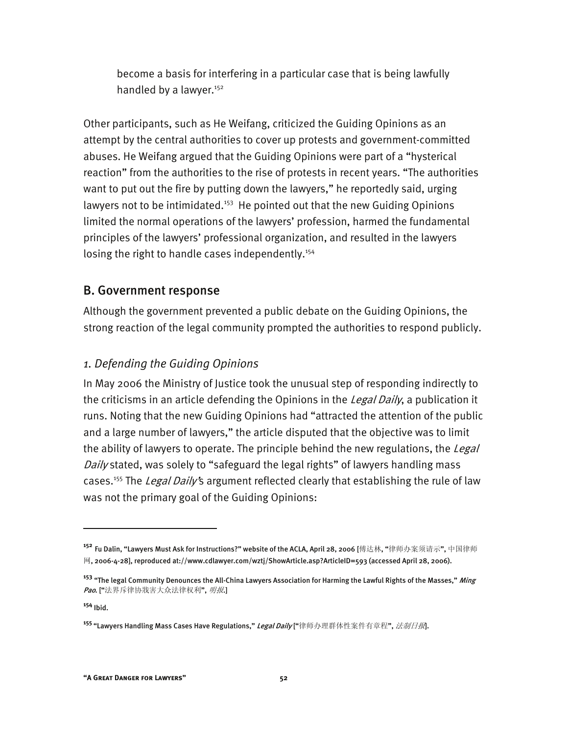become a basis for interfering in a particular case that is being lawfully handled by a lawyer.[152]

Other participants, such as He Weifang, criticized the Guiding Opinions as an attempt by the central authorities to cover up protests and government-committed abuses. He Weifang argued that the Guiding Opinions were part of a "hysterical reaction" from the authorities to the rise of protests in recent years. "The authorities want to put out the fire by putting down the lawyers," he reportedly said, urging lawyers not to be intimidated.[153] He pointed out that the new Guiding Opinions limited the normal operations of the lawyers' profession, harmed the fundamental principles of the lawyers' professional organization, and resulted in the lawyers losing the right to handle cases independently.[154]

## B. Government response

Although the government prevented a public debate on the Guiding Opinions, the strong reaction of the legal community prompted the authorities to respond publicly.

### *1. Defending the Guiding Opinions*

In May 2006 the Ministry of Justice took the unusual step of responding indirectly to the criticisms in an article defending the Opinions in the *Legal Daily*, a publication it runs. Noting that the new Guiding Opinions had "attracted the attention of the public and a large number of lawyers," the article disputed that the objective was to limit the ability of lawyers to operate. The principle behind the new regulations, the *Legal Daily* stated, was solely to "safeguard the legal rights" of lawyers handling mass cases.[155] The *Legal Daily*'s argument reflected clearly that establishing the rule of law was not the primary goal of the Guiding Opinions:

---

[152] Fu Dalin, "Lawyers Must Ask for Instructions?" website of the ACLA, April 28, 2006 [傅达林, "律师办案须请示", 中国律师网, 2006-4-28], reproduced at://www.cdlawyer.com/wztj/ShowArticle.asp?ArticleID=593 (accessed April 28, 2006).

[153] "The legal Community Denounces the All-China Lawyers Association for Harming the Lawful Rights of the Masses," *Ming Pao*. ["法界斥律协戕害大众法律权利", *明报*.]

[154] Ibid.

[155] "Lawyers Handling Mass Cases Have Regulations," *Legal Daily* ["律师办理群体性案件有章程", *法制日报*].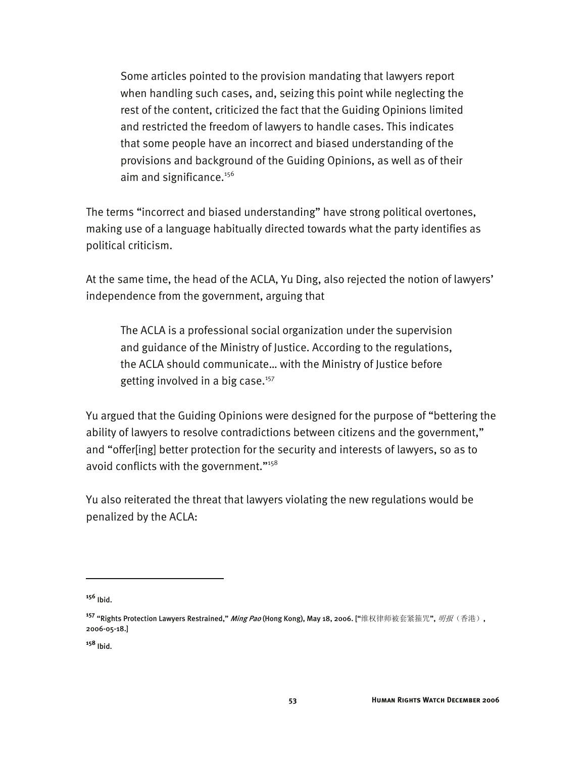> Some articles pointed to the provision mandating that lawyers report when handling such cases, and, seizing this point while neglecting the rest of the content, criticized the fact that the Guiding Opinions limited and restricted the freedom of lawyers to handle cases. This indicates that some people have an incorrect and biased understanding of the provisions and background of the Guiding Opinions, as well as of their aim and significance.[156]

The terms "incorrect and biased understanding" have strong political overtones, making use of a language habitually directed towards what the party identifies as political criticism.

At the same time, the head of the ACLA, Yu Ding, also rejected the notion of lawyers' independence from the government, arguing that

> The ACLA is a professional social organization under the supervision and guidance of the Ministry of Justice. According to the regulations, the ACLA should communicate… with the Ministry of Justice before getting involved in a big case.[157]

Yu argued that the Guiding Opinions were designed for the purpose of "bettering the ability of lawyers to resolve contradictions between citizens and the government," and "offer[ing] better protection for the security and interests of lawyers, so as to avoid conflicts with the government."[158]

Yu also reiterated the threat that lawyers violating the new regulations would be penalized by the ACLA:

---

[156] Ibid.

[157] "Rights Protection Lawyers Restrained," *Ming Pao* (Hong Kong), May 18, 2006. ["维权律师被套紧箍咒", *明报*（香港）, 2006-05-18.]

[158] Ibid.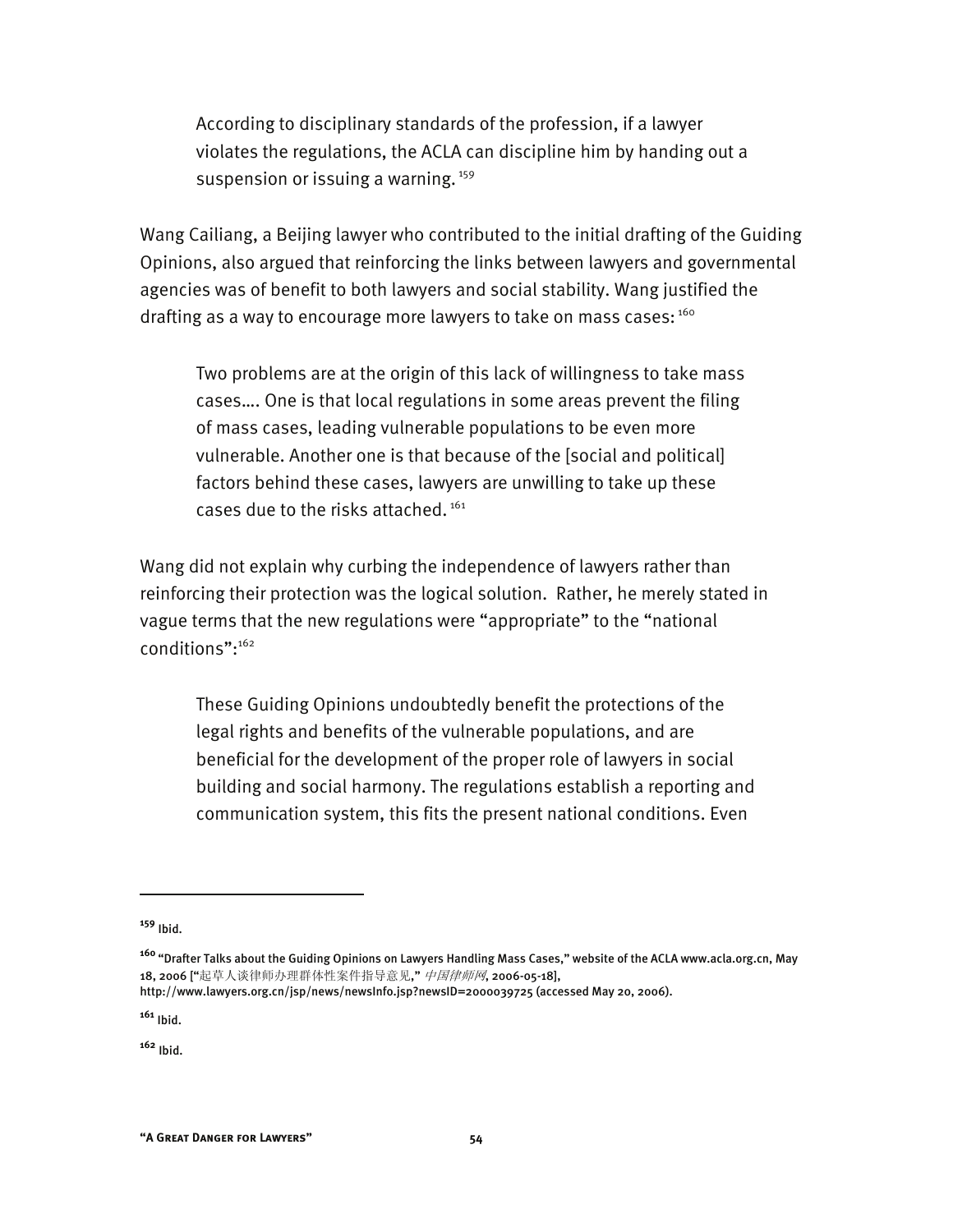> According to disciplinary standards of the profession, if a lawyer violates the regulations, the ACLA can discipline him by handing out a suspension or issuing a warning. [159]

Wang Cailiang, a Beijing lawyer who contributed to the initial drafting of the Guiding Opinions, also argued that reinforcing the links between lawyers and governmental agencies was of benefit to both lawyers and social stability. Wang justified the drafting as a way to encourage more lawyers to take on mass cases: [160]

> Two problems are at the origin of this lack of willingness to take mass cases…. One is that local regulations in some areas prevent the filing of mass cases, leading vulnerable populations to be even more vulnerable. Another one is that because of the [social and political] factors behind these cases, lawyers are unwilling to take up these cases due to the risks attached. [161]

Wang did not explain why curbing the independence of lawyers rather than reinforcing their protection was the logical solution. Rather, he merely stated in vague terms that the new regulations were "appropriate" to the "national conditions": [162]

> These Guiding Opinions undoubtedly benefit the protections of the legal rights and benefits of the vulnerable populations, and are beneficial for the development of the proper role of lawyers in social building and social harmony. The regulations establish a reporting and communication system, this fits the present national conditions. Even

---

[159] Ibid.

[160] "Drafter Talks about the Guiding Opinions on Lawyers Handling Mass Cases," website of the ACLA www.acla.org.cn, May 18, 2006 ["起草人谈律师办理群体性案件指导意见," *中国律师网*, 2006-05-18], http://www.lawyers.org.cn/jsp/news/newsInfo.jsp?newsID=2000039725 (accessed May 20, 2006).

[161] Ibid.

[162] Ibid.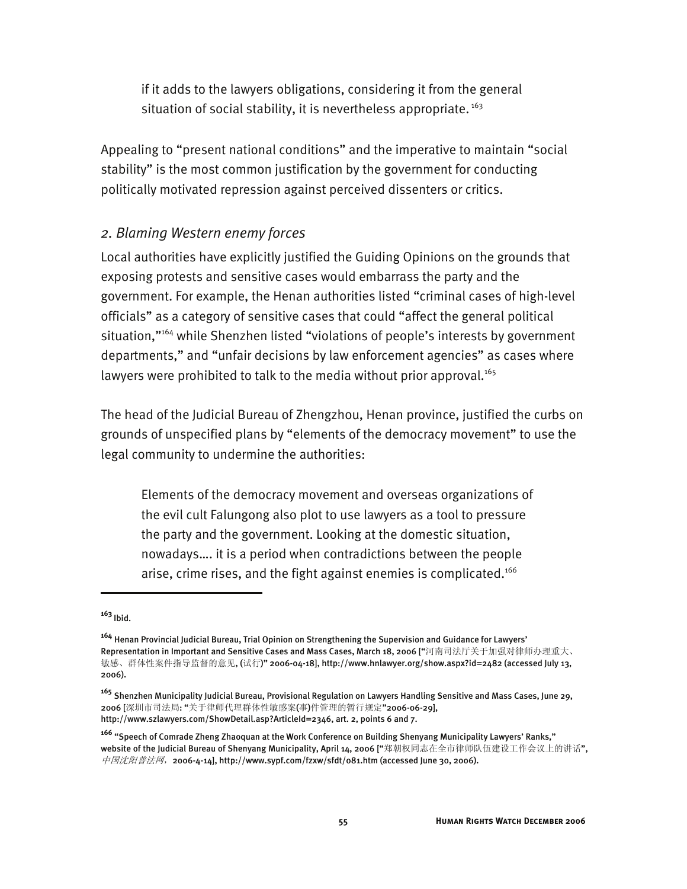> if it adds to the lawyers obligations, considering it from the general situation of social stability, it is nevertheless appropriate. [163]

Appealing to "present national conditions" and the imperative to maintain "social stability" is the most common justification by the government for conducting politically motivated repression against perceived dissenters or critics.

### *2. Blaming Western enemy forces*

Local authorities have explicitly justified the Guiding Opinions on the grounds that exposing protests and sensitive cases would embarrass the party and the government. For example, the Henan authorities listed "criminal cases of high-level officials" as a category of sensitive cases that could "affect the general political situation,"[164] while Shenzhen listed "violations of people's interests by government departments," and "unfair decisions by law enforcement agencies" as cases where lawyers were prohibited to talk to the media without prior approval.[165]

The head of the Judicial Bureau of Zhengzhou, Henan province, justified the curbs on grounds of unspecified plans by "elements of the democracy movement" to use the legal community to undermine the authorities:

> Elements of the democracy movement and overseas organizations of the evil cult Falungong also plot to use lawyers as a tool to pressure the party and the government. Looking at the domestic situation, nowadays.... it is a period when contradictions between the people arise, crime rises, and the fight against enemies is complicated.[166]

---

[163] Ibid.

[164] Henan Provincial Judicial Bureau, Trial Opinion on Strengthening the Supervision and Guidance for Lawyers' Representation in Important and Sensitive Cases and Mass Cases, March 18, 2006 ["河南司法厅关于加强对律师办理重大、敏感、群体性案件指导监督的意见, (试行)" 2006-04-18], http://www.hnlawyer.org/show.aspx?id=2482 (accessed July 13, 2006).

[165] Shenzhen Municipality Judicial Bureau, Provisional Regulation on Lawyers Handling Sensitive and Mass Cases, June 29, 2006 [深圳市司法局: "关于律师代理群体性敏感案(事)件管理的暂行规定"2006-06-29], http://www.szlawyers.com/ShowDetail.asp?ArticleId=2346, art. 2, points 6 and 7.

[166] "Speech of Comrade Zheng Zhaoquan at the Work Conference on Building Shenyang Municipality Lawyers' Ranks," website of the Judicial Bureau of Shenyang Municipality, April 14, 2006 ["郑朝权同志在全市律师队伍建设工作会议上的讲话", *中国沈阳普法网*, 2006-4-14], http://www.sypf.com/fzxw/sfdt/081.htm (accessed June 30, 2006).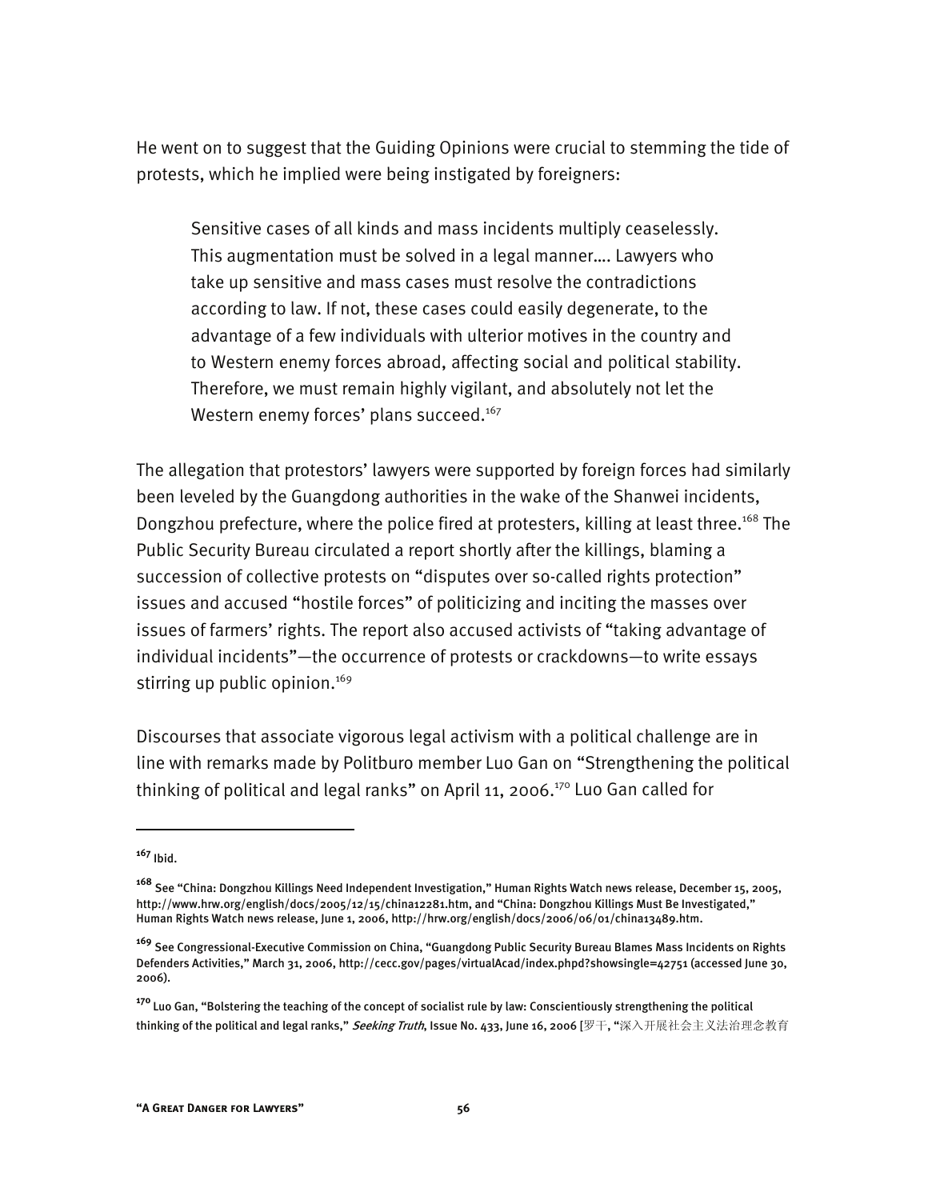He went on to suggest that the Guiding Opinions were crucial to stemming the tide of protests, which he implied were being instigated by foreigners:

> Sensitive cases of all kinds and mass incidents multiply ceaselessly. This augmentation must be solved in a legal manner…. Lawyers who take up sensitive and mass cases must resolve the contradictions according to law. If not, these cases could easily degenerate, to the advantage of a few individuals with ulterior motives in the country and to Western enemy forces abroad, affecting social and political stability. Therefore, we must remain highly vigilant, and absolutely not let the Western enemy forces' plans succeed.[167]

The allegation that protestors' lawyers were supported by foreign forces had similarly been leveled by the Guangdong authorities in the wake of the Shanwei incidents, Dongzhou prefecture, where the police fired at protesters, killing at least three.[168] The Public Security Bureau circulated a report shortly after the killings, blaming a succession of collective protests on "disputes over so-called rights protection" issues and accused "hostile forces" of politicizing and inciting the masses over issues of farmers' rights. The report also accused activists of "taking advantage of individual incidents"—the occurrence of protests or crackdowns—to write essays stirring up public opinion.[169]

Discourses that associate vigorous legal activism with a political challenge are in line with remarks made by Politburo member Luo Gan on "Strengthening the political thinking of political and legal ranks" on April 11, 2006.[170] Luo Gan called for

---

[167] Ibid.

[168] See "China: Dongzhou Killings Need Independent Investigation," Human Rights Watch news release, December 15, 2005, http://www.hrw.org/english/docs/2005/12/15/china12281.htm, and "China: Dongzhou Killings Must Be Investigated," Human Rights Watch news release, June 1, 2006, http://hrw.org/english/docs/2006/06/01/china13489.htm.

[169] See Congressional-Executive Commission on China, "Guangdong Public Security Bureau Blames Mass Incidents on Rights Defenders Activities," March 31, 2006, http://cecc.gov/pages/virtualAcad/index.phpd?showsingle=42751 (accessed June 30, 2006).

[170] Luo Gan, "Bolstering the teaching of the concept of socialist rule by law: Conscientiously strengthening the political thinking of the political and legal ranks," *Seeking Truth*, Issue No. 433, June 16, 2006 [罗干, "深入开展社会主义法治理念教育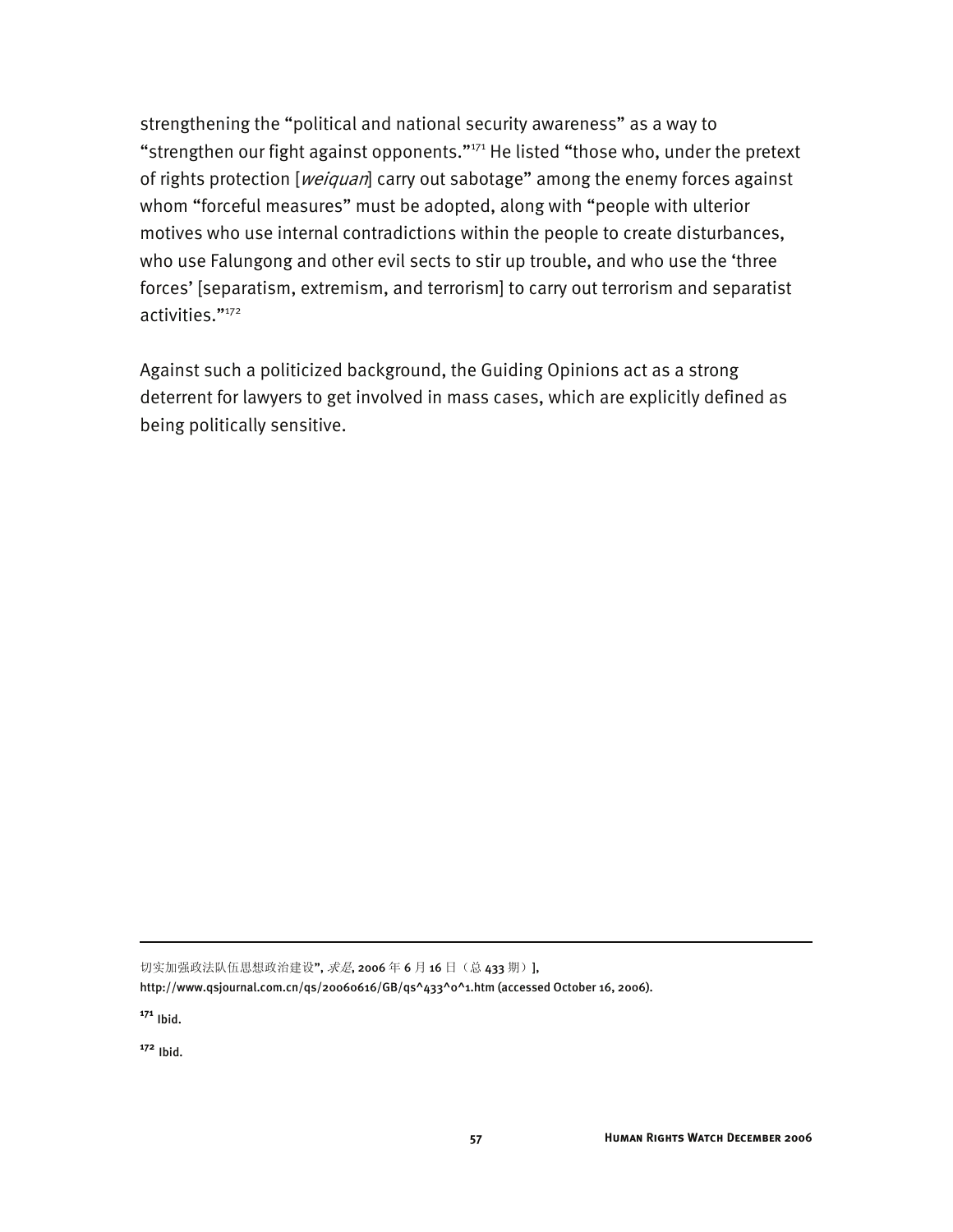strengthening the "political and national security awareness" as a way to "strengthen our fight against opponents."[171] He listed "those who, under the pretext of rights protection [*weiquan*] carry out sabotage" among the enemy forces against whom "forceful measures" must be adopted, along with "people with ulterior motives who use internal contradictions within the people to create disturbances, who use Falungong and other evil sects to stir up trouble, and who use the 'three forces' [separatism, extremism, and terrorism] to carry out terrorism and separatist activities."[172]

Against such a politicized background, the Guiding Opinions act as a strong deterrent for lawyers to get involved in mass cases, which are explicitly defined as being politically sensitive.

---

切实加强政法队伍思想政治建设", *求是*, 2006 年 6 月 16 日（总 433 期）],
http://www.qsjournal.com.cn/qs/20060616/GB/qs^433^0^1.htm (accessed October 16, 2006).

[171] Ibid.

[172] Ibid.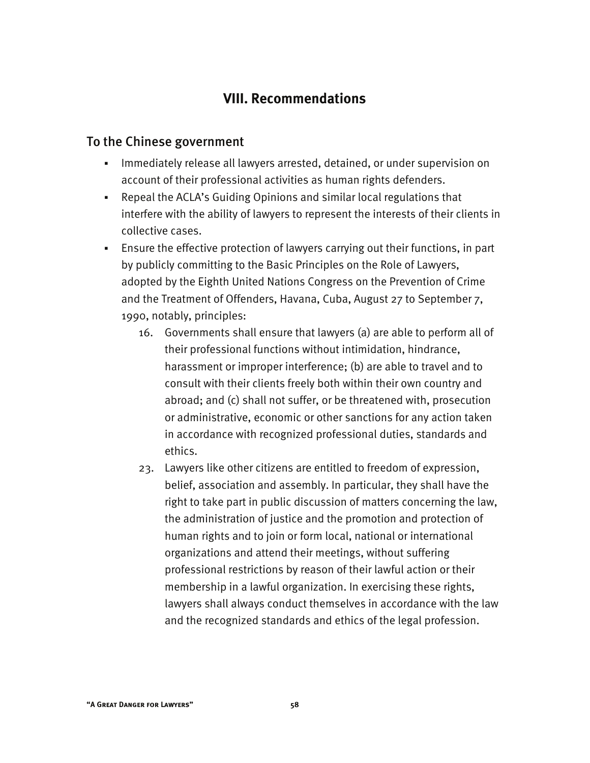# VIII. Recommendations

## To the Chinese government

- Immediately release all lawyers arrested, detained, or under supervision on account of their professional activities as human rights defenders.
- Repeal the ACLA's Guiding Opinions and similar local regulations that interfere with the ability of lawyers to represent the interests of their clients in collective cases.
- Ensure the effective protection of lawyers carrying out their functions, in part by publicly committing to the Basic Principles on the Role of Lawyers, adopted by the Eighth United Nations Congress on the Prevention of Crime and the Treatment of Offenders, Havana, Cuba, August 27 to September 7, 1990, notably, principles:
  16. Governments shall ensure that lawyers (a) are able to perform all of their professional functions without intimidation, hindrance, harassment or improper interference; (b) are able to travel and to consult with their clients freely both within their own country and abroad; and (c) shall not suffer, or be threatened with, prosecution or administrative, economic or other sanctions for any action taken in accordance with recognized professional duties, standards and ethics.
  23. Lawyers like other citizens are entitled to freedom of expression, belief, association and assembly. In particular, they shall have the right to take part in public discussion of matters concerning the law, the administration of justice and the promotion and protection of human rights and to join or form local, national or international organizations and attend their meetings, without suffering professional restrictions by reason of their lawful action or their membership in a lawful organization. In exercising these rights, lawyers shall always conduct themselves in accordance with the law and the recognized standards and ethics of the legal profession.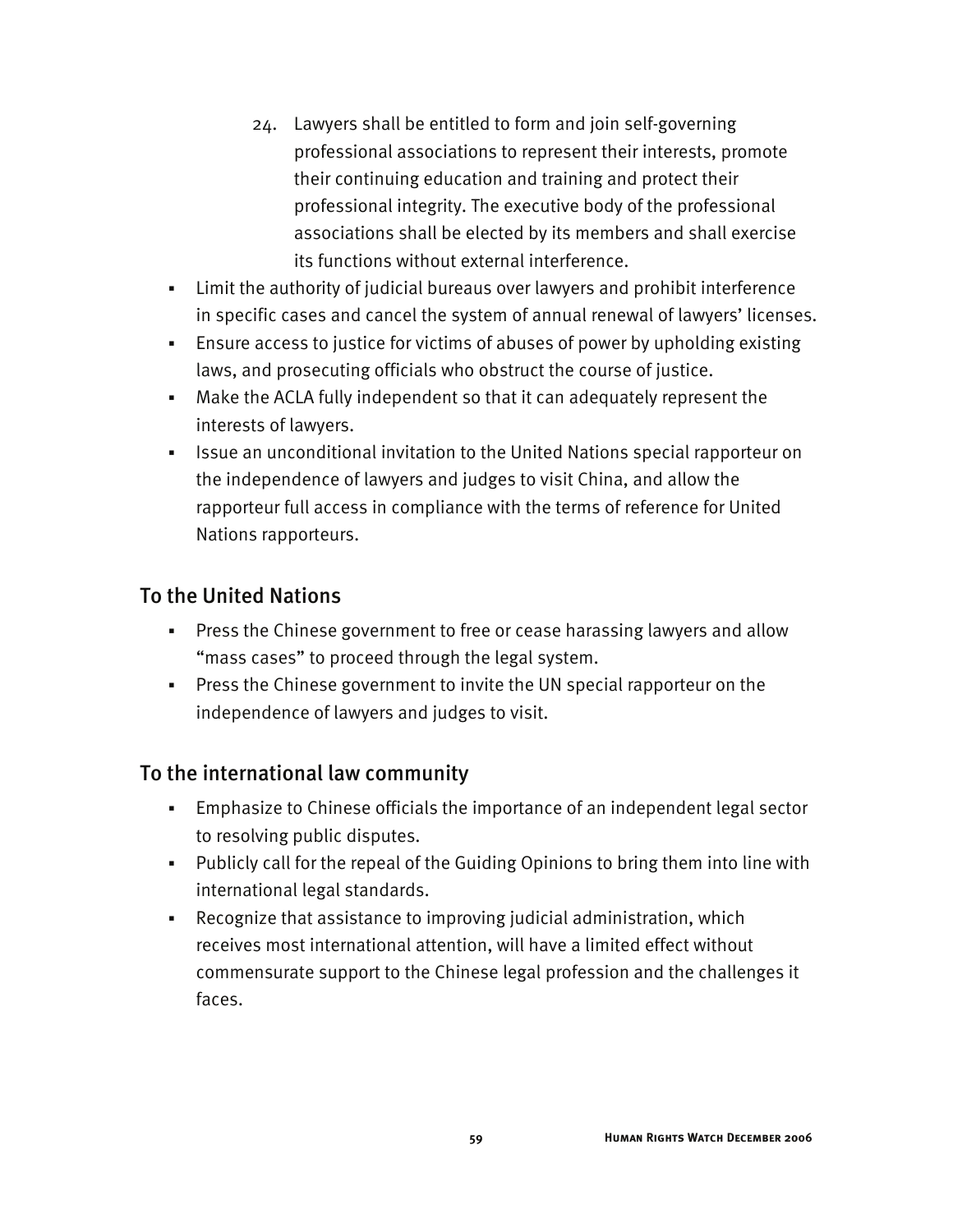24. Lawyers shall be entitled to form and join self-governing professional associations to represent their interests, promote their continuing education and training and protect their professional integrity. The executive body of the professional associations shall be elected by its members and shall exercise its functions without external interference.

- Limit the authority of judicial bureaus over lawyers and prohibit interference in specific cases and cancel the system of annual renewal of lawyers' licenses.
- Ensure access to justice for victims of abuses of power by upholding existing laws, and prosecuting officials who obstruct the course of justice.
- Make the ACLA fully independent so that it can adequately represent the interests of lawyers.
- Issue an unconditional invitation to the United Nations special rapporteur on the independence of lawyers and judges to visit China, and allow the rapporteur full access in compliance with the terms of reference for United Nations rapporteurs.

## To the United Nations

- Press the Chinese government to free or cease harassing lawyers and allow "mass cases" to proceed through the legal system.
- Press the Chinese government to invite the UN special rapporteur on the independence of lawyers and judges to visit.

## To the international law community

- Emphasize to Chinese officials the importance of an independent legal sector to resolving public disputes.
- Publicly call for the repeal of the Guiding Opinions to bring them into line with international legal standards.
- Recognize that assistance to improving judicial administration, which receives most international attention, will have a limited effect without commensurate support to the Chinese legal profession and the challenges it faces.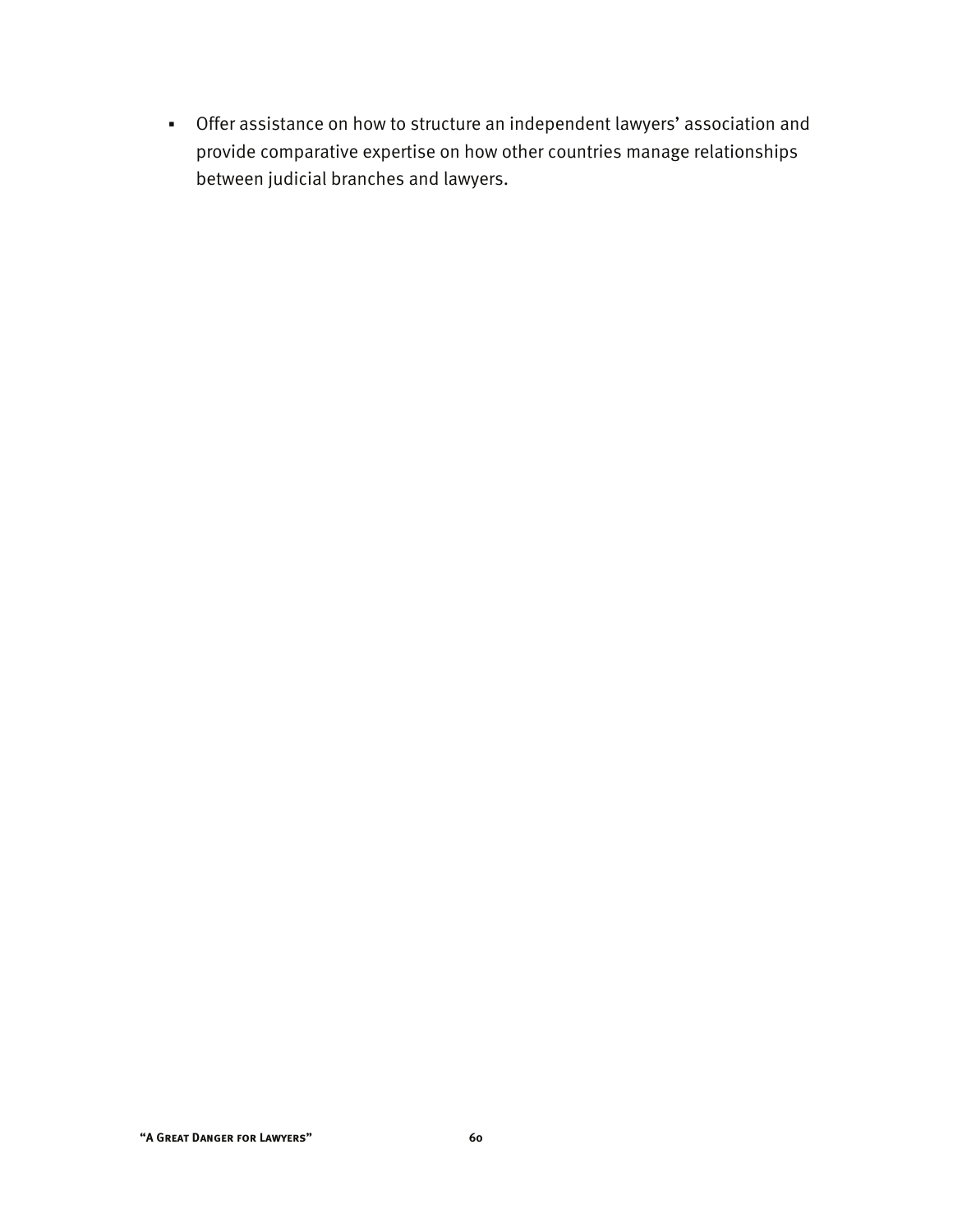- Offer assistance on how to structure an independent lawyers' association and provide comparative expertise on how other countries manage relationships between judicial branches and lawyers.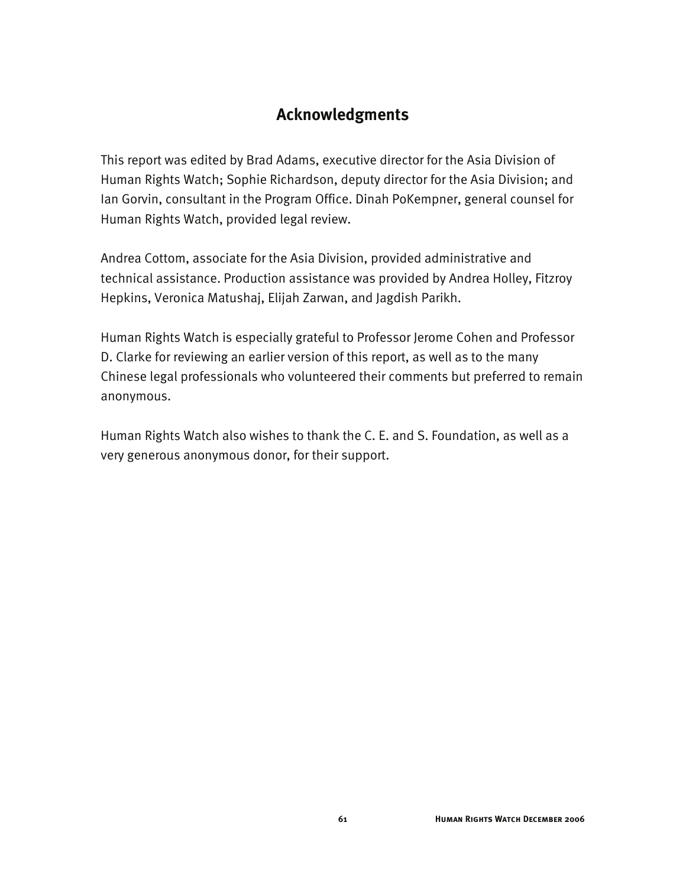## Acknowledgments

This report was edited by Brad Adams, executive director for the Asia Division of Human Rights Watch; Sophie Richardson, deputy director for the Asia Division; and Ian Gorvin, consultant in the Program Office. Dinah PoKempner, general counsel for Human Rights Watch, provided legal review.

Andrea Cottom, associate for the Asia Division, provided administrative and technical assistance. Production assistance was provided by Andrea Holley, Fitzroy Hepkins, Veronica Matushaj, Elijah Zarwan, and Jagdish Parikh.

Human Rights Watch is especially grateful to Professor Jerome Cohen and Professor D. Clarke for reviewing an earlier version of this report, as well as to the many Chinese legal professionals who volunteered their comments but preferred to remain anonymous.

Human Rights Watch also wishes to thank the C. E. and S. Foundation, as well as a very generous anonymous donor, for their support.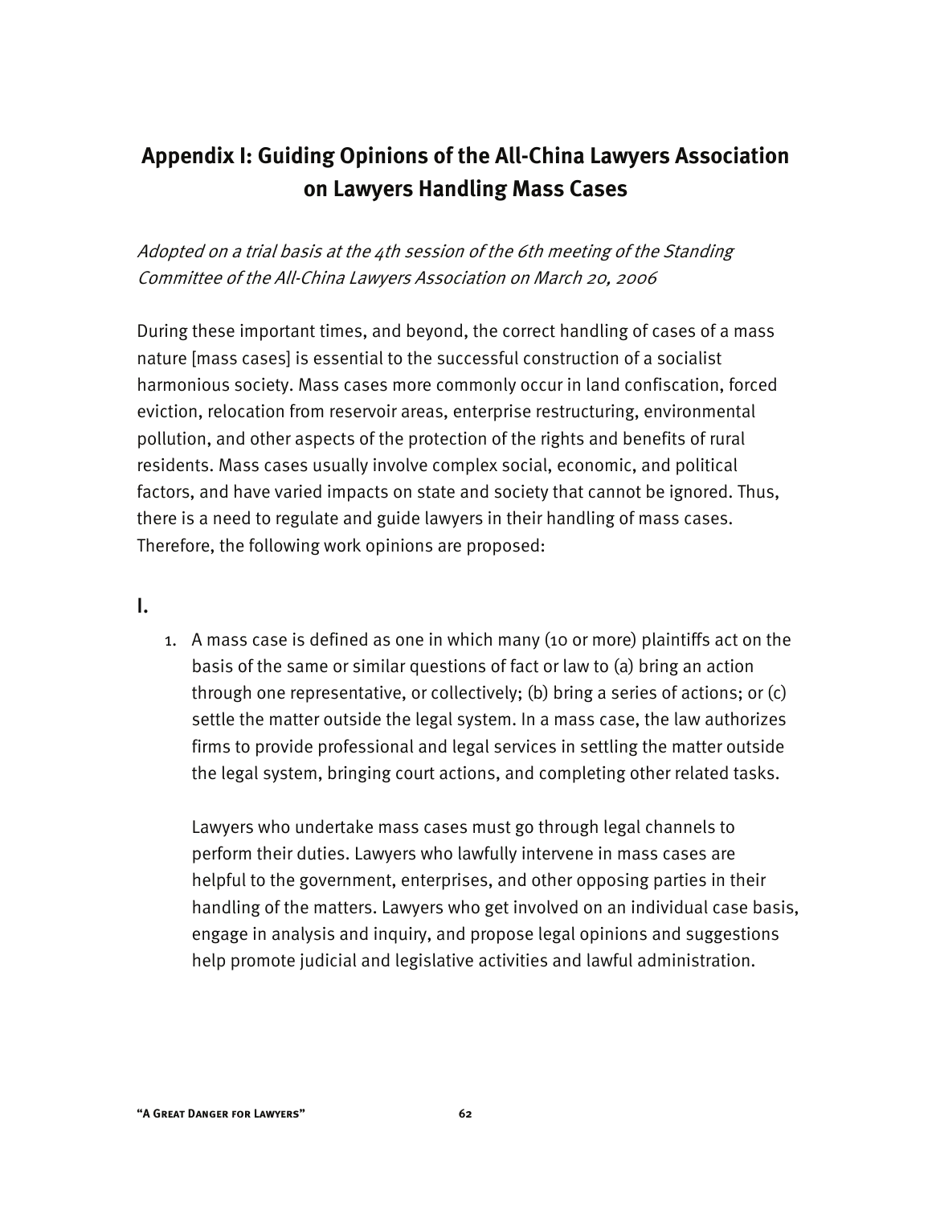## Appendix I: Guiding Opinions of the All-China Lawyers Association on Lawyers Handling Mass Cases

*Adopted on a trial basis at the 4th session of the 6th meeting of the Standing Committee of the All-China Lawyers Association on March 20, 2006*

During these important times, and beyond, the correct handling of cases of a mass nature [mass cases] is essential to the successful construction of a socialist harmonious society. Mass cases more commonly occur in land confiscation, forced eviction, relocation from reservoir areas, enterprise restructuring, environmental pollution, and other aspects of the protection of the rights and benefits of rural residents. Mass cases usually involve complex social, economic, and political factors, and have varied impacts on state and society that cannot be ignored. Thus, there is a need to regulate and guide lawyers in their handling of mass cases. Therefore, the following work opinions are proposed:

### I.

1. A mass case is defined as one in which many (10 or more) plaintiffs act on the basis of the same or similar questions of fact or law to (a) bring an action through one representative, or collectively; (b) bring a series of actions; or (c) settle the matter outside the legal system. In a mass case, the law authorizes firms to provide professional and legal services in settling the matter outside the legal system, bringing court actions, and completing other related tasks.

   Lawyers who undertake mass cases must go through legal channels to perform their duties. Lawyers who lawfully intervene in mass cases are helpful to the government, enterprises, and other opposing parties in their handling of the matters. Lawyers who get involved on an individual case basis, engage in analysis and inquiry, and propose legal opinions and suggestions help promote judicial and legislative activities and lawful administration.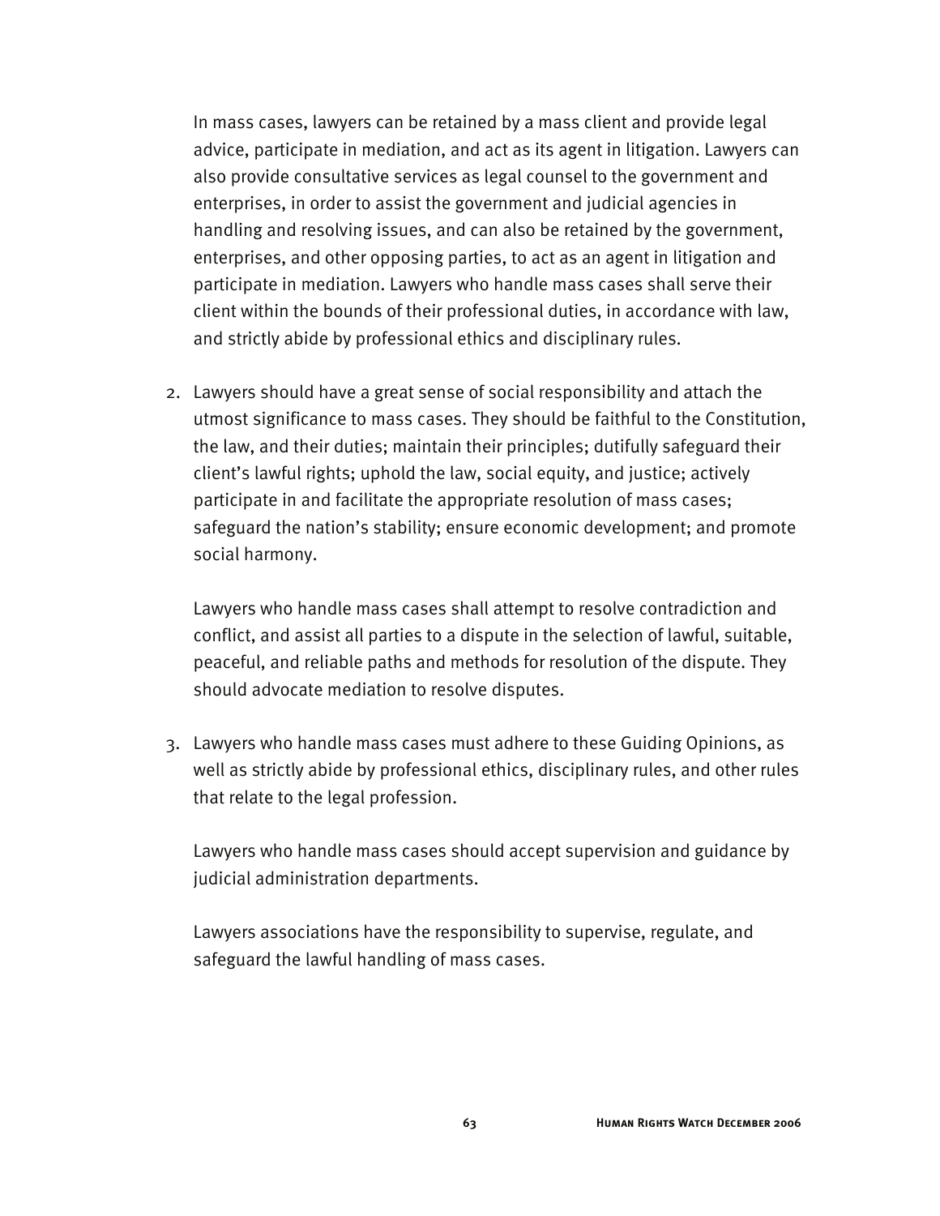In mass cases, lawyers can be retained by a mass client and provide legal advice, participate in mediation, and act as its agent in litigation. Lawyers can also provide consultative services as legal counsel to the government and enterprises, in order to assist the government and judicial agencies in handling and resolving issues, and can also be retained by the government, enterprises, and other opposing parties, to act as an agent in litigation and participate in mediation. Lawyers who handle mass cases shall serve their client within the bounds of their professional duties, in accordance with law, and strictly abide by professional ethics and disciplinary rules.

2. Lawyers should have a great sense of social responsibility and attach the utmost significance to mass cases. They should be faithful to the Constitution, the law, and their duties; maintain their principles; dutifully safeguard their client's lawful rights; uphold the law, social equity, and justice; actively participate in and facilitate the appropriate resolution of mass cases; safeguard the nation's stability; ensure economic development; and promote social harmony.

   Lawyers who handle mass cases shall attempt to resolve contradiction and conflict, and assist all parties to a dispute in the selection of lawful, suitable, peaceful, and reliable paths and methods for resolution of the dispute. They should advocate mediation to resolve disputes.

3. Lawyers who handle mass cases must adhere to these Guiding Opinions, as well as strictly abide by professional ethics, disciplinary rules, and other rules that relate to the legal profession.

   Lawyers who handle mass cases should accept supervision and guidance by judicial administration departments.

   Lawyers associations have the responsibility to supervise, regulate, and safeguard the lawful handling of mass cases.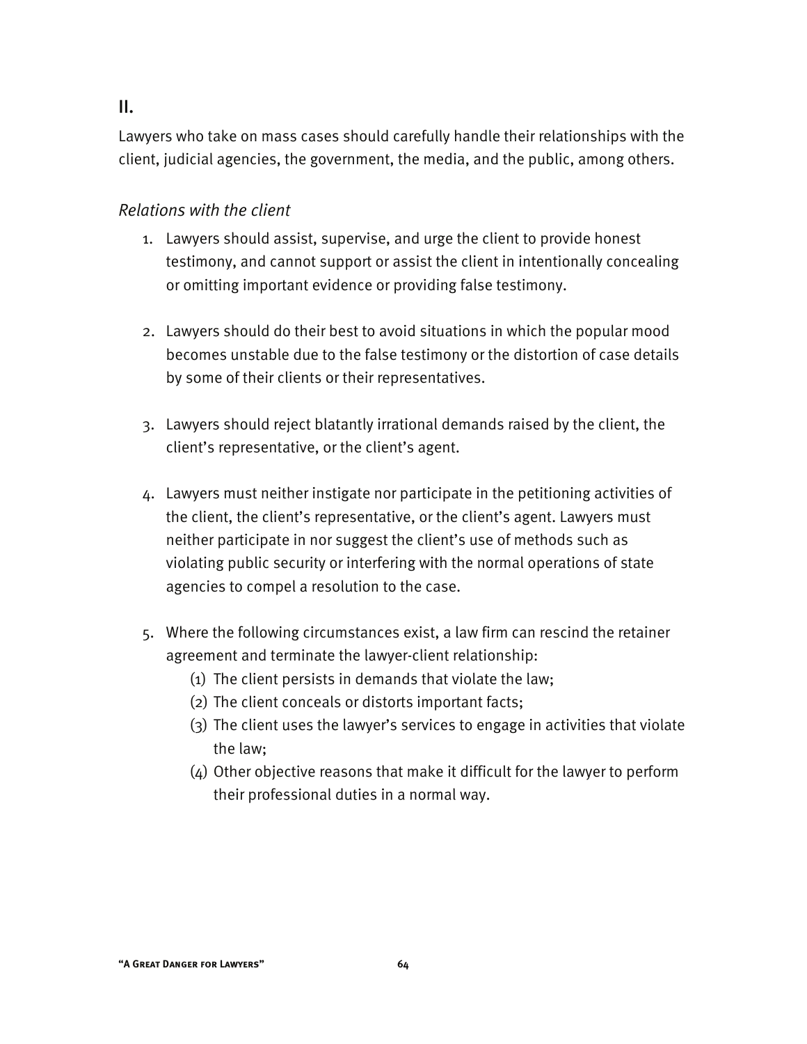## II.

Lawyers who take on mass cases should carefully handle their relationships with the client, judicial agencies, the government, the media, and the public, among others.

*Relations with the client*

1. Lawyers should assist, supervise, and urge the client to provide honest testimony, and cannot support or assist the client in intentionally concealing or omitting important evidence or providing false testimony.

2. Lawyers should do their best to avoid situations in which the popular mood becomes unstable due to the false testimony or the distortion of case details by some of their clients or their representatives.

3. Lawyers should reject blatantly irrational demands raised by the client, the client's representative, or the client's agent.

4. Lawyers must neither instigate nor participate in the petitioning activities of the client, the client's representative, or the client's agent. Lawyers must neither participate in nor suggest the client's use of methods such as violating public security or interfering with the normal operations of state agencies to compel a resolution to the case.

5. Where the following circumstances exist, a law firm can rescind the retainer agreement and terminate the lawyer-client relationship:
   (1) The client persists in demands that violate the law;
   (2) The client conceals or distorts important facts;
   (3) The client uses the lawyer's services to engage in activities that violate the law;
   (4) Other objective reasons that make it difficult for the lawyer to perform their professional duties in a normal way.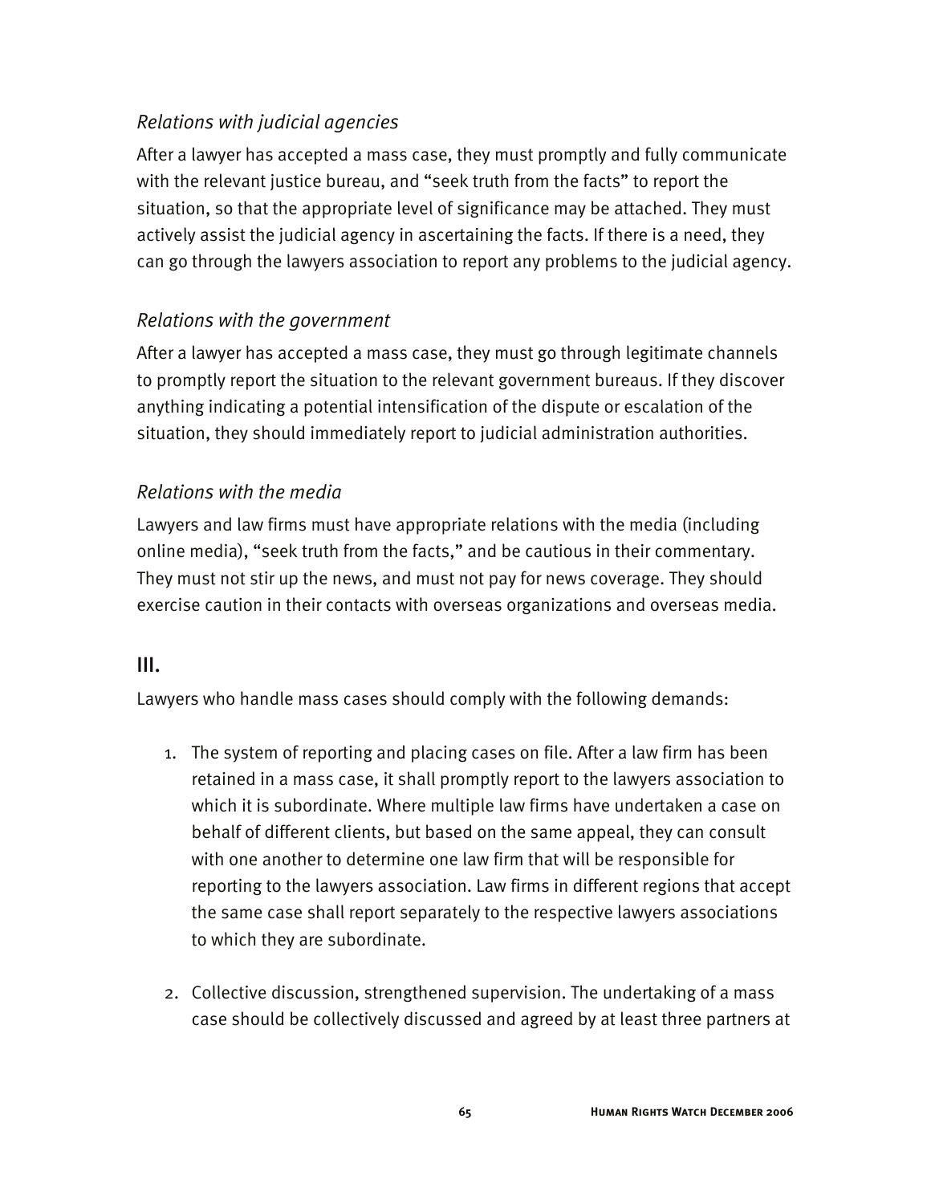*Relations with judicial agencies*

After a lawyer has accepted a mass case, they must promptly and fully communicate with the relevant justice bureau, and "seek truth from the facts" to report the situation, so that the appropriate level of significance may be attached. They must actively assist the judicial agency in ascertaining the facts. If there is a need, they can go through the lawyers association to report any problems to the judicial agency.

*Relations with the government*

After a lawyer has accepted a mass case, they must go through legitimate channels to promptly report the situation to the relevant government bureaus. If they discover anything indicating a potential intensification of the dispute or escalation of the situation, they should immediately report to judicial administration authorities.

*Relations with the media*

Lawyers and law firms must have appropriate relations with the media (including online media), "seek truth from the facts," and be cautious in their commentary. They must not stir up the news, and must not pay for news coverage. They should exercise caution in their contacts with overseas organizations and overseas media.

## III.

Lawyers who handle mass cases should comply with the following demands:

1. The system of reporting and placing cases on file. After a law firm has been retained in a mass case, it shall promptly report to the lawyers association to which it is subordinate. Where multiple law firms have undertaken a case on behalf of different clients, but based on the same appeal, they can consult with one another to determine one law firm that will be responsible for reporting to the lawyers association. Law firms in different regions that accept the same case shall report separately to the respective lawyers associations to which they are subordinate.

2. Collective discussion, strengthened supervision. The undertaking of a mass case should be collectively discussed and agreed by at least three partners at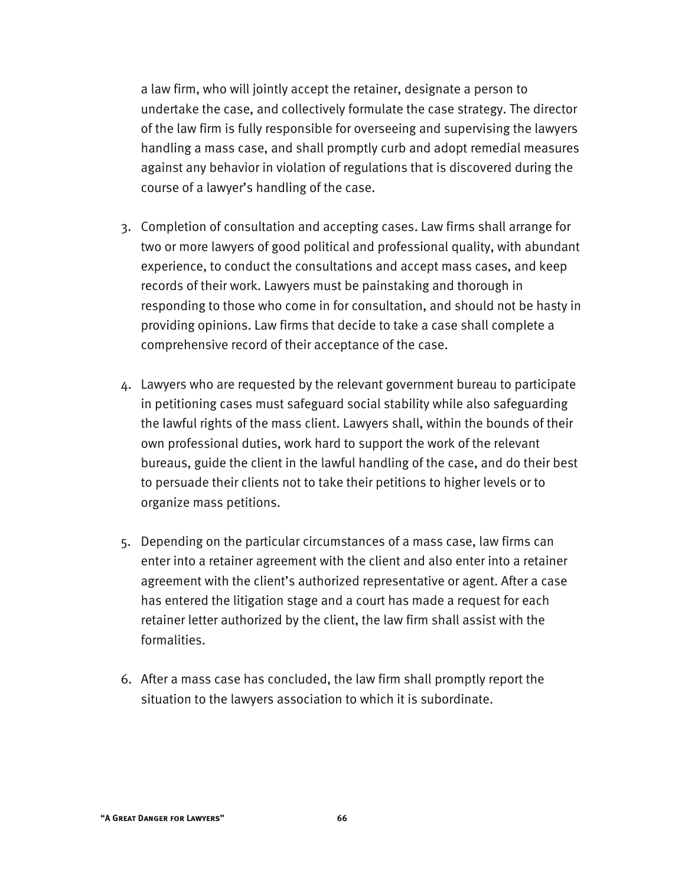a law firm, who will jointly accept the retainer, designate a person to undertake the case, and collectively formulate the case strategy. The director of the law firm is fully responsible for overseeing and supervising the lawyers handling a mass case, and shall promptly curb and adopt remedial measures against any behavior in violation of regulations that is discovered during the course of a lawyer's handling of the case.

3. Completion of consultation and accepting cases*.* Law firms shall arrange for two or more lawyers of good political and professional quality, with abundant experience, to conduct the consultations and accept mass cases, and keep records of their work. Lawyers must be painstaking and thorough in responding to those who come in for consultation, and should not be hasty in providing opinions. Law firms that decide to take a case shall complete a comprehensive record of their acceptance of the case.

4. Lawyers who are requested by the relevant government bureau to participate in petitioning cases must safeguard social stability while also safeguarding the lawful rights of the mass client. Lawyers shall, within the bounds of their own professional duties, work hard to support the work of the relevant bureaus, guide the client in the lawful handling of the case, and do their best to persuade their clients not to take their petitions to higher levels or to organize mass petitions.

5. Depending on the particular circumstances of a mass case, law firms can enter into a retainer agreement with the client and also enter into a retainer agreement with the client's authorized representative or agent. After a case has entered the litigation stage and a court has made a request for each retainer letter authorized by the client, the law firm shall assist with the formalities.

6. After a mass case has concluded, the law firm shall promptly report the situation to the lawyers association to which it is subordinate.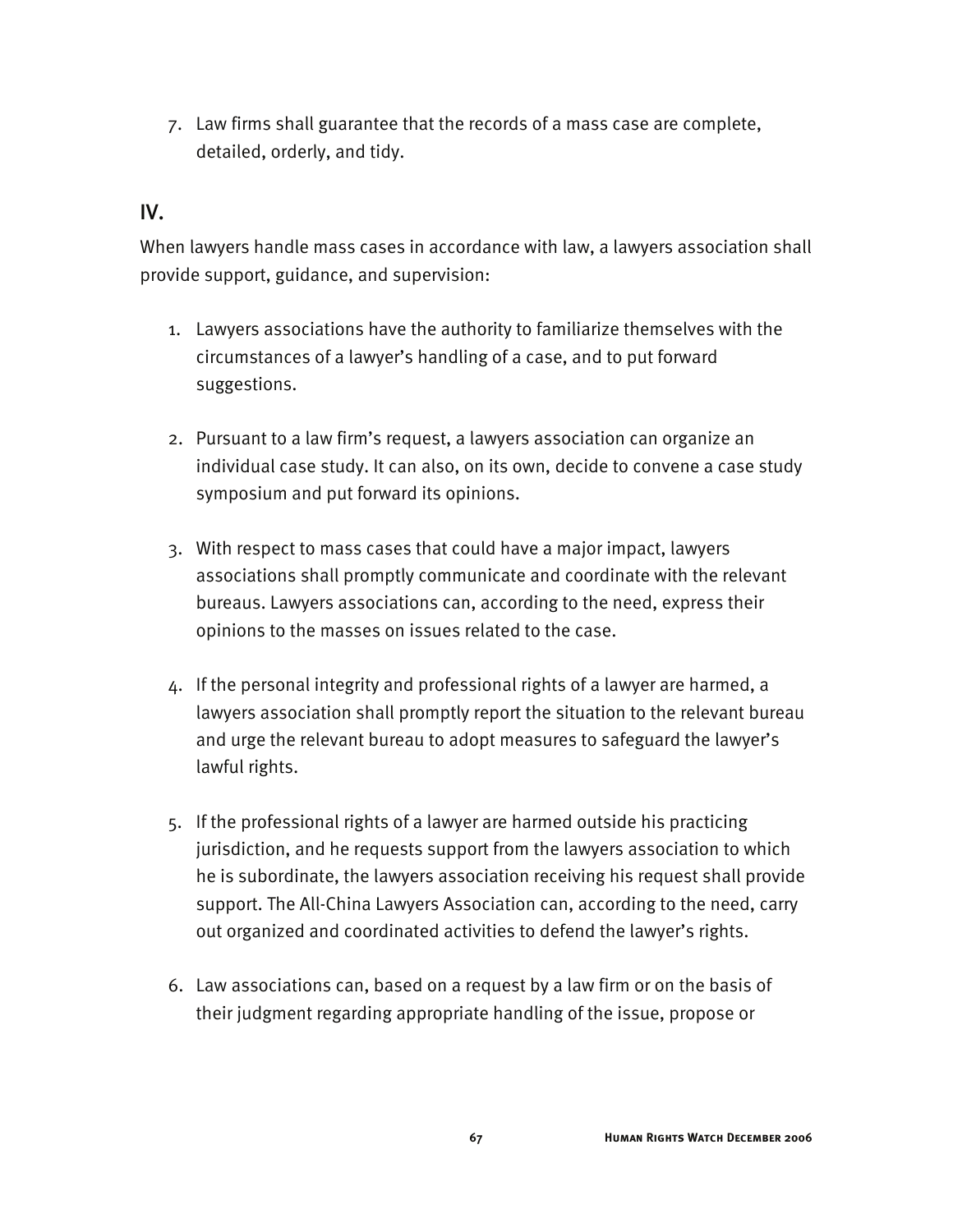7. Law firms shall guarantee that the records of a mass case are complete, detailed, orderly, and tidy.

## IV.

When lawyers handle mass cases in accordance with law, a lawyers association shall provide support, guidance, and supervision:

1. Lawyers associations have the authority to familiarize themselves with the circumstances of a lawyer's handling of a case, and to put forward suggestions.

2. Pursuant to a law firm's request, a lawyers association can organize an individual case study. It can also, on its own, decide to convene a case study symposium and put forward its opinions.

3. With respect to mass cases that could have a major impact, lawyers associations shall promptly communicate and coordinate with the relevant bureaus. Lawyers associations can, according to the need, express their opinions to the masses on issues related to the case.

4. If the personal integrity and professional rights of a lawyer are harmed, a lawyers association shall promptly report the situation to the relevant bureau and urge the relevant bureau to adopt measures to safeguard the lawyer's lawful rights.

5. If the professional rights of a lawyer are harmed outside his practicing jurisdiction, and he requests support from the lawyers association to which he is subordinate, the lawyers association receiving his request shall provide support. The All-China Lawyers Association can, according to the need, carry out organized and coordinated activities to defend the lawyer's rights.

6. Law associations can, based on a request by a law firm or on the basis of their judgment regarding appropriate handling of the issue, propose or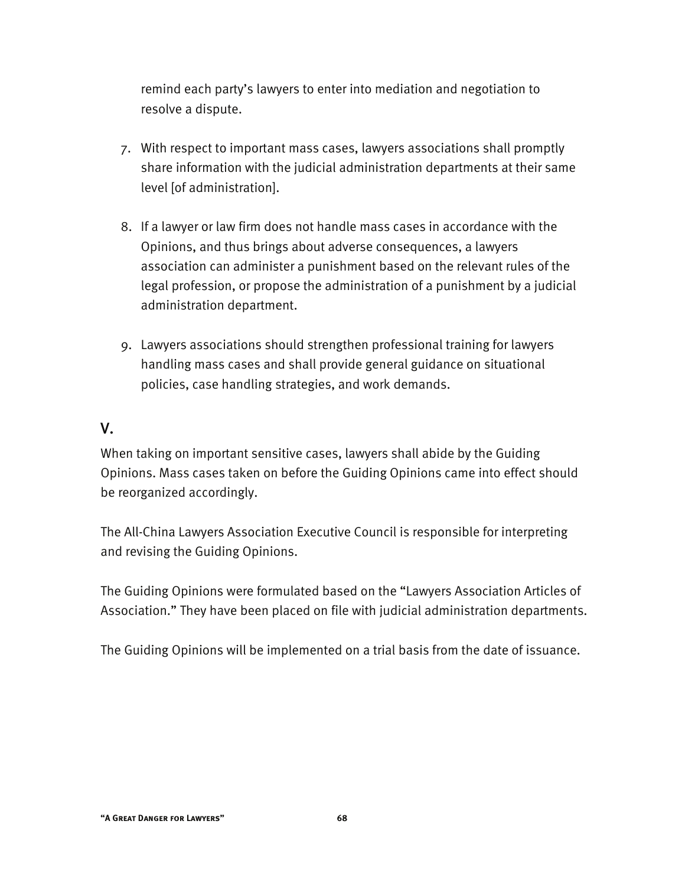remind each party's lawyers to enter into mediation and negotiation to resolve a dispute.

7. With respect to important mass cases, lawyers associations shall promptly share information with the judicial administration departments at their same level [of administration].

8. If a lawyer or law firm does not handle mass cases in accordance with the Opinions, and thus brings about adverse consequences, a lawyers association can administer a punishment based on the relevant rules of the legal profession, or propose the administration of a punishment by a judicial administration department.

9. Lawyers associations should strengthen professional training for lawyers handling mass cases and shall provide general guidance on situational policies, case handling strategies, and work demands.

## V.

When taking on important sensitive cases, lawyers shall abide by the Guiding Opinions. Mass cases taken on before the Guiding Opinions came into effect should be reorganized accordingly.

The All-China Lawyers Association Executive Council is responsible for interpreting and revising the Guiding Opinions.

The Guiding Opinions were formulated based on the "Lawyers Association Articles of Association." They have been placed on file with judicial administration departments.

The Guiding Opinions will be implemented on a trial basis from the date of issuance.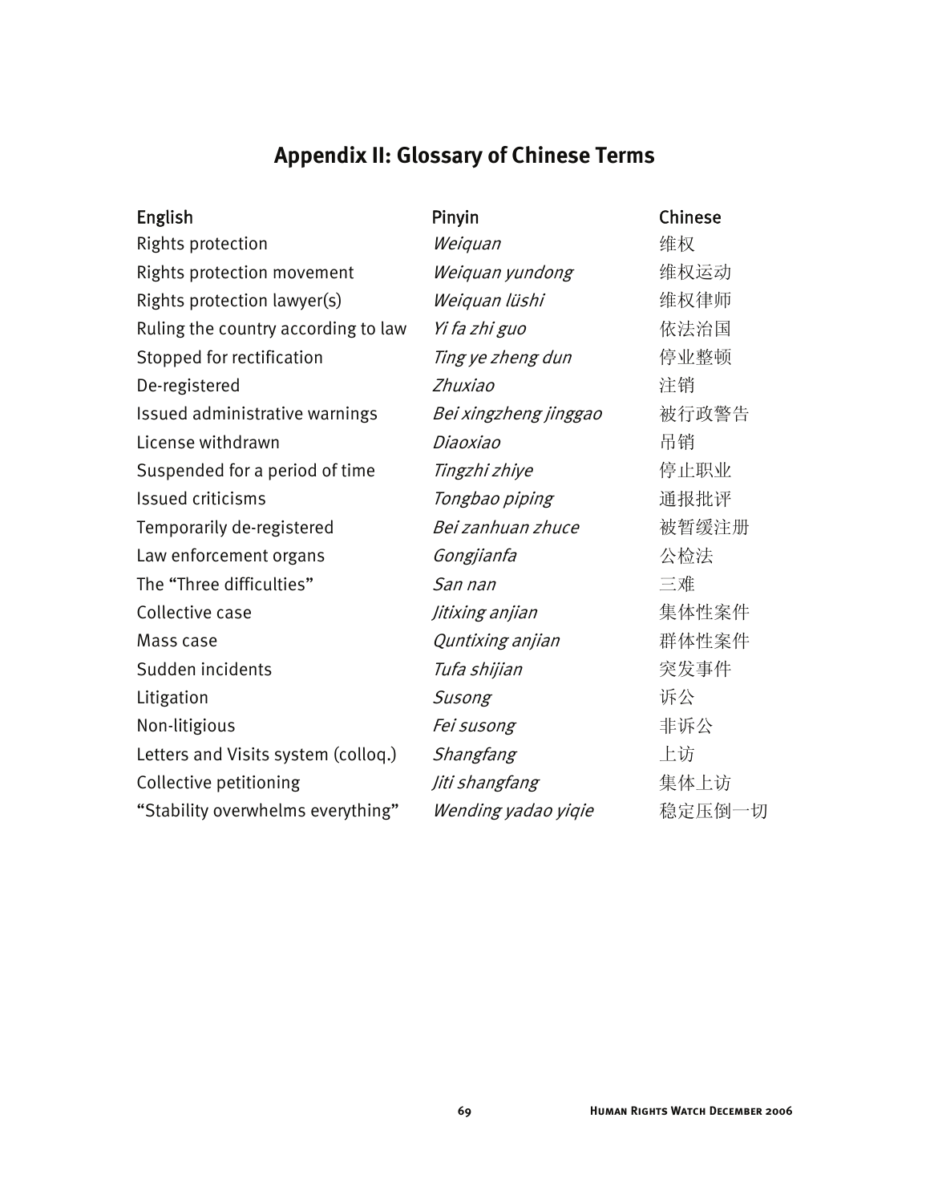## Appendix II: Glossary of Chinese Terms

| English | Pinyin | Chinese |
|---|---|---|
| Rights protection | *Weiquan* | 维权 |
| Rights protection movement | *Weiquan yundong* | 维权运动 |
| Rights protection lawyer(s) | *Weiquan lüshi* | 维权律师 |
| Ruling the country according to law | *Yi fa zhi guo* | 依法治国 |
| Stopped for rectification | *Ting ye zheng dun* | 停业整顿 |
| De-registered | *Zhuxiao* | 注销 |
| Issued administrative warnings | *Bei xingzheng jinggao* | 被行政警告 |
| License withdrawn | *Diaoxiao* | 吊销 |
| Suspended for a period of time | *Tingzhi zhiye* | 停止职业 |
| Issued criticisms | *Tongbao piping* | 通报批评 |
| Temporarily de-registered | *Bei zanhuan zhuce* | 被暂缓注册 |
| Law enforcement organs | *Gongjianfa* | 公检法 |
| The "Three difficulties" | *San nan* | 三难 |
| Collective case | *Jitixing anjian* | 集体性案件 |
| Mass case | *Quntixing anjian* | 群体性案件 |
| Sudden incidents | *Tufa shijian* | 突发事件 |
| Litigation | *Susong* | 诉公 |
| Non-litigious | *Fei susong* | 非诉公 |
| Letters and Visits system (colloq.) | *Shangfang* | 上访 |
| Collective petitioning | *Jiti shangfang* | 集体上访 |
| "Stability overwhelms everything" | *Wending yadao yiqie* | 稳定压倒一切 |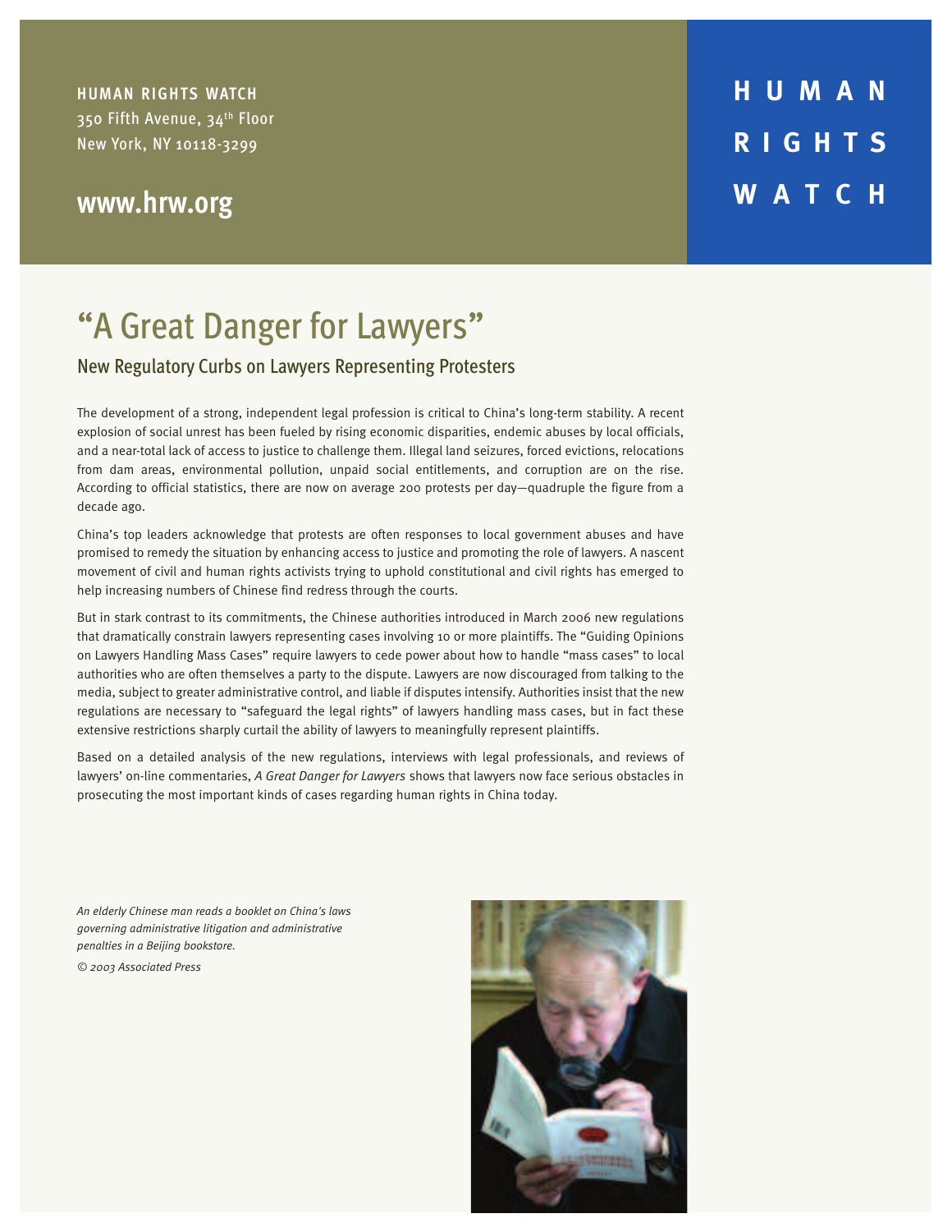**HUMAN RIGHTS WATCH**
350 Fifth Avenue, 34th Floor
New York, NY 10118-3299

**www.hrw.org**

**H U M A N R I G H T S W A T C H**

# "A Great Danger for Lawyers"

## New Regulatory Curbs on Lawyers Representing Protesters

The development of a strong, independent legal profession is critical to China's long-term stability. A recent explosion of social unrest has been fueled by rising economic disparities, endemic abuses by local officials, and a near-total lack of access to justice to challenge them. Illegal land seizures, forced evictions, relocations from dam areas, environmental pollution, unpaid social entitlements, and corruption are on the rise. According to official statistics, there are now on average 200 protests per day—quadruple the figure from a decade ago.

China's top leaders acknowledge that protests are often responses to local government abuses and have promised to remedy the situation by enhancing access to justice and promoting the role of lawyers. A nascent movement of civil and human rights activists trying to uphold constitutional and civil rights has emerged to help increasing numbers of Chinese find redress through the courts.

But in stark contrast to its commitments, the Chinese authorities introduced in March 2006 new regulations that dramatically constrain lawyers representing cases involving 10 or more plaintiffs. The "Guiding Opinions on Lawyers Handling Mass Cases" require lawyers to cede power about how to handle "mass cases" to local authorities who are often themselves a party to the dispute. Lawyers are now discouraged from talking to the media, subject to greater administrative control, and liable if disputes intensify. Authorities insist that the new regulations are necessary to "safeguard the legal rights" of lawyers handling mass cases, but in fact these extensive restrictions sharply curtail the ability of lawyers to meaningfully represent plaintiffs.

Based on a detailed analysis of the new regulations, interviews with legal professionals, and reviews of lawyers' on-line commentaries, *A Great Danger for Lawyers* shows that lawyers now face serious obstacles in prosecuting the most important kinds of cases regarding human rights in China today.

*An elderly Chinese man reads a booklet on China's laws governing administrative litigation and administrative penalties in a Beijing bookstore.*

*© 2003 Associated Press*